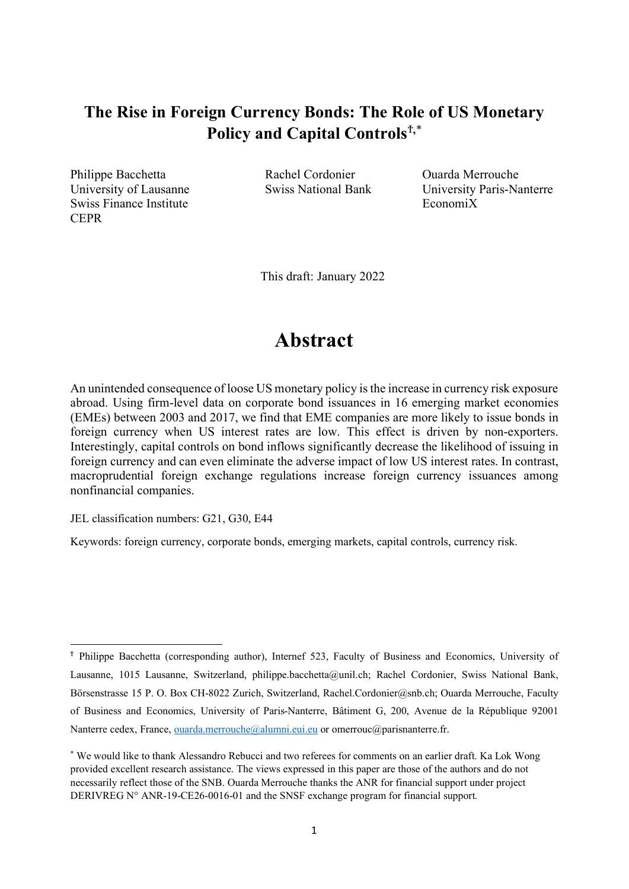# The Rise in Foreign Currency Bonds: The Role of US Monetary Policy and Capital Controls[†,*]

Philippe Bacchetta
University of Lausanne
Swiss Finance Institute
CEPR

Rachel Cordonier
Swiss National Bank

Ouarda Merrouche
University Paris-Nanterre
EconomiX

This draft: January 2022

## Abstract

An unintended consequence of loose US monetary policy is the increase in currency risk exposure abroad. Using firm-level data on corporate bond issuances in 16 emerging market economies (EMEs) between 2003 and 2017, we find that EME companies are more likely to issue bonds in foreign currency when US interest rates are low. This effect is driven by non-exporters. Interestingly, capital controls on bond inflows significantly decrease the likelihood of issuing in foreign currency and can even eliminate the adverse impact of low US interest rates. In contrast, macroprudential foreign exchange regulations increase foreign currency issuances among nonfinancial companies.

JEL classification numbers: G21, G30, E44

Keywords: foreign currency, corporate bonds, emerging markets, capital controls, currency risk.

---

[†] Philippe Bacchetta (corresponding author), Internef 523, Faculty of Business and Economics, University of Lausanne, 1015 Lausanne, Switzerland, philippe.bacchetta@unil.ch; Rachel Cordonier, Swiss National Bank, Börsenstrasse 15 P. O. Box CH-8022 Zurich, Switzerland, Rachel.Cordonier@snb.ch; Ouarda Merrouche, Faculty of Business and Economics, University of Paris-Nanterre, Bâtiment G, 200, Avenue de la République 92001 Nanterre cedex, France, ouarda.merrouche@alumni.eui.eu or omerrouc@parisnanterre.fr.

[*] We would like to thank Alessandro Rebucci and two referees for comments on an earlier draft. Ka Lok Wong provided excellent research assistance. The views expressed in this paper are those of the authors and do not necessarily reflect those of the SNB. Ouarda Merrouche thanks the ANR for financial support under project DERIVREG N° ANR-19-CE26-0016-01 and the SNSF exchange program for financial support.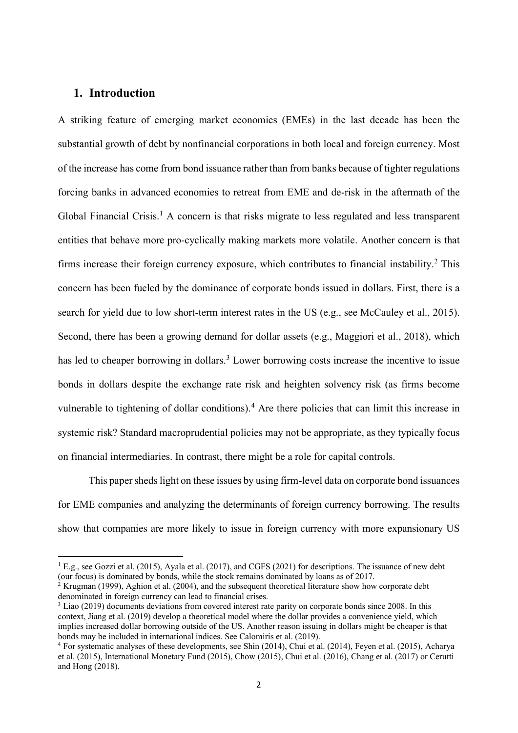## 1. Introduction

A striking feature of emerging market economies (EMEs) in the last decade has been the substantial growth of debt by nonfinancial corporations in both local and foreign currency. Most of the increase has come from bond issuance rather than from banks because of tighter regulations forcing banks in advanced economies to retreat from EME and de-risk in the aftermath of the Global Financial Crisis.[1] A concern is that risks migrate to less regulated and less transparent entities that behave more pro-cyclically making markets more volatile. Another concern is that firms increase their foreign currency exposure, which contributes to financial instability.[2] This concern has been fueled by the dominance of corporate bonds issued in dollars. First, there is a search for yield due to low short-term interest rates in the US (e.g., see McCauley et al., 2015). Second, there has been a growing demand for dollar assets (e.g., Maggiori et al., 2018), which has led to cheaper borrowing in dollars.[3] Lower borrowing costs increase the incentive to issue bonds in dollars despite the exchange rate risk and heighten solvency risk (as firms become vulnerable to tightening of dollar conditions).[4] Are there policies that can limit this increase in systemic risk? Standard macroprudential policies may not be appropriate, as they typically focus on financial intermediaries. In contrast, there might be a role for capital controls.

This paper sheds light on these issues by using firm-level data on corporate bond issuances for EME companies and analyzing the determinants of foreign currency borrowing. The results show that companies are more likely to issue in foreign currency with more expansionary US

[1] E.g., see Gozzi et al. (2015), Ayala et al. (2017), and CGFS (2021) for descriptions. The issuance of new debt (our focus) is dominated by bonds, while the stock remains dominated by loans as of 2017.

[2] Krugman (1999), Aghion et al. (2004), and the subsequent theoretical literature show how corporate debt denominated in foreign currency can lead to financial crises.

[3] Liao (2019) documents deviations from covered interest rate parity on corporate bonds since 2008. In this context, Jiang et al. (2019) develop a theoretical model where the dollar provides a convenience yield, which implies increased dollar borrowing outside of the US. Another reason issuing in dollars might be cheaper is that bonds may be included in international indices. See Calomiris et al. (2019).

[4] For systematic analyses of these developments, see Shin (2014), Chui et al. (2014), Feyen et al. (2015), Acharya et al. (2015), International Monetary Fund (2015), Chow (2015), Chui et al. (2016), Chang et al. (2017) or Cerutti and Hong (2018).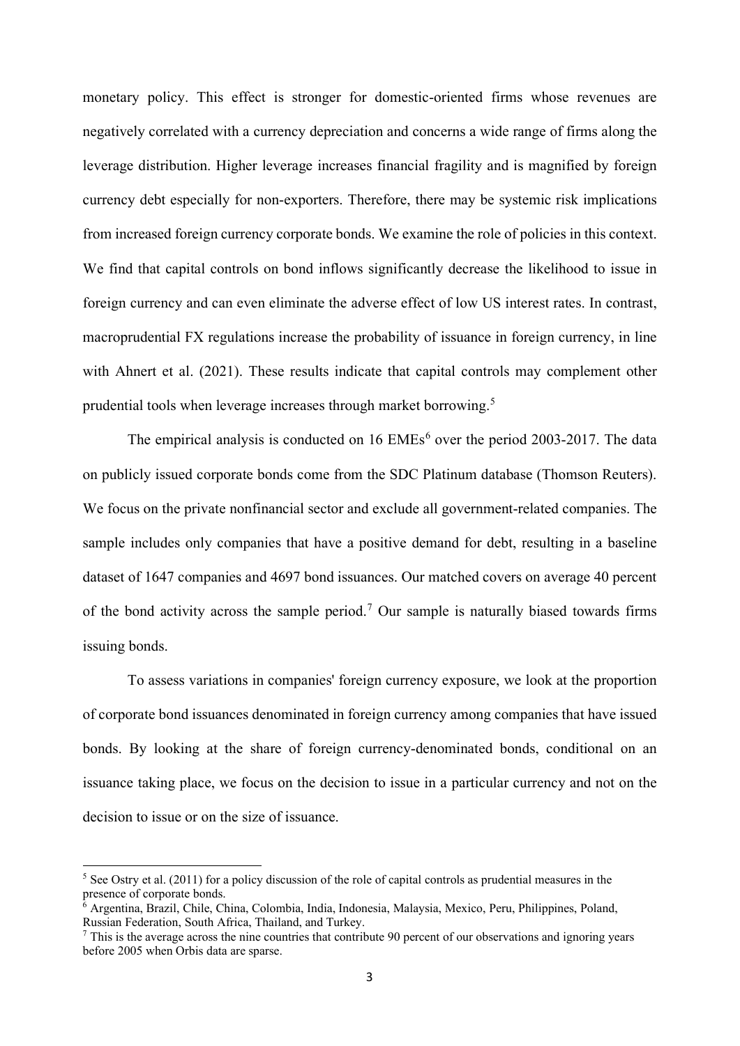monetary policy. This effect is stronger for domestic-oriented firms whose revenues are negatively correlated with a currency depreciation and concerns a wide range of firms along the leverage distribution. Higher leverage increases financial fragility and is magnified by foreign currency debt especially for non-exporters. Therefore, there may be systemic risk implications from increased foreign currency corporate bonds. We examine the role of policies in this context. We find that capital controls on bond inflows significantly decrease the likelihood to issue in foreign currency and can even eliminate the adverse effect of low US interest rates. In contrast, macroprudential FX regulations increase the probability of issuance in foreign currency, in line with Ahnert et al. (2021). These results indicate that capital controls may complement other prudential tools when leverage increases through market borrowing.[5]

The empirical analysis is conducted on 16 EMEs[6] over the period 2003-2017. The data on publicly issued corporate bonds come from the SDC Platinum database (Thomson Reuters). We focus on the private nonfinancial sector and exclude all government-related companies. The sample includes only companies that have a positive demand for debt, resulting in a baseline dataset of 1647 companies and 4697 bond issuances. Our matched covers on average 40 percent of the bond activity across the sample period.[7] Our sample is naturally biased towards firms issuing bonds.

To assess variations in companies' foreign currency exposure, we look at the proportion of corporate bond issuances denominated in foreign currency among companies that have issued bonds. By looking at the share of foreign currency-denominated bonds, conditional on an issuance taking place, we focus on the decision to issue in a particular currency and not on the decision to issue or on the size of issuance.

---

[5] See Ostry et al. (2011) for a policy discussion of the role of capital controls as prudential measures in the presence of corporate bonds.

[6] Argentina, Brazil, Chile, China, Colombia, India, Indonesia, Malaysia, Mexico, Peru, Philippines, Poland, Russian Federation, South Africa, Thailand, and Turkey.

[7] This is the average across the nine countries that contribute 90 percent of our observations and ignoring years before 2005 when Orbis data are sparse.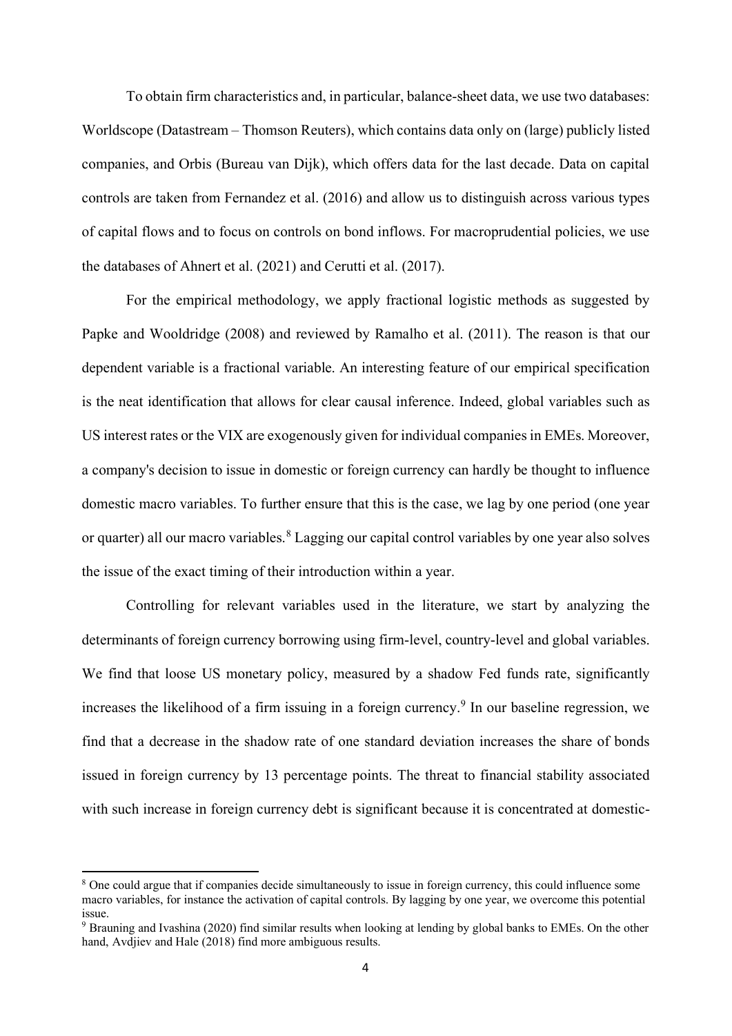To obtain firm characteristics and, in particular, balance-sheet data, we use two databases: Worldscope (Datastream – Thomson Reuters), which contains data only on (large) publicly listed companies, and Orbis (Bureau van Dijk), which offers data for the last decade. Data on capital controls are taken from Fernandez et al. (2016) and allow us to distinguish across various types of capital flows and to focus on controls on bond inflows. For macroprudential policies, we use the databases of Ahnert et al. (2021) and Cerutti et al. (2017).

For the empirical methodology, we apply fractional logistic methods as suggested by Papke and Wooldridge (2008) and reviewed by Ramalho et al. (2011). The reason is that our dependent variable is a fractional variable. An interesting feature of our empirical specification is the neat identification that allows for clear causal inference. Indeed, global variables such as US interest rates or the VIX are exogenously given for individual companies in EMEs. Moreover, a company's decision to issue in domestic or foreign currency can hardly be thought to influence domestic macro variables. To further ensure that this is the case, we lag by one period (one year or quarter) all our macro variables.[8] Lagging our capital control variables by one year also solves the issue of the exact timing of their introduction within a year.

Controlling for relevant variables used in the literature, we start by analyzing the determinants of foreign currency borrowing using firm-level, country-level and global variables. We find that loose US monetary policy, measured by a shadow Fed funds rate, significantly increases the likelihood of a firm issuing in a foreign currency.[9] In our baseline regression, we find that a decrease in the shadow rate of one standard deviation increases the share of bonds issued in foreign currency by 13 percentage points. The threat to financial stability associated with such increase in foreign currency debt is significant because it is concentrated at domestic-

---

[8] One could argue that if companies decide simultaneously to issue in foreign currency, this could influence some macro variables, for instance the activation of capital controls. By lagging by one year, we overcome this potential issue.

[9] Brauning and Ivashina (2020) find similar results when looking at lending by global banks to EMEs. On the other hand, Avdjiev and Hale (2018) find more ambiguous results.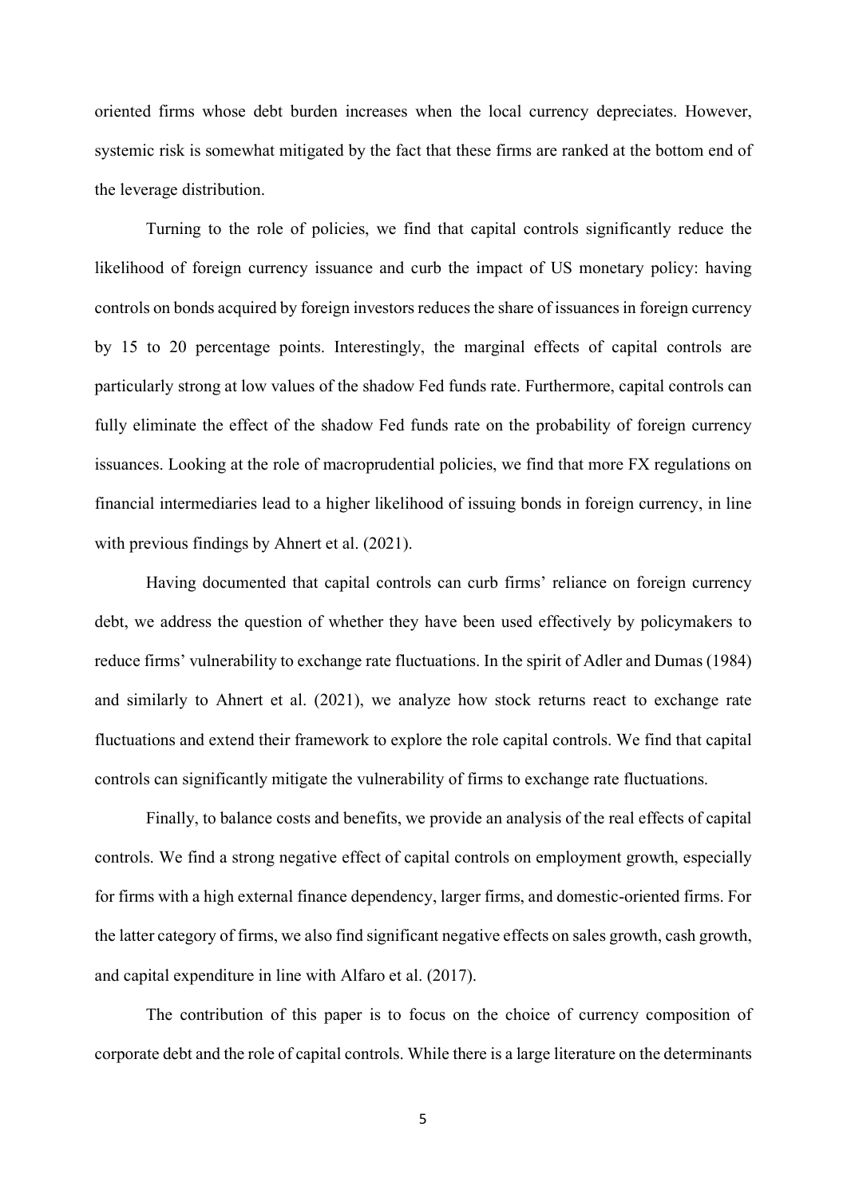oriented firms whose debt burden increases when the local currency depreciates. However, systemic risk is somewhat mitigated by the fact that these firms are ranked at the bottom end of the leverage distribution.

Turning to the role of policies, we find that capital controls significantly reduce the likelihood of foreign currency issuance and curb the impact of US monetary policy: having controls on bonds acquired by foreign investors reduces the share of issuances in foreign currency by 15 to 20 percentage points. Interestingly, the marginal effects of capital controls are particularly strong at low values of the shadow Fed funds rate. Furthermore, capital controls can fully eliminate the effect of the shadow Fed funds rate on the probability of foreign currency issuances. Looking at the role of macroprudential policies, we find that more FX regulations on financial intermediaries lead to a higher likelihood of issuing bonds in foreign currency, in line with previous findings by Ahnert et al. (2021).

Having documented that capital controls can curb firms' reliance on foreign currency debt, we address the question of whether they have been used effectively by policymakers to reduce firms' vulnerability to exchange rate fluctuations. In the spirit of Adler and Dumas (1984) and similarly to Ahnert et al. (2021), we analyze how stock returns react to exchange rate fluctuations and extend their framework to explore the role capital controls. We find that capital controls can significantly mitigate the vulnerability of firms to exchange rate fluctuations.

Finally, to balance costs and benefits, we provide an analysis of the real effects of capital controls. We find a strong negative effect of capital controls on employment growth, especially for firms with a high external finance dependency, larger firms, and domestic-oriented firms. For the latter category of firms, we also find significant negative effects on sales growth, cash growth, and capital expenditure in line with Alfaro et al. (2017).

The contribution of this paper is to focus on the choice of currency composition of corporate debt and the role of capital controls. While there is a large literature on the determinants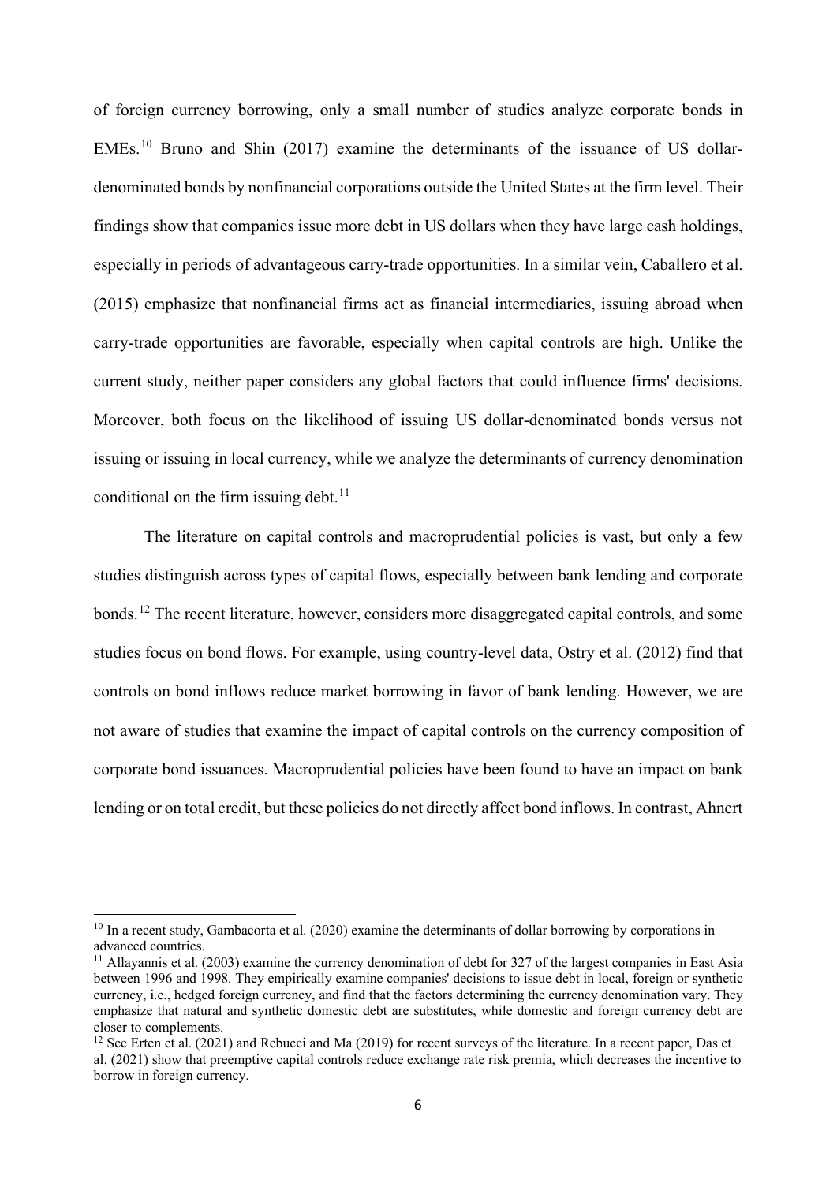of foreign currency borrowing, only a small number of studies analyze corporate bonds in EMEs.[10] Bruno and Shin (2017) examine the determinants of the issuance of US dollar-denominated bonds by nonfinancial corporations outside the United States at the firm level. Their findings show that companies issue more debt in US dollars when they have large cash holdings, especially in periods of advantageous carry-trade opportunities. In a similar vein, Caballero et al. (2015) emphasize that nonfinancial firms act as financial intermediaries, issuing abroad when carry-trade opportunities are favorable, especially when capital controls are high. Unlike the current study, neither paper considers any global factors that could influence firms' decisions. Moreover, both focus on the likelihood of issuing US dollar-denominated bonds versus not issuing or issuing in local currency, while we analyze the determinants of currency denomination conditional on the firm issuing debt.[11]

The literature on capital controls and macroprudential policies is vast, but only a few studies distinguish across types of capital flows, especially between bank lending and corporate bonds.[12] The recent literature, however, considers more disaggregated capital controls, and some studies focus on bond flows. For example, using country-level data, Ostry et al. (2012) find that controls on bond inflows reduce market borrowing in favor of bank lending. However, we are not aware of studies that examine the impact of capital controls on the currency composition of corporate bond issuances. Macroprudential policies have been found to have an impact on bank lending or on total credit, but these policies do not directly affect bond inflows. In contrast, Ahnert

---

[10] In a recent study, Gambacorta et al. (2020) examine the determinants of dollar borrowing by corporations in advanced countries.

[11] Allayannis et al. (2003) examine the currency denomination of debt for 327 of the largest companies in East Asia between 1996 and 1998. They empirically examine companies' decisions to issue debt in local, foreign or synthetic currency, i.e., hedged foreign currency, and find that the factors determining the currency denomination vary. They emphasize that natural and synthetic domestic debt are substitutes, while domestic and foreign currency debt are closer to complements.

[12] See Erten et al. (2021) and Rebucci and Ma (2019) for recent surveys of the literature. In a recent paper, Das et al. (2021) show that preemptive capital controls reduce exchange rate risk premia, which decreases the incentive to borrow in foreign currency.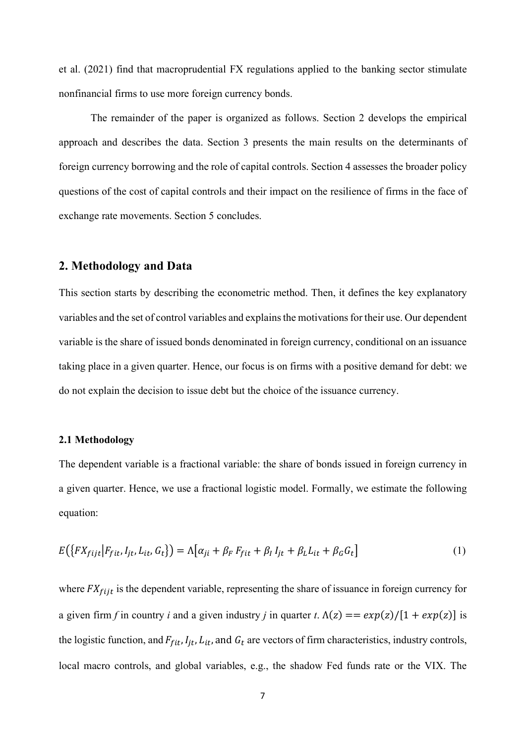et al. (2021) find that macroprudential FX regulations applied to the banking sector stimulate nonfinancial firms to use more foreign currency bonds.

The remainder of the paper is organized as follows. Section 2 develops the empirical approach and describes the data. Section 3 presents the main results on the determinants of foreign currency borrowing and the role of capital controls. Section 4 assesses the broader policy questions of the cost of capital controls and their impact on the resilience of firms in the face of exchange rate movements. Section 5 concludes.

## 2. Methodology and Data

This section starts by describing the econometric method. Then, it defines the key explanatory variables and the set of control variables and explains the motivations for their use. Our dependent variable is the share of issued bonds denominated in foreign currency, conditional on an issuance taking place in a given quarter. Hence, our focus is on firms with a positive demand for debt: we do not explain the decision to issue debt but the choice of the issuance currency.

### 2.1 Methodology

The dependent variable is a fractional variable: the share of bonds issued in foreign currency in a given quarter. Hence, we use a fractional logistic model. Formally, we estimate the following equation:

$$E\left(\{FX_{fijt} | F_{fit}, I_{jt}, L_{it}, G_t\}\right) = \Lambda\left[\alpha_{ji} + \beta_F F_{fit} + \beta_I I_{jt} + \beta_L L_{it} + \beta_G G_t\right] \tag{1}$$

where $FX_{fijt}$ is the dependent variable, representing the share of issuance in foreign currency for a given firm *f* in country *i* and a given industry *j* in quarter *t*. $\Lambda(z) == exp(z)/[1 + exp(z)]$ is the logistic function, and $F_{fit}$, $I_{jt}$, $L_{it}$, and $G_t$ are vectors of firm characteristics, industry controls, local macro controls, and global variables, e.g., the shadow Fed funds rate or the VIX. The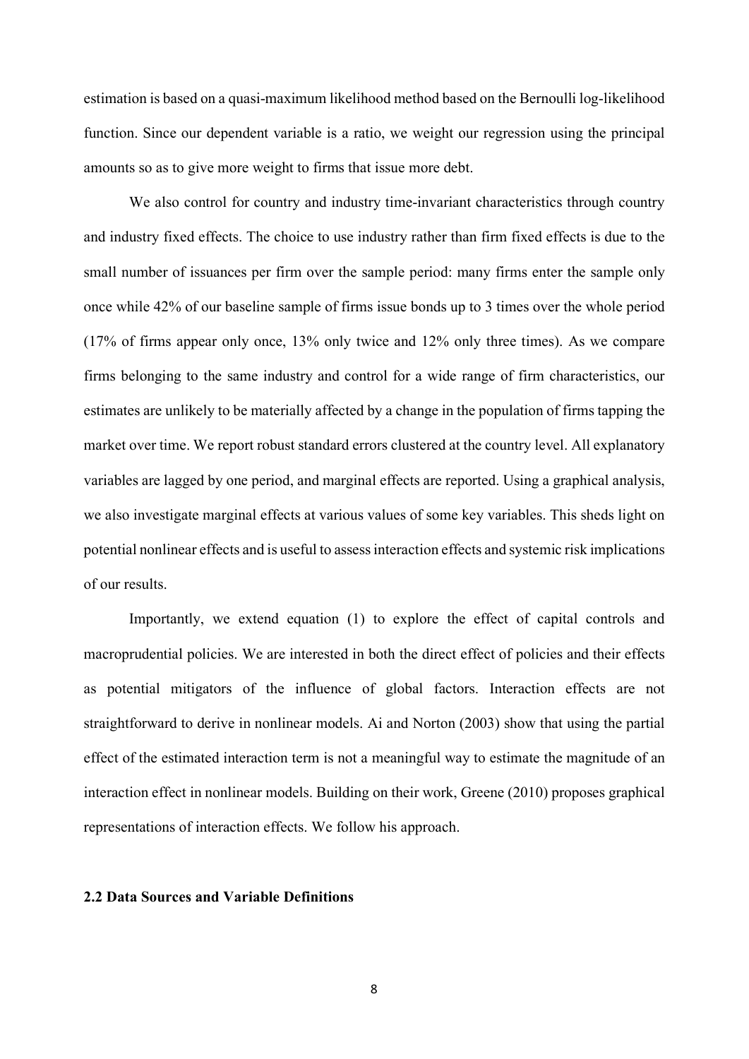estimation is based on a quasi-maximum likelihood method based on the Bernoulli log-likelihood function. Since our dependent variable is a ratio, we weight our regression using the principal amounts so as to give more weight to firms that issue more debt.

We also control for country and industry time-invariant characteristics through country and industry fixed effects. The choice to use industry rather than firm fixed effects is due to the small number of issuances per firm over the sample period: many firms enter the sample only once while 42% of our baseline sample of firms issue bonds up to 3 times over the whole period (17% of firms appear only once, 13% only twice and 12% only three times). As we compare firms belonging to the same industry and control for a wide range of firm characteristics, our estimates are unlikely to be materially affected by a change in the population of firms tapping the market over time. We report robust standard errors clustered at the country level. All explanatory variables are lagged by one period, and marginal effects are reported. Using a graphical analysis, we also investigate marginal effects at various values of some key variables. This sheds light on potential nonlinear effects and is useful to assess interaction effects and systemic risk implications of our results.

Importantly, we extend equation (1) to explore the effect of capital controls and macroprudential policies. We are interested in both the direct effect of policies and their effects as potential mitigators of the influence of global factors. Interaction effects are not straightforward to derive in nonlinear models. Ai and Norton (2003) show that using the partial effect of the estimated interaction term is not a meaningful way to estimate the magnitude of an interaction effect in nonlinear models. Building on their work, Greene (2010) proposes graphical representations of interaction effects. We follow his approach.

### 2.2 Data Sources and Variable Definitions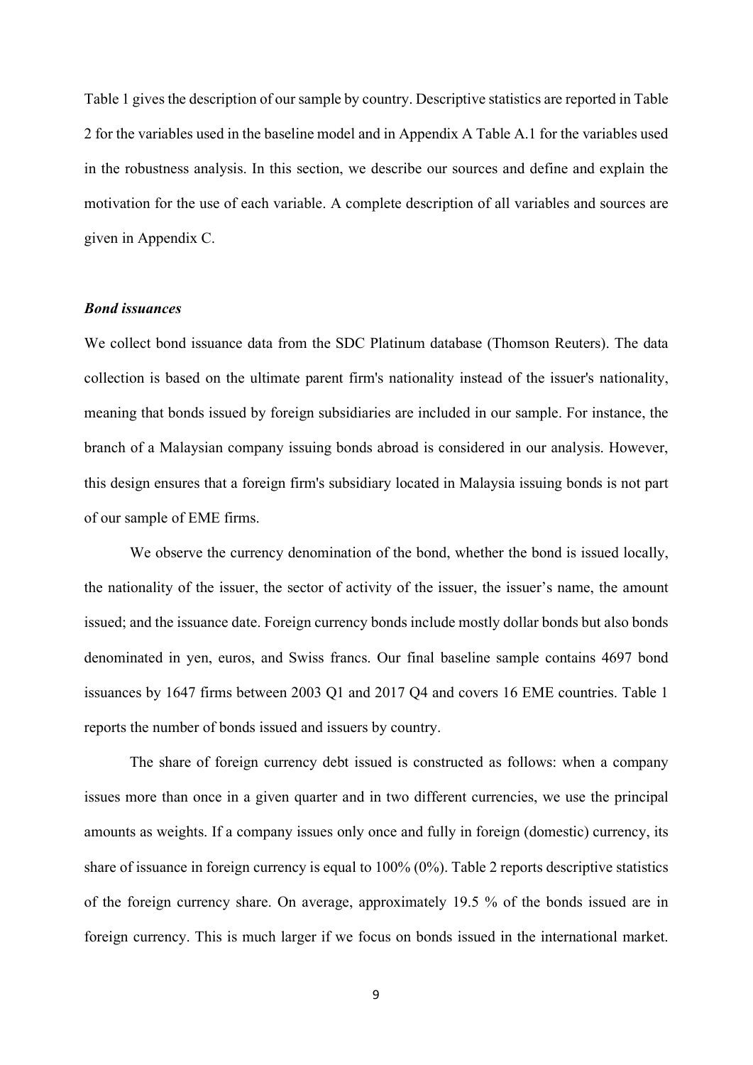Table 1 gives the description of our sample by country. Descriptive statistics are reported in Table 2 for the variables used in the baseline model and in Appendix A Table A.1 for the variables used in the robustness analysis. In this section, we describe our sources and define and explain the motivation for the use of each variable. A complete description of all variables and sources are given in Appendix C.

***Bond issuances***

We collect bond issuance data from the SDC Platinum database (Thomson Reuters). The data collection is based on the ultimate parent firm's nationality instead of the issuer's nationality, meaning that bonds issued by foreign subsidiaries are included in our sample. For instance, the branch of a Malaysian company issuing bonds abroad is considered in our analysis. However, this design ensures that a foreign firm's subsidiary located in Malaysia issuing bonds is not part of our sample of EME firms.

We observe the currency denomination of the bond, whether the bond is issued locally, the nationality of the issuer, the sector of activity of the issuer, the issuer's name, the amount issued; and the issuance date. Foreign currency bonds include mostly dollar bonds but also bonds denominated in yen, euros, and Swiss francs. Our final baseline sample contains 4697 bond issuances by 1647 firms between 2003 Q1 and 2017 Q4 and covers 16 EME countries. Table 1 reports the number of bonds issued and issuers by country.

The share of foreign currency debt issued is constructed as follows: when a company issues more than once in a given quarter and in two different currencies, we use the principal amounts as weights. If a company issues only once and fully in foreign (domestic) currency, its share of issuance in foreign currency is equal to 100% (0%). Table 2 reports descriptive statistics of the foreign currency share. On average, approximately 19.5 % of the bonds issued are in foreign currency. This is much larger if we focus on bonds issued in the international market.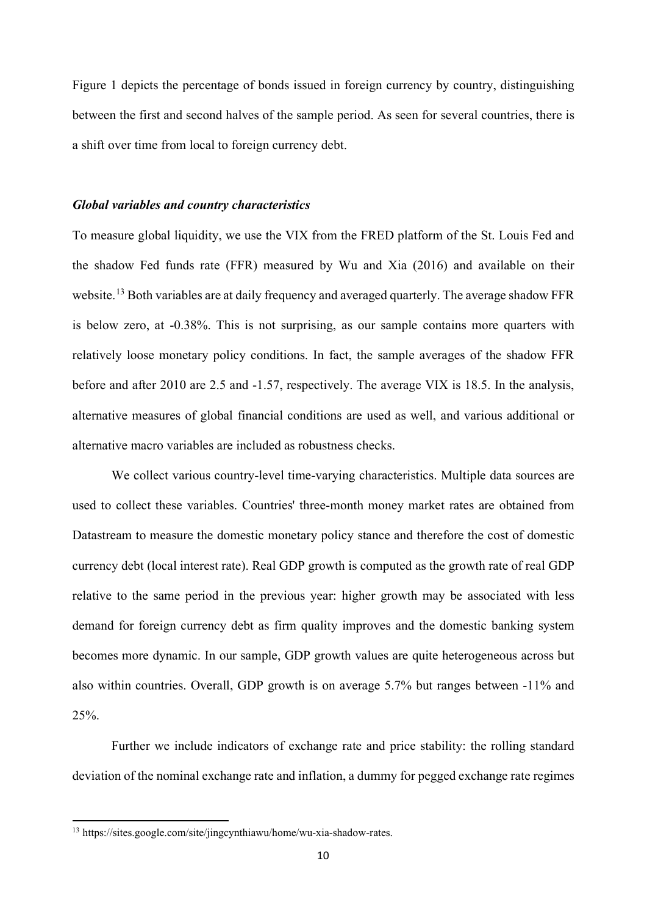Figure 1 depicts the percentage of bonds issued in foreign currency by country, distinguishing between the first and second halves of the sample period. As seen for several countries, there is a shift over time from local to foreign currency debt.

### *Global variables and country characteristics*

To measure global liquidity, we use the VIX from the FRED platform of the St. Louis Fed and the shadow Fed funds rate (FFR) measured by Wu and Xia (2016) and available on their website.[13] Both variables are at daily frequency and averaged quarterly. The average shadow FFR is below zero, at -0.38%. This is not surprising, as our sample contains more quarters with relatively loose monetary policy conditions. In fact, the sample averages of the shadow FFR before and after 2010 are 2.5 and -1.57, respectively. The average VIX is 18.5. In the analysis, alternative measures of global financial conditions are used as well, and various additional or alternative macro variables are included as robustness checks.

We collect various country-level time-varying characteristics. Multiple data sources are used to collect these variables. Countries' three-month money market rates are obtained from Datastream to measure the domestic monetary policy stance and therefore the cost of domestic currency debt (local interest rate). Real GDP growth is computed as the growth rate of real GDP relative to the same period in the previous year: higher growth may be associated with less demand for foreign currency debt as firm quality improves and the domestic banking system becomes more dynamic. In our sample, GDP growth values are quite heterogeneous across but also within countries. Overall, GDP growth is on average 5.7% but ranges between -11% and 25%.

Further we include indicators of exchange rate and price stability: the rolling standard deviation of the nominal exchange rate and inflation, a dummy for pegged exchange rate regimes

[13] https://sites.google.com/site/jingcynthiawu/home/wu-xia-shadow-rates.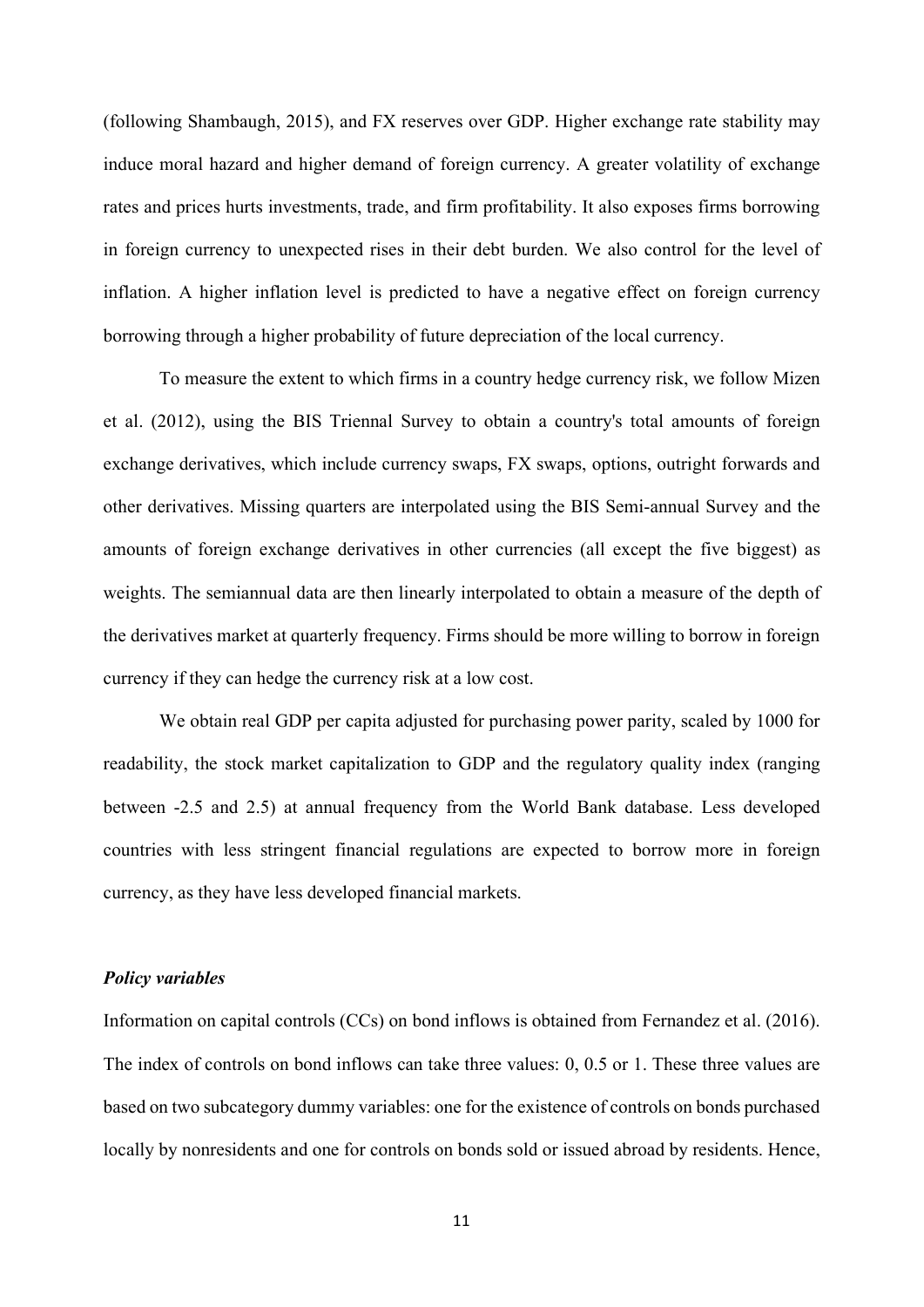(following Shambaugh, 2015), and FX reserves over GDP. Higher exchange rate stability may induce moral hazard and higher demand of foreign currency. A greater volatility of exchange rates and prices hurts investments, trade, and firm profitability. It also exposes firms borrowing in foreign currency to unexpected rises in their debt burden. We also control for the level of inflation. A higher inflation level is predicted to have a negative effect on foreign currency borrowing through a higher probability of future depreciation of the local currency.

To measure the extent to which firms in a country hedge currency risk, we follow Mizen et al. (2012), using the BIS Triennal Survey to obtain a country's total amounts of foreign exchange derivatives, which include currency swaps, FX swaps, options, outright forwards and other derivatives. Missing quarters are interpolated using the BIS Semi-annual Survey and the amounts of foreign exchange derivatives in other currencies (all except the five biggest) as weights. The semiannual data are then linearly interpolated to obtain a measure of the depth of the derivatives market at quarterly frequency. Firms should be more willing to borrow in foreign currency if they can hedge the currency risk at a low cost.

We obtain real GDP per capita adjusted for purchasing power parity, scaled by 1000 for readability, the stock market capitalization to GDP and the regulatory quality index (ranging between -2.5 and 2.5) at annual frequency from the World Bank database. Less developed countries with less stringent financial regulations are expected to borrow more in foreign currency, as they have less developed financial markets.

***Policy variables***

Information on capital controls (CCs) on bond inflows is obtained from Fernandez et al. (2016). The index of controls on bond inflows can take three values: 0, 0.5 or 1. These three values are based on two subcategory dummy variables: one for the existence of controls on bonds purchased locally by nonresidents and one for controls on bonds sold or issued abroad by residents. Hence,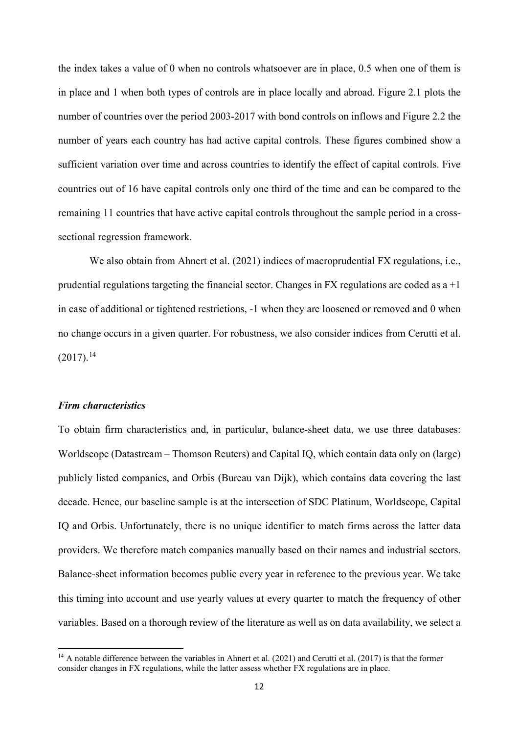the index takes a value of 0 when no controls whatsoever are in place, 0.5 when one of them is in place and 1 when both types of controls are in place locally and abroad. Figure 2.1 plots the number of countries over the period 2003-2017 with bond controls on inflows and Figure 2.2 the number of years each country has had active capital controls. These figures combined show a sufficient variation over time and across countries to identify the effect of capital controls. Five countries out of 16 have capital controls only one third of the time and can be compared to the remaining 11 countries that have active capital controls throughout the sample period in a cross-sectional regression framework.

We also obtain from Ahnert et al. (2021) indices of macroprudential FX regulations, i.e., prudential regulations targeting the financial sector. Changes in FX regulations are coded as a +1 in case of additional or tightened restrictions, -1 when they are loosened or removed and 0 when no change occurs in a given quarter. For robustness, we also consider indices from Cerutti et al. (2017).[14]

### *Firm characteristics*

To obtain firm characteristics and, in particular, balance-sheet data, we use three databases: Worldscope (Datastream – Thomson Reuters) and Capital IQ, which contain data only on (large) publicly listed companies, and Orbis (Bureau van Dijk), which contains data covering the last decade. Hence, our baseline sample is at the intersection of SDC Platinum, Worldscope, Capital IQ and Orbis. Unfortunately, there is no unique identifier to match firms across the latter data providers. We therefore match companies manually based on their names and industrial sectors. Balance-sheet information becomes public every year in reference to the previous year. We take this timing into account and use yearly values at every quarter to match the frequency of other variables. Based on a thorough review of the literature as well as on data availability, we select a

[14] A notable difference between the variables in Ahnert et al. (2021) and Cerutti et al. (2017) is that the former consider changes in FX regulations, while the latter assess whether FX regulations are in place.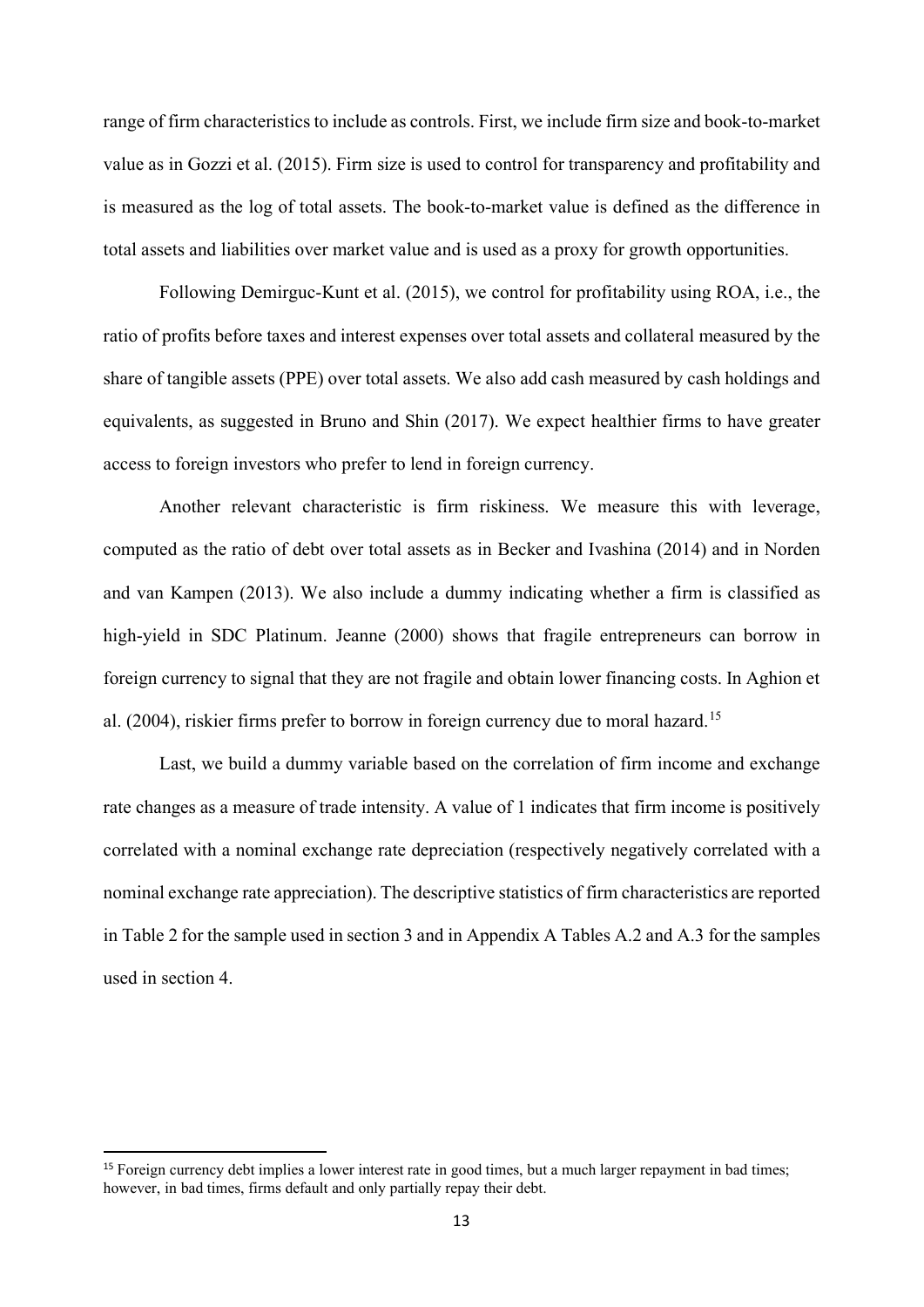range of firm characteristics to include as controls. First, we include firm size and book-to-market value as in Gozzi et al. (2015). Firm size is used to control for transparency and profitability and is measured as the log of total assets. The book-to-market value is defined as the difference in total assets and liabilities over market value and is used as a proxy for growth opportunities.

Following Demirguc-Kunt et al. (2015), we control for profitability using ROA, i.e., the ratio of profits before taxes and interest expenses over total assets and collateral measured by the share of tangible assets (PPE) over total assets. We also add cash measured by cash holdings and equivalents, as suggested in Bruno and Shin (2017). We expect healthier firms to have greater access to foreign investors who prefer to lend in foreign currency.

Another relevant characteristic is firm riskiness. We measure this with leverage, computed as the ratio of debt over total assets as in Becker and Ivashina (2014) and in Norden and van Kampen (2013). We also include a dummy indicating whether a firm is classified as high-yield in SDC Platinum. Jeanne (2000) shows that fragile entrepreneurs can borrow in foreign currency to signal that they are not fragile and obtain lower financing costs. In Aghion et al. (2004), riskier firms prefer to borrow in foreign currency due to moral hazard.[15]

Last, we build a dummy variable based on the correlation of firm income and exchange rate changes as a measure of trade intensity. A value of 1 indicates that firm income is positively correlated with a nominal exchange rate depreciation (respectively negatively correlated with a nominal exchange rate appreciation). The descriptive statistics of firm characteristics are reported in Table 2 for the sample used in section 3 and in Appendix A Tables A.2 and A.3 for the samples used in section 4.

[15] Foreign currency debt implies a lower interest rate in good times, but a much larger repayment in bad times; however, in bad times, firms default and only partially repay their debt.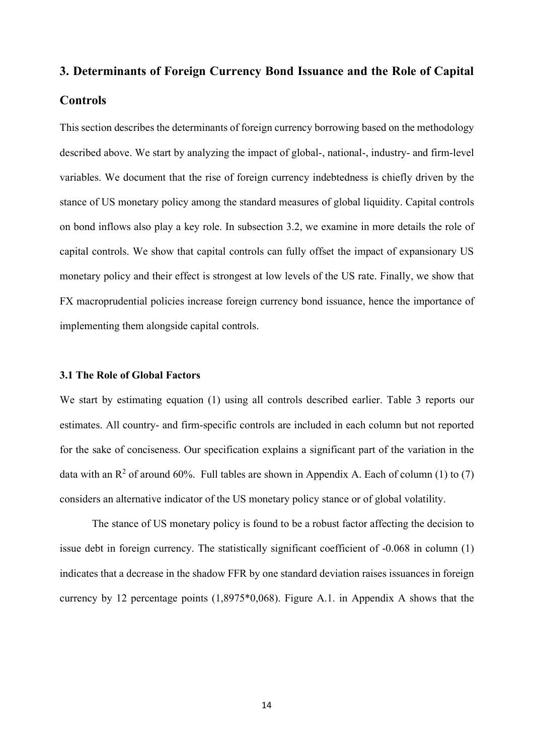## 3. Determinants of Foreign Currency Bond Issuance and the Role of Capital Controls

This section describes the determinants of foreign currency borrowing based on the methodology described above. We start by analyzing the impact of global-, national-, industry- and firm-level variables. We document that the rise of foreign currency indebtedness is chiefly driven by the stance of US monetary policy among the standard measures of global liquidity. Capital controls on bond inflows also play a key role. In subsection 3.2, we examine in more details the role of capital controls. We show that capital controls can fully offset the impact of expansionary US monetary policy and their effect is strongest at low levels of the US rate. Finally, we show that FX macroprudential policies increase foreign currency bond issuance, hence the importance of implementing them alongside capital controls.

### 3.1 The Role of Global Factors

We start by estimating equation (1) using all controls described earlier. Table 3 reports our estimates. All country- and firm-specific controls are included in each column but not reported for the sake of conciseness. Our specification explains a significant part of the variation in the data with an $R^2$ of around 60%. Full tables are shown in Appendix A. Each of column (1) to (7) considers an alternative indicator of the US monetary policy stance or of global volatility.

The stance of US monetary policy is found to be a robust factor affecting the decision to issue debt in foreign currency. The statistically significant coefficient of -0.068 in column (1) indicates that a decrease in the shadow FFR by one standard deviation raises issuances in foreign currency by 12 percentage points (1,8975*0,068). Figure A.1. in Appendix A shows that the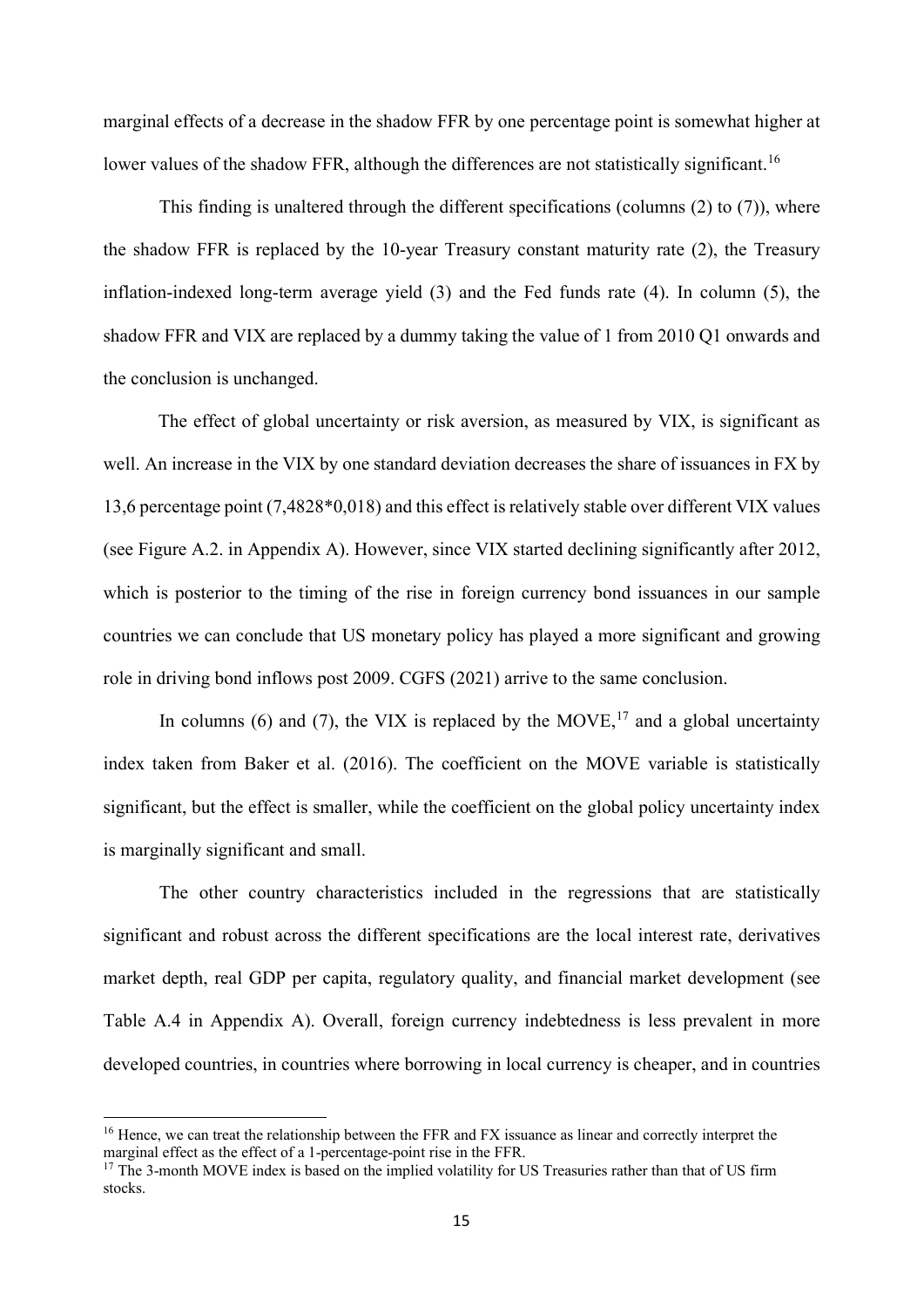marginal effects of a decrease in the shadow FFR by one percentage point is somewhat higher at lower values of the shadow FFR, although the differences are not statistically significant.[16]

This finding is unaltered through the different specifications (columns (2) to (7)), where the shadow FFR is replaced by the 10-year Treasury constant maturity rate (2), the Treasury inflation-indexed long-term average yield (3) and the Fed funds rate (4). In column (5), the shadow FFR and VIX are replaced by a dummy taking the value of 1 from 2010 Q1 onwards and the conclusion is unchanged.

The effect of global uncertainty or risk aversion, as measured by VIX, is significant as well. An increase in the VIX by one standard deviation decreases the share of issuances in FX by 13,6 percentage point (7,4828*0,018) and this effect is relatively stable over different VIX values (see Figure A.2. in Appendix A). However, since VIX started declining significantly after 2012, which is posterior to the timing of the rise in foreign currency bond issuances in our sample countries we can conclude that US monetary policy has played a more significant and growing role in driving bond inflows post 2009. CGFS (2021) arrive to the same conclusion.

In columns (6) and (7), the VIX is replaced by the MOVE,[17] and a global uncertainty index taken from Baker et al. (2016). The coefficient on the MOVE variable is statistically significant, but the effect is smaller, while the coefficient on the global policy uncertainty index is marginally significant and small.

The other country characteristics included in the regressions that are statistically significant and robust across the different specifications are the local interest rate, derivatives market depth, real GDP per capita, regulatory quality, and financial market development (see Table A.4 in Appendix A). Overall, foreign currency indebtedness is less prevalent in more developed countries, in countries where borrowing in local currency is cheaper, and in countries

[16] Hence, we can treat the relationship between the FFR and FX issuance as linear and correctly interpret the marginal effect as the effect of a 1-percentage-point rise in the FFR.

[17] The 3-month MOVE index is based on the implied volatility for US Treasuries rather than that of US firm stocks.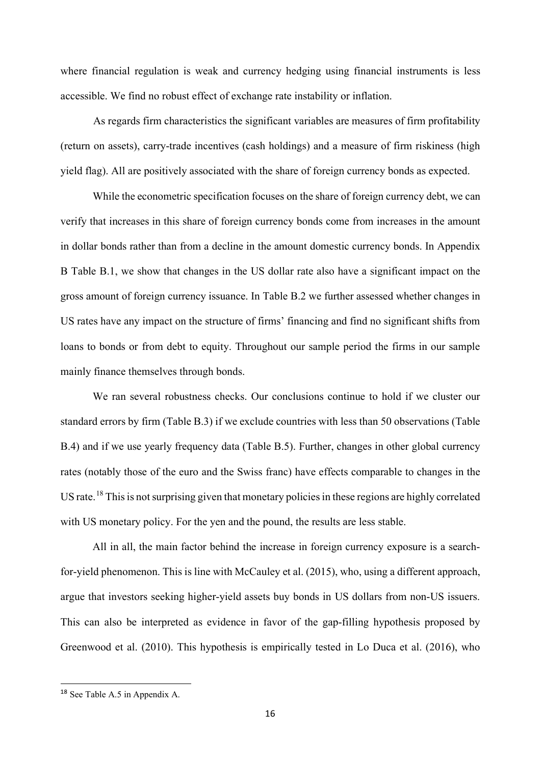where financial regulation is weak and currency hedging using financial instruments is less accessible. We find no robust effect of exchange rate instability or inflation.

As regards firm characteristics the significant variables are measures of firm profitability (return on assets), carry-trade incentives (cash holdings) and a measure of firm riskiness (high yield flag). All are positively associated with the share of foreign currency bonds as expected.

While the econometric specification focuses on the share of foreign currency debt, we can verify that increases in this share of foreign currency bonds come from increases in the amount in dollar bonds rather than from a decline in the amount domestic currency bonds. In Appendix B Table B.1, we show that changes in the US dollar rate also have a significant impact on the gross amount of foreign currency issuance. In Table B.2 we further assessed whether changes in US rates have any impact on the structure of firms' financing and find no significant shifts from loans to bonds or from debt to equity. Throughout our sample period the firms in our sample mainly finance themselves through bonds.

We ran several robustness checks. Our conclusions continue to hold if we cluster our standard errors by firm (Table B.3) if we exclude countries with less than 50 observations (Table B.4) and if we use yearly frequency data (Table B.5). Further, changes in other global currency rates (notably those of the euro and the Swiss franc) have effects comparable to changes in the US rate.[18] This is not surprising given that monetary policies in these regions are highly correlated with US monetary policy. For the yen and the pound, the results are less stable.

All in all, the main factor behind the increase in foreign currency exposure is a search-for-yield phenomenon. This is line with McCauley et al. (2015), who, using a different approach, argue that investors seeking higher-yield assets buy bonds in US dollars from non-US issuers. This can also be interpreted as evidence in favor of the gap-filling hypothesis proposed by Greenwood et al. (2010). This hypothesis is empirically tested in Lo Duca et al. (2016), who

[18] See Table A.5 in Appendix A.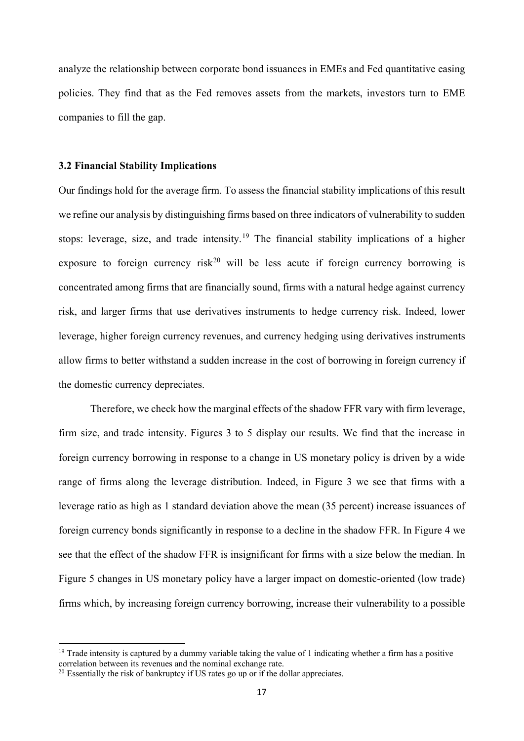analyze the relationship between corporate bond issuances in EMEs and Fed quantitative easing policies. They find that as the Fed removes assets from the markets, investors turn to EME companies to fill the gap.

### 3.2 Financial Stability Implications

Our findings hold for the average firm. To assess the financial stability implications of this result we refine our analysis by distinguishing firms based on three indicators of vulnerability to sudden stops: leverage, size, and trade intensity.[19] The financial stability implications of a higher exposure to foreign currency risk[20] will be less acute if foreign currency borrowing is concentrated among firms that are financially sound, firms with a natural hedge against currency risk, and larger firms that use derivatives instruments to hedge currency risk. Indeed, lower leverage, higher foreign currency revenues, and currency hedging using derivatives instruments allow firms to better withstand a sudden increase in the cost of borrowing in foreign currency if the domestic currency depreciates.

Therefore, we check how the marginal effects of the shadow FFR vary with firm leverage, firm size, and trade intensity. Figures 3 to 5 display our results. We find that the increase in foreign currency borrowing in response to a change in US monetary policy is driven by a wide range of firms along the leverage distribution. Indeed, in Figure 3 we see that firms with a leverage ratio as high as 1 standard deviation above the mean (35 percent) increase issuances of foreign currency bonds significantly in response to a decline in the shadow FFR. In Figure 4 we see that the effect of the shadow FFR is insignificant for firms with a size below the median. In Figure 5 changes in US monetary policy have a larger impact on domestic-oriented (low trade) firms which, by increasing foreign currency borrowing, increase their vulnerability to a possible

[19] Trade intensity is captured by a dummy variable taking the value of 1 indicating whether a firm has a positive correlation between its revenues and the nominal exchange rate.

[20] Essentially the risk of bankruptcy if US rates go up or if the dollar appreciates.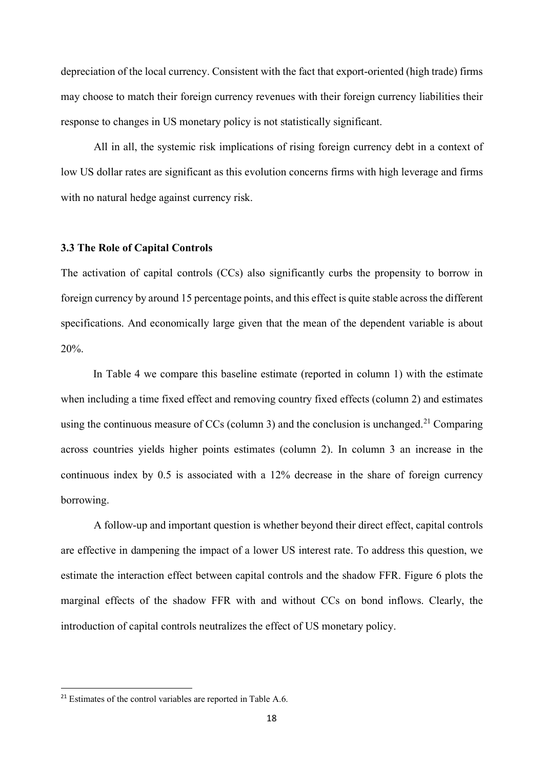depreciation of the local currency. Consistent with the fact that export-oriented (high trade) firms may choose to match their foreign currency revenues with their foreign currency liabilities their response to changes in US monetary policy is not statistically significant.

All in all, the systemic risk implications of rising foreign currency debt in a context of low US dollar rates are significant as this evolution concerns firms with high leverage and firms with no natural hedge against currency risk.

### 3.3 The Role of Capital Controls

The activation of capital controls (CCs) also significantly curbs the propensity to borrow in foreign currency by around 15 percentage points, and this effect is quite stable across the different specifications. And economically large given that the mean of the dependent variable is about 20%.

In Table 4 we compare this baseline estimate (reported in column 1) with the estimate when including a time fixed effect and removing country fixed effects (column 2) and estimates using the continuous measure of CCs (column 3) and the conclusion is unchanged.[21] Comparing across countries yields higher points estimates (column 2). In column 3 an increase in the continuous index by 0.5 is associated with a 12% decrease in the share of foreign currency borrowing.

A follow-up and important question is whether beyond their direct effect, capital controls are effective in dampening the impact of a lower US interest rate. To address this question, we estimate the interaction effect between capital controls and the shadow FFR. Figure 6 plots the marginal effects of the shadow FFR with and without CCs on bond inflows. Clearly, the introduction of capital controls neutralizes the effect of US monetary policy.

[21] Estimates of the control variables are reported in Table A.6.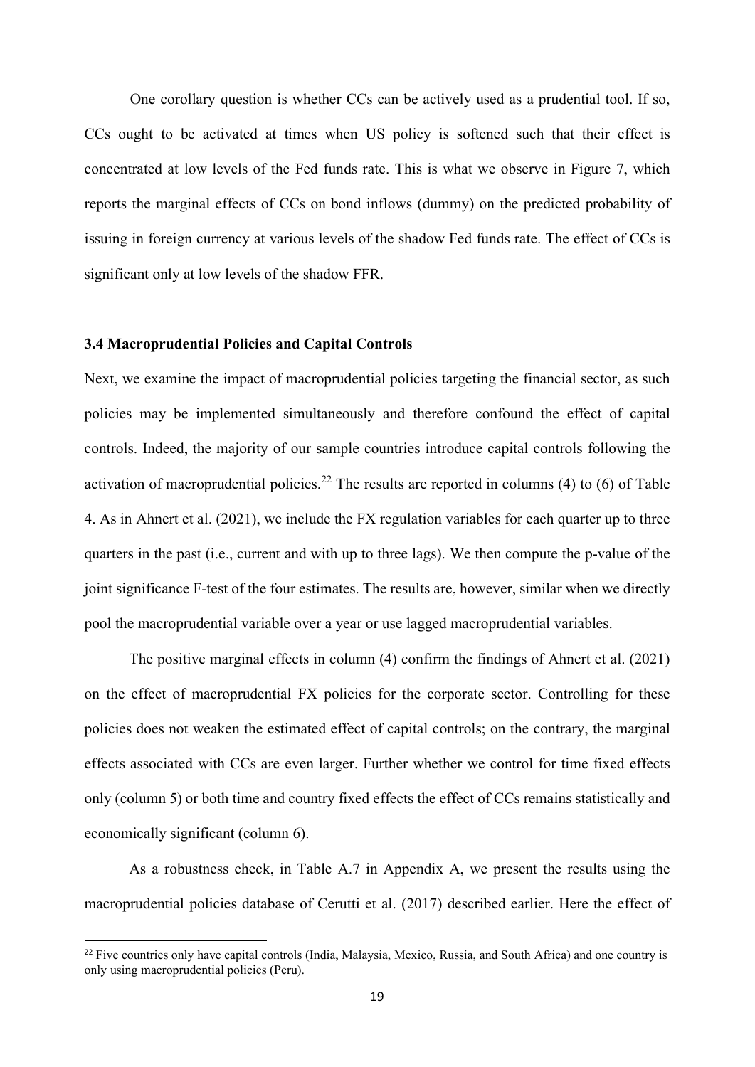One corollary question is whether CCs can be actively used as a prudential tool. If so, CCs ought to be activated at times when US policy is softened such that their effect is concentrated at low levels of the Fed funds rate. This is what we observe in Figure 7, which reports the marginal effects of CCs on bond inflows (dummy) on the predicted probability of issuing in foreign currency at various levels of the shadow Fed funds rate. The effect of CCs is significant only at low levels of the shadow FFR.

### 3.4 Macroprudential Policies and Capital Controls

Next, we examine the impact of macroprudential policies targeting the financial sector, as such policies may be implemented simultaneously and therefore confound the effect of capital controls. Indeed, the majority of our sample countries introduce capital controls following the activation of macroprudential policies.[22] The results are reported in columns (4) to (6) of Table 4. As in Ahnert et al. (2021), we include the FX regulation variables for each quarter up to three quarters in the past (i.e., current and with up to three lags). We then compute the p-value of the joint significance F-test of the four estimates. The results are, however, similar when we directly pool the macroprudential variable over a year or use lagged macroprudential variables.

The positive marginal effects in column (4) confirm the findings of Ahnert et al. (2021) on the effect of macroprudential FX policies for the corporate sector. Controlling for these policies does not weaken the estimated effect of capital controls; on the contrary, the marginal effects associated with CCs are even larger. Further whether we control for time fixed effects only (column 5) or both time and country fixed effects the effect of CCs remains statistically and economically significant (column 6).

As a robustness check, in Table A.7 in Appendix A, we present the results using the macroprudential policies database of Cerutti et al. (2017) described earlier. Here the effect of

[22] Five countries only have capital controls (India, Malaysia, Mexico, Russia, and South Africa) and one country is only using macroprudential policies (Peru).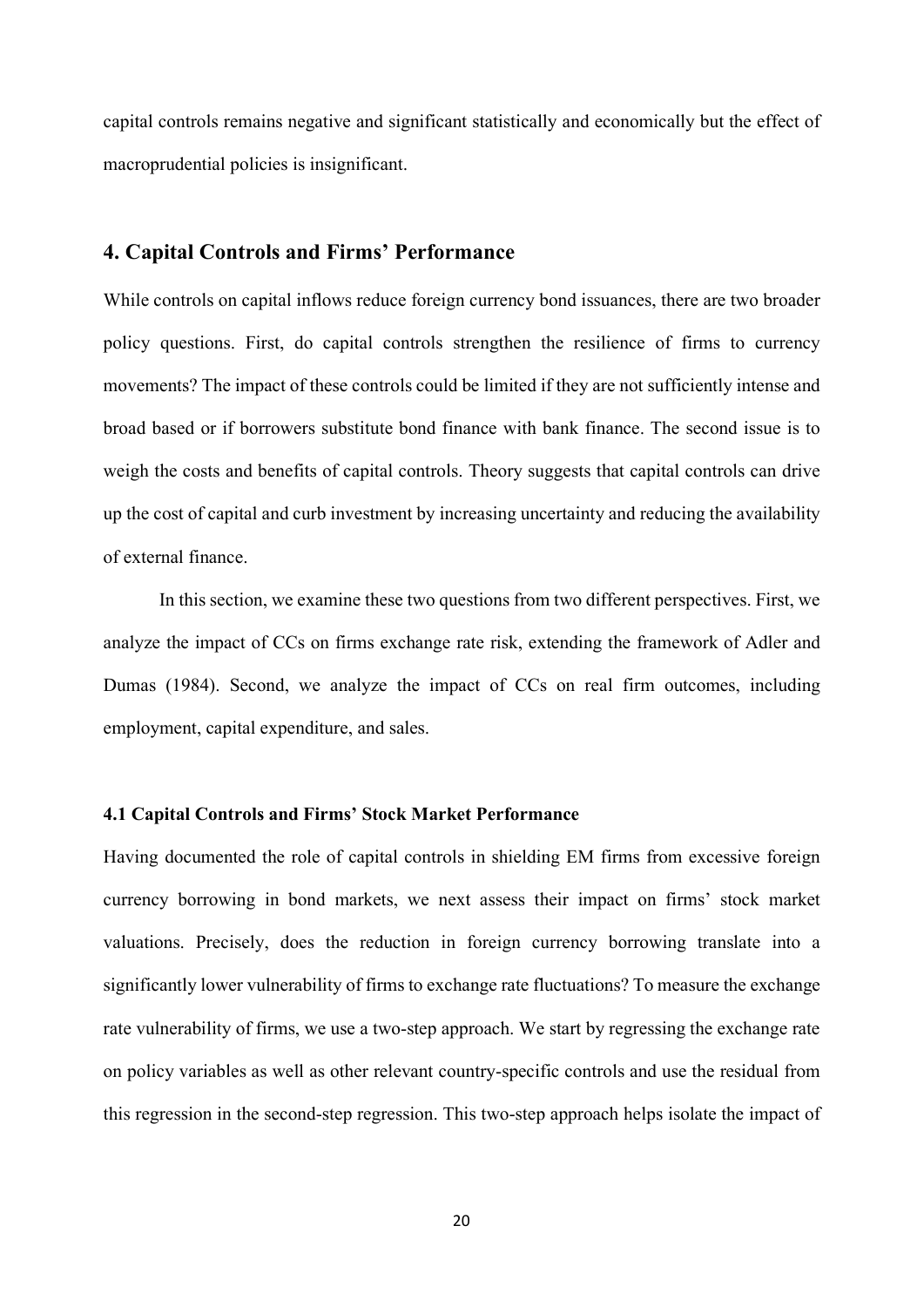capital controls remains negative and significant statistically and economically but the effect of macroprudential policies is insignificant.

## 4. Capital Controls and Firms' Performance

While controls on capital inflows reduce foreign currency bond issuances, there are two broader policy questions. First, do capital controls strengthen the resilience of firms to currency movements? The impact of these controls could be limited if they are not sufficiently intense and broad based or if borrowers substitute bond finance with bank finance. The second issue is to weigh the costs and benefits of capital controls. Theory suggests that capital controls can drive up the cost of capital and curb investment by increasing uncertainty and reducing the availability of external finance.

In this section, we examine these two questions from two different perspectives. First, we analyze the impact of CCs on firms exchange rate risk, extending the framework of Adler and Dumas (1984). Second, we analyze the impact of CCs on real firm outcomes, including employment, capital expenditure, and sales.

### 4.1 Capital Controls and Firms' Stock Market Performance

Having documented the role of capital controls in shielding EM firms from excessive foreign currency borrowing in bond markets, we next assess their impact on firms' stock market valuations. Precisely, does the reduction in foreign currency borrowing translate into a significantly lower vulnerability of firms to exchange rate fluctuations? To measure the exchange rate vulnerability of firms, we use a two-step approach. We start by regressing the exchange rate on policy variables as well as other relevant country-specific controls and use the residual from this regression in the second-step regression. This two-step approach helps isolate the impact of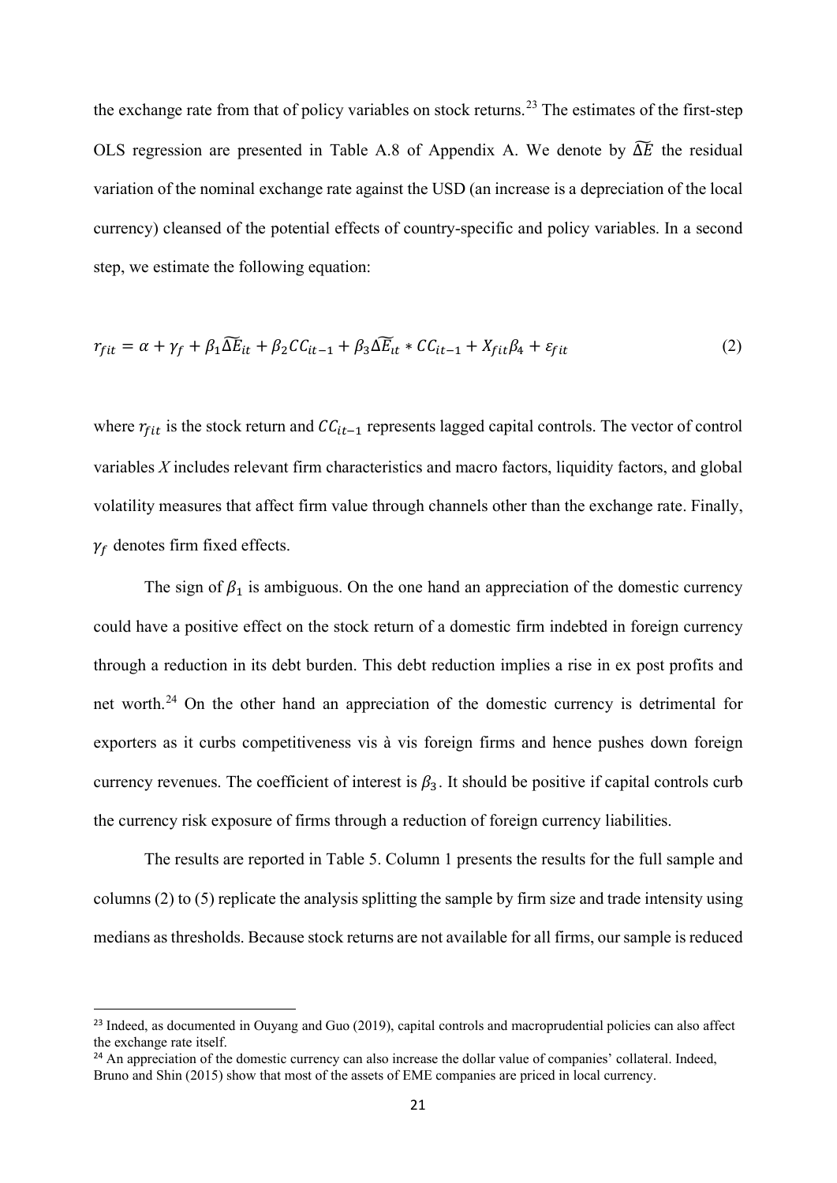the exchange rate from that of policy variables on stock returns.[23] The estimates of the first-step OLS regression are presented in Table A.8 of Appendix A. We denote by $\widetilde{\Delta E}$ the residual variation of the nominal exchange rate against the USD (an increase is a depreciation of the local currency) cleansed of the potential effects of country-specific and policy variables. In a second step, we estimate the following equation:

$$r_{fit} = \alpha + \gamma_f + \beta_1 \widetilde{\Delta E}_{it} + \beta_2 CC_{it-1} + \beta_3 \widetilde{\Delta E}_{it} * CC_{it-1} + X_{fit}\beta_4 + \varepsilon_{fit} \tag{2}$$

where $r_{fit}$ is the stock return and $CC_{it-1}$ represents lagged capital controls. The vector of control variables *X* includes relevant firm characteristics and macro factors, liquidity factors, and global volatility measures that affect firm value through channels other than the exchange rate. Finally, $\gamma_f$ denotes firm fixed effects.

The sign of $\beta_1$ is ambiguous. On the one hand an appreciation of the domestic currency could have a positive effect on the stock return of a domestic firm indebted in foreign currency through a reduction in its debt burden. This debt reduction implies a rise in ex post profits and net worth.[24] On the other hand an appreciation of the domestic currency is detrimental for exporters as it curbs competitiveness vis à vis foreign firms and hence pushes down foreign currency revenues. The coefficient of interest is $\beta_3$. It should be positive if capital controls curb the currency risk exposure of firms through a reduction of foreign currency liabilities.

The results are reported in Table 5. Column 1 presents the results for the full sample and columns (2) to (5) replicate the analysis splitting the sample by firm size and trade intensity using medians as thresholds. Because stock returns are not available for all firms, our sample is reduced

---

[23] Indeed, as documented in Ouyang and Guo (2019), capital controls and macroprudential policies can also affect the exchange rate itself.

[24] An appreciation of the domestic currency can also increase the dollar value of companies' collateral. Indeed, Bruno and Shin (2015) show that most of the assets of EME companies are priced in local currency.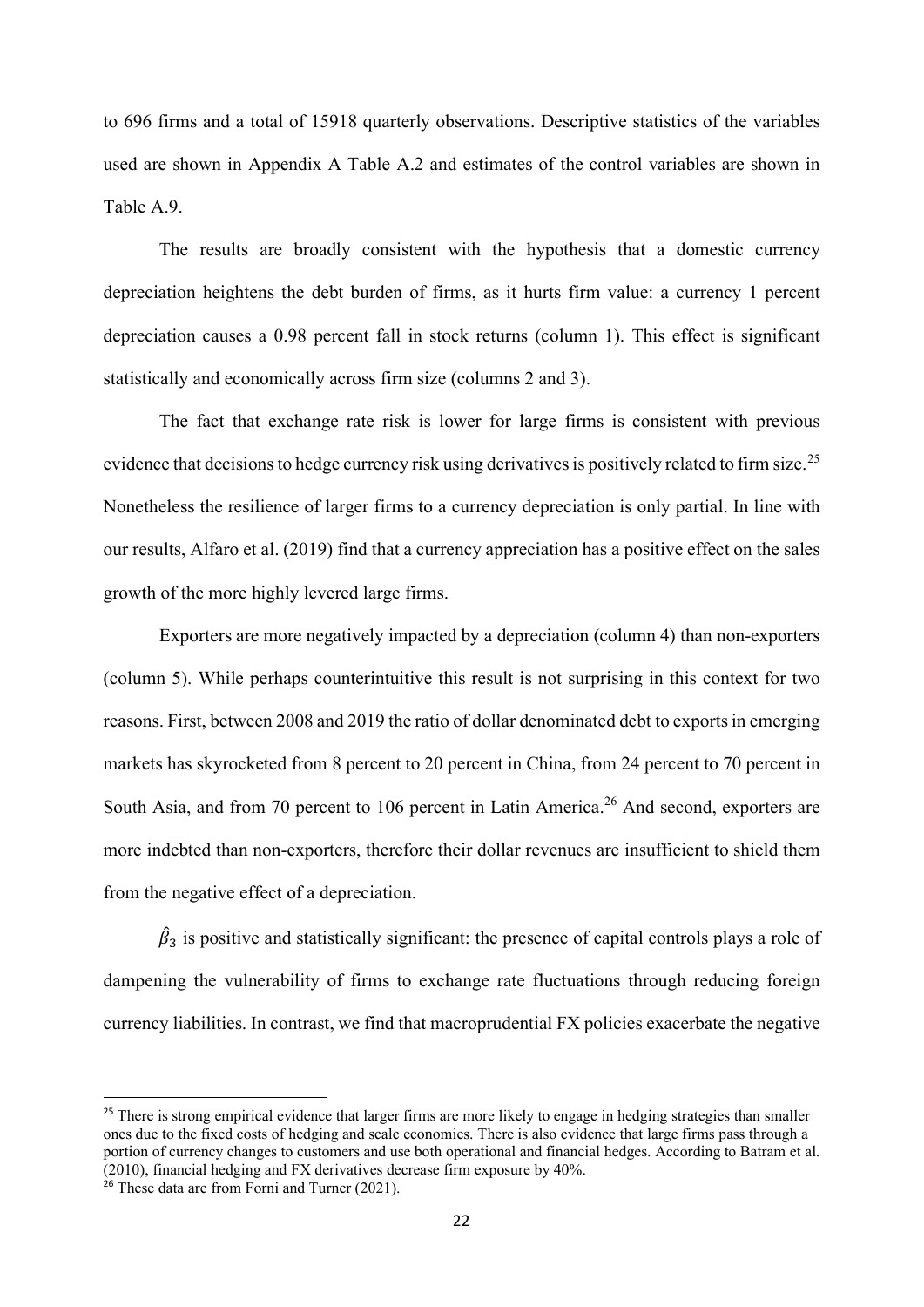to 696 firms and a total of 15918 quarterly observations. Descriptive statistics of the variables used are shown in Appendix A Table A.2 and estimates of the control variables are shown in Table A.9.

The results are broadly consistent with the hypothesis that a domestic currency depreciation heightens the debt burden of firms, as it hurts firm value: a currency 1 percent depreciation causes a 0.98 percent fall in stock returns (column 1). This effect is significant statistically and economically across firm size (columns 2 and 3).

The fact that exchange rate risk is lower for large firms is consistent with previous evidence that decisions to hedge currency risk using derivatives is positively related to firm size.[25] Nonetheless the resilience of larger firms to a currency depreciation is only partial. In line with our results, Alfaro et al. (2019) find that a currency appreciation has a positive effect on the sales growth of the more highly levered large firms.

Exporters are more negatively impacted by a depreciation (column 4) than non-exporters (column 5). While perhaps counterintuitive this result is not surprising in this context for two reasons. First, between 2008 and 2019 the ratio of dollar denominated debt to exports in emerging markets has skyrocketed from 8 percent to 20 percent in China, from 24 percent to 70 percent in South Asia, and from 70 percent to 106 percent in Latin America.[26] And second, exporters are more indebted than non-exporters, therefore their dollar revenues are insufficient to shield them from the negative effect of a depreciation.

$\hat{\beta}_3$ is positive and statistically significant: the presence of capital controls plays a role of dampening the vulnerability of firms to exchange rate fluctuations through reducing foreign currency liabilities. In contrast, we find that macroprudential FX policies exacerbate the negative

[25] There is strong empirical evidence that larger firms are more likely to engage in hedging strategies than smaller ones due to the fixed costs of hedging and scale economies. There is also evidence that large firms pass through a portion of currency changes to customers and use both operational and financial hedges. According to Batram et al. (2010), financial hedging and FX derivatives decrease firm exposure by 40%.

[26] These data are from Forni and Turner (2021).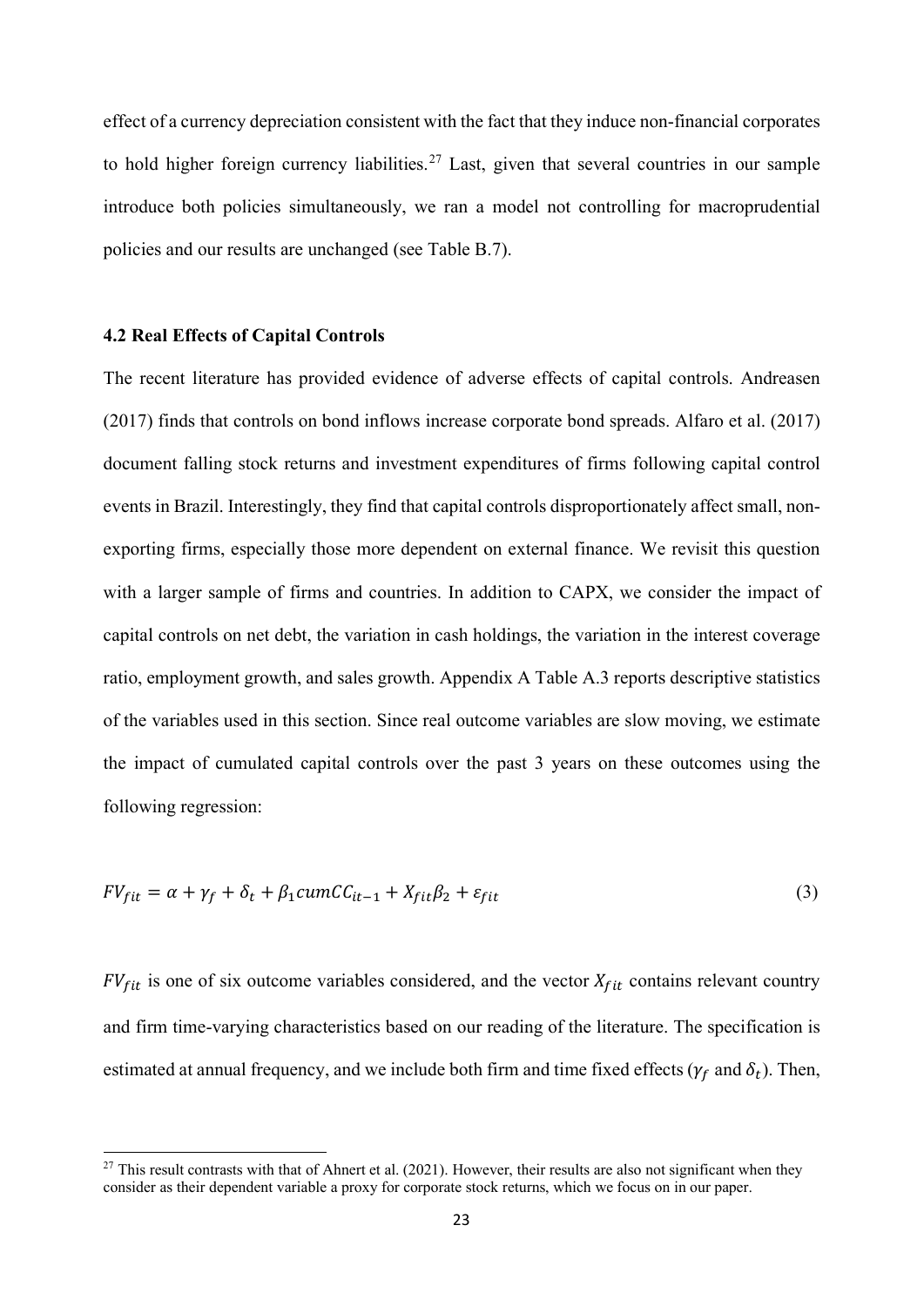effect of a currency depreciation consistent with the fact that they induce non-financial corporates to hold higher foreign currency liabilities.[27] Last, given that several countries in our sample introduce both policies simultaneously, we ran a model not controlling for macroprudential policies and our results are unchanged (see Table B.7).

### 4.2 Real Effects of Capital Controls

The recent literature has provided evidence of adverse effects of capital controls. Andreasen (2017) finds that controls on bond inflows increase corporate bond spreads. Alfaro et al. (2017) document falling stock returns and investment expenditures of firms following capital control events in Brazil. Interestingly, they find that capital controls disproportionately affect small, non-exporting firms, especially those more dependent on external finance. We revisit this question with a larger sample of firms and countries. In addition to CAPX, we consider the impact of capital controls on net debt, the variation in cash holdings, the variation in the interest coverage ratio, employment growth, and sales growth. Appendix A Table A.3 reports descriptive statistics of the variables used in this section. Since real outcome variables are slow moving, we estimate the impact of cumulated capital controls over the past 3 years on these outcomes using the following regression:

$$FV_{fit} = \alpha + \gamma_f + \delta_t + \beta_1 cumCC_{it-1} + X_{fit}\beta_2 + \varepsilon_{fit} \tag{3}$$

$FV_{fit}$ is one of six outcome variables considered, and the vector $X_{fit}$ contains relevant country and firm time-varying characteristics based on our reading of the literature. The specification is estimated at annual frequency, and we include both firm and time fixed effects ($\gamma_f$ and $\delta_t$). Then,

[27] This result contrasts with that of Ahnert et al. (2021). However, their results are also not significant when they consider as their dependent variable a proxy for corporate stock returns, which we focus on in our paper.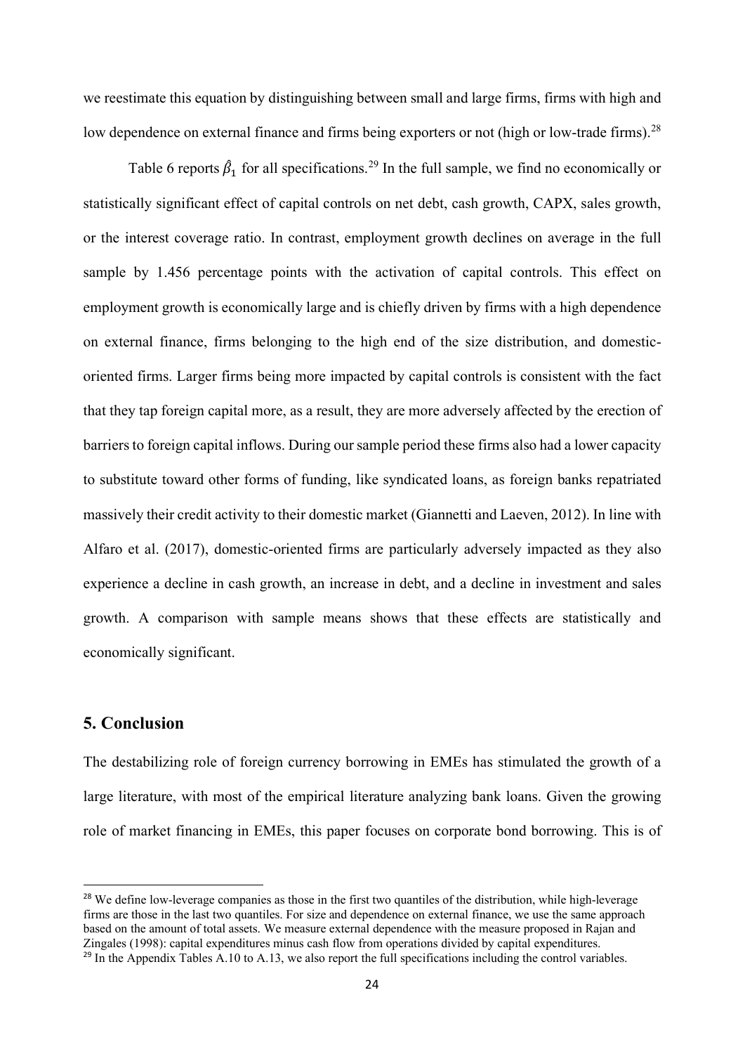we reestimate this equation by distinguishing between small and large firms, firms with high and low dependence on external finance and firms being exporters or not (high or low-trade firms).[28]

Table 6 reports $\hat{\beta}_1$ for all specifications.[29] In the full sample, we find no economically or statistically significant effect of capital controls on net debt, cash growth, CAPX, sales growth, or the interest coverage ratio. In contrast, employment growth declines on average in the full sample by 1.456 percentage points with the activation of capital controls. This effect on employment growth is economically large and is chiefly driven by firms with a high dependence on external finance, firms belonging to the high end of the size distribution, and domestic-oriented firms. Larger firms being more impacted by capital controls is consistent with the fact that they tap foreign capital more, as a result, they are more adversely affected by the erection of barriers to foreign capital inflows. During our sample period these firms also had a lower capacity to substitute toward other forms of funding, like syndicated loans, as foreign banks repatriated massively their credit activity to their domestic market (Giannetti and Laeven, 2012). In line with Alfaro et al. (2017), domestic-oriented firms are particularly adversely impacted as they also experience a decline in cash growth, an increase in debt, and a decline in investment and sales growth. A comparison with sample means shows that these effects are statistically and economically significant.

## 5. Conclusion

The destabilizing role of foreign currency borrowing in EMEs has stimulated the growth of a large literature, with most of the empirical literature analyzing bank loans. Given the growing role of market financing in EMEs, this paper focuses on corporate bond borrowing. This is of

[28] We define low-leverage companies as those in the first two quantiles of the distribution, while high-leverage firms are those in the last two quantiles. For size and dependence on external finance, we use the same approach based on the amount of total assets. We measure external dependence with the measure proposed in Rajan and Zingales (1998): capital expenditures minus cash flow from operations divided by capital expenditures.

[29] In the Appendix Tables A.10 to A.13, we also report the full specifications including the control variables.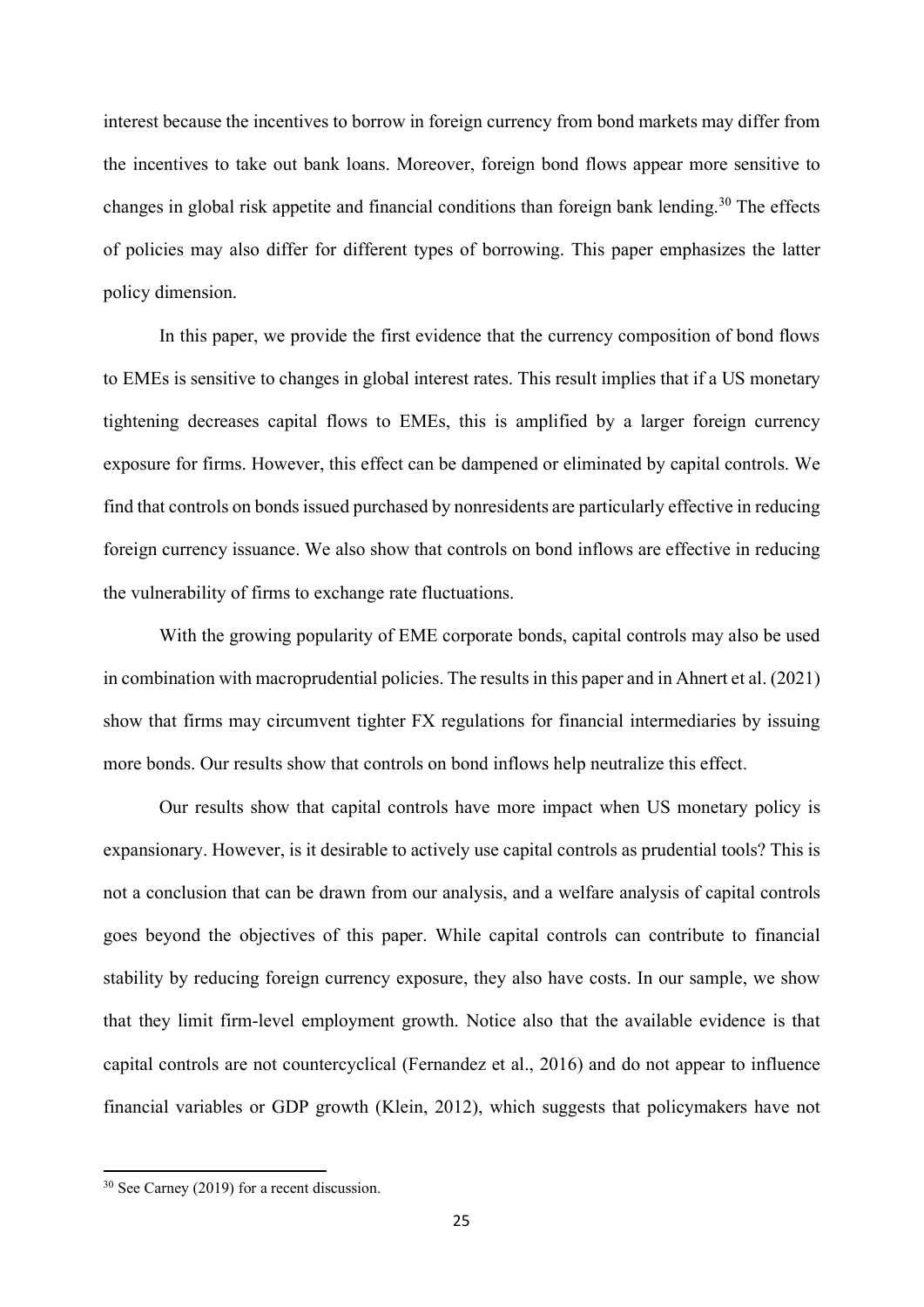interest because the incentives to borrow in foreign currency from bond markets may differ from the incentives to take out bank loans. Moreover, foreign bond flows appear more sensitive to changes in global risk appetite and financial conditions than foreign bank lending.[30] The effects of policies may also differ for different types of borrowing. This paper emphasizes the latter policy dimension.

In this paper, we provide the first evidence that the currency composition of bond flows to EMEs is sensitive to changes in global interest rates. This result implies that if a US monetary tightening decreases capital flows to EMEs, this is amplified by a larger foreign currency exposure for firms. However, this effect can be dampened or eliminated by capital controls. We find that controls on bonds issued purchased by nonresidents are particularly effective in reducing foreign currency issuance. We also show that controls on bond inflows are effective in reducing the vulnerability of firms to exchange rate fluctuations.

With the growing popularity of EME corporate bonds, capital controls may also be used in combination with macroprudential policies. The results in this paper and in Ahnert et al. (2021) show that firms may circumvent tighter FX regulations for financial intermediaries by issuing more bonds. Our results show that controls on bond inflows help neutralize this effect.

Our results show that capital controls have more impact when US monetary policy is expansionary. However, is it desirable to actively use capital controls as prudential tools? This is not a conclusion that can be drawn from our analysis, and a welfare analysis of capital controls goes beyond the objectives of this paper. While capital controls can contribute to financial stability by reducing foreign currency exposure, they also have costs. In our sample, we show that they limit firm-level employment growth. Notice also that the available evidence is that capital controls are not countercyclical (Fernandez et al., 2016) and do not appear to influence financial variables or GDP growth (Klein, 2012), which suggests that policymakers have not

[30] See Carney (2019) for a recent discussion.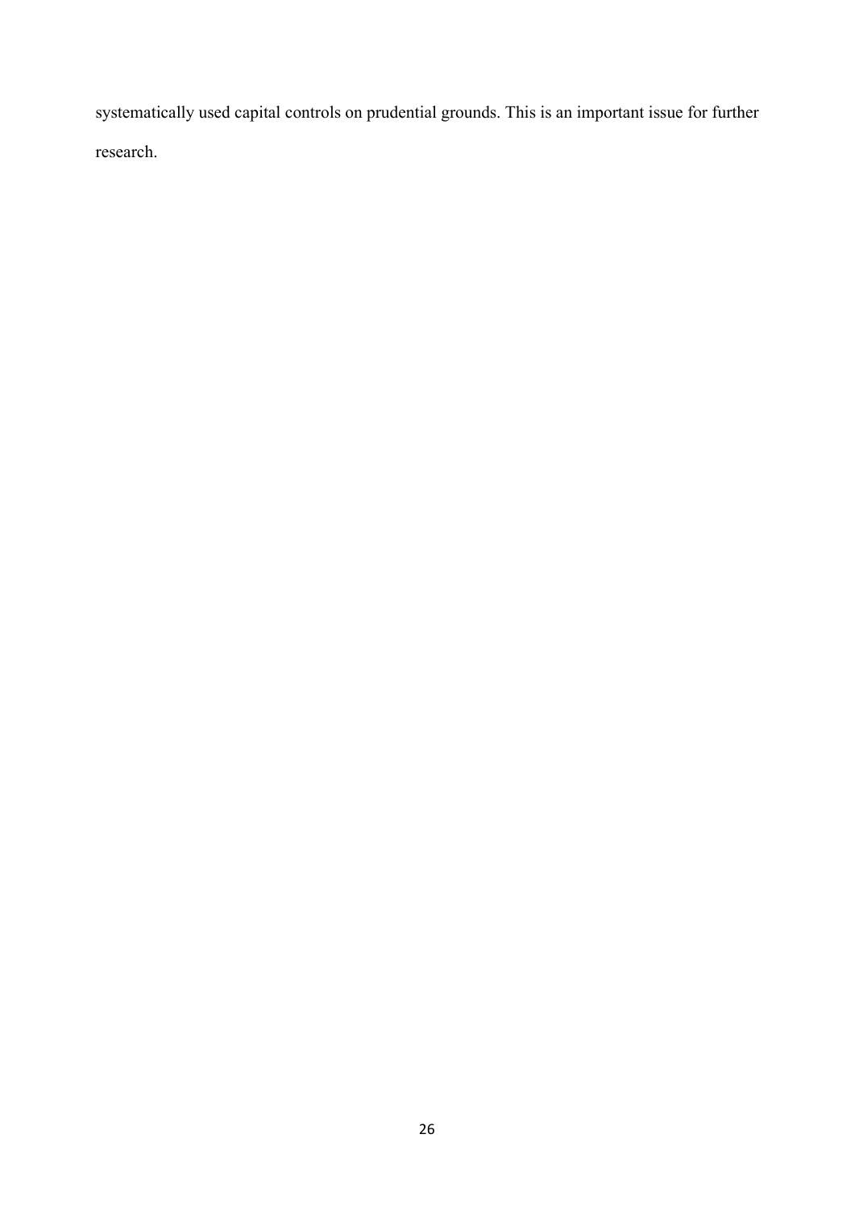systematically used capital controls on prudential grounds. This is an important issue for further research.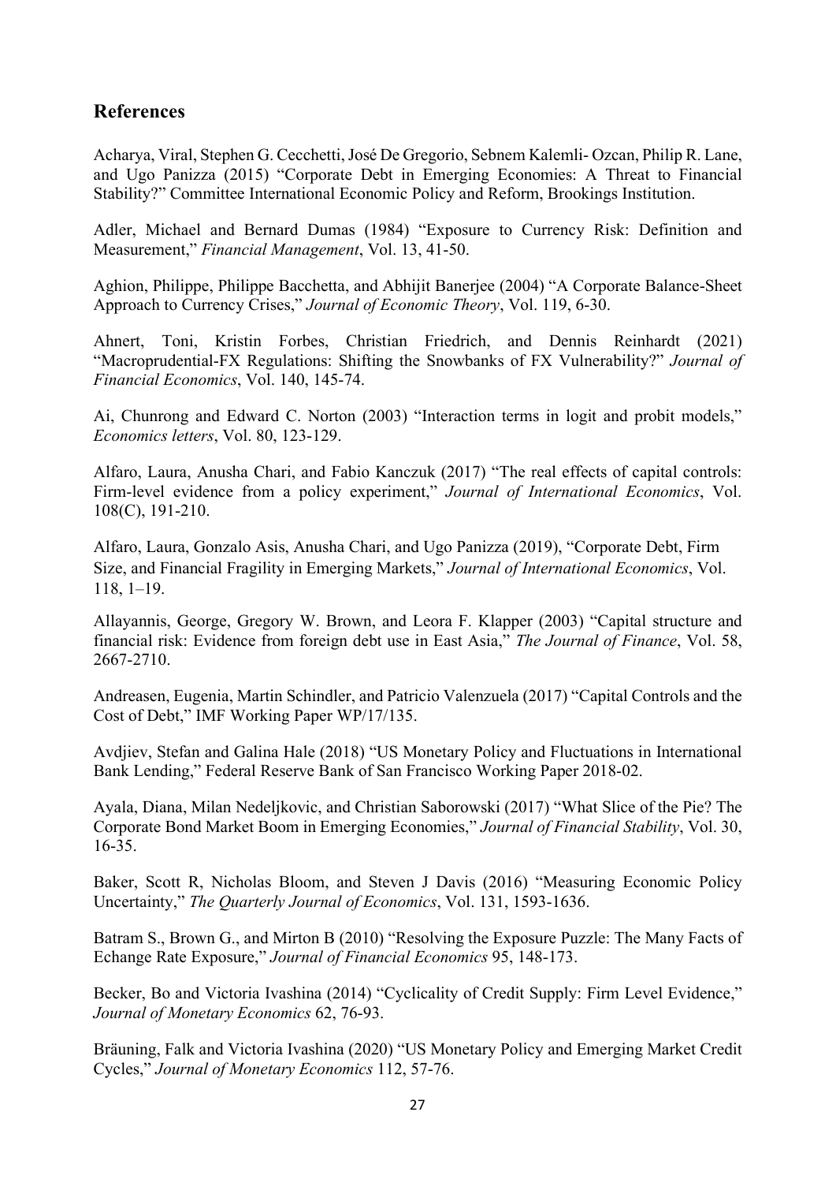## References

Acharya, Viral, Stephen G. Cecchetti, José De Gregorio, Sebnem Kalemli- Ozcan, Philip R. Lane, and Ugo Panizza (2015) "Corporate Debt in Emerging Economies: A Threat to Financial Stability?" Committee International Economic Policy and Reform, Brookings Institution.

Adler, Michael and Bernard Dumas (1984) "Exposure to Currency Risk: Definition and Measurement," *Financial Management*, Vol. 13, 41-50.

Aghion, Philippe, Philippe Bacchetta, and Abhijit Banerjee (2004) "A Corporate Balance-Sheet Approach to Currency Crises," *Journal of Economic Theory*, Vol. 119, 6-30.

Ahnert, Toni, Kristin Forbes, Christian Friedrich, and Dennis Reinhardt (2021) "Macroprudential-FX Regulations: Shifting the Snowbanks of FX Vulnerability?" *Journal of Financial Economics*, Vol. 140, 145-74.

Ai, Chunrong and Edward C. Norton (2003) "Interaction terms in logit and probit models," *Economics letters*, Vol. 80, 123-129.

Alfaro, Laura, Anusha Chari, and Fabio Kanczuk (2017) "The real effects of capital controls: Firm-level evidence from a policy experiment," *Journal of International Economics*, Vol. 108(C), 191-210.

Alfaro, Laura, Gonzalo Asis, Anusha Chari, and Ugo Panizza (2019), "Corporate Debt, Firm Size, and Financial Fragility in Emerging Markets," *Journal of International Economics*, Vol. 118, 1–19.

Allayannis, George, Gregory W. Brown, and Leora F. Klapper (2003) "Capital structure and financial risk: Evidence from foreign debt use in East Asia," *The Journal of Finance*, Vol. 58, 2667-2710.

Andreasen, Eugenia, Martin Schindler, and Patricio Valenzuela (2017) "Capital Controls and the Cost of Debt," IMF Working Paper WP/17/135.

Avdjiev, Stefan and Galina Hale (2018) "US Monetary Policy and Fluctuations in International Bank Lending," Federal Reserve Bank of San Francisco Working Paper 2018-02.

Ayala, Diana, Milan Nedeljkovic, and Christian Saborowski (2017) "What Slice of the Pie? The Corporate Bond Market Boom in Emerging Economies," *Journal of Financial Stability*, Vol. 30, 16-35.

Baker, Scott R, Nicholas Bloom, and Steven J Davis (2016) "Measuring Economic Policy Uncertainty," *The Quarterly Journal of Economics*, Vol. 131, 1593-1636.

Batram S., Brown G., and Mirton B (2010) "Resolving the Exposure Puzzle: The Many Facts of Echange Rate Exposure," *Journal of Financial Economics* 95, 148-173.

Becker, Bo and Victoria Ivashina (2014) "Cyclicality of Credit Supply: Firm Level Evidence," *Journal of Monetary Economics* 62, 76-93.

Bräuning, Falk and Victoria Ivashina (2020) "US Monetary Policy and Emerging Market Credit Cycles," *Journal of Monetary Economics* 112, 57-76.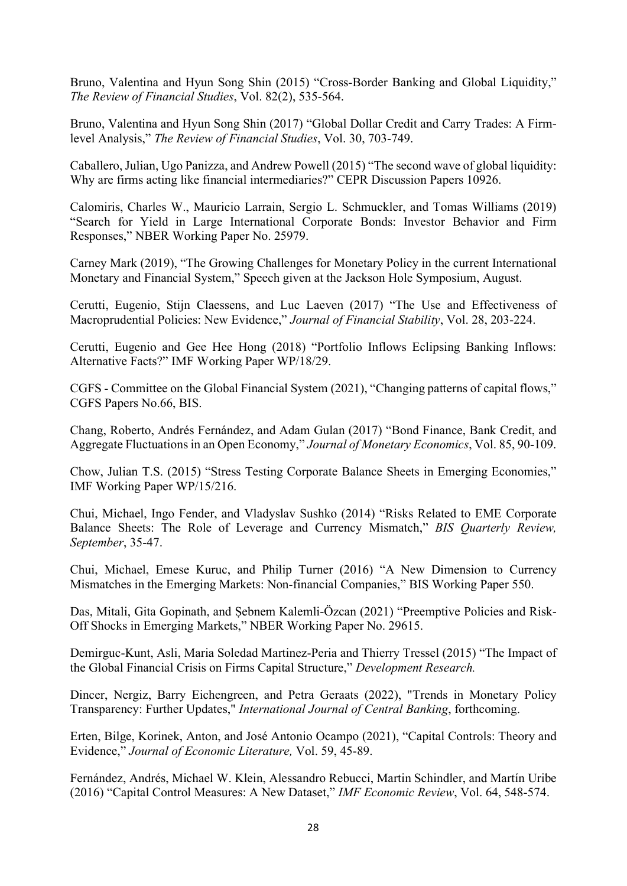Bruno, Valentina and Hyun Song Shin (2015) "Cross-Border Banking and Global Liquidity," *The Review of Financial Studies*, Vol. 82(2), 535-564.

Bruno, Valentina and Hyun Song Shin (2017) "Global Dollar Credit and Carry Trades: A Firm-level Analysis," *The Review of Financial Studies*, Vol. 30, 703-749.

Caballero, Julian, Ugo Panizza, and Andrew Powell (2015) "The second wave of global liquidity: Why are firms acting like financial intermediaries?" CEPR Discussion Papers 10926.

Calomiris, Charles W., Mauricio Larrain, Sergio L. Schmuckler, and Tomas Williams (2019) "Search for Yield in Large International Corporate Bonds: Investor Behavior and Firm Responses," NBER Working Paper No. 25979.

Carney Mark (2019), "The Growing Challenges for Monetary Policy in the current International Monetary and Financial System," Speech given at the Jackson Hole Symposium, August.

Cerutti, Eugenio, Stijn Claessens, and Luc Laeven (2017) "The Use and Effectiveness of Macroprudential Policies: New Evidence," *Journal of Financial Stability*, Vol. 28, 203-224.

Cerutti, Eugenio and Gee Hee Hong (2018) "Portfolio Inflows Eclipsing Banking Inflows: Alternative Facts?" IMF Working Paper WP/18/29.

CGFS - Committee on the Global Financial System (2021), "Changing patterns of capital flows," CGFS Papers No.66, BIS.

Chang, Roberto, Andrés Fernández, and Adam Gulan (2017) "Bond Finance, Bank Credit, and Aggregate Fluctuations in an Open Economy," *Journal of Monetary Economics*, Vol. 85, 90-109.

Chow, Julian T.S. (2015) "Stress Testing Corporate Balance Sheets in Emerging Economies," IMF Working Paper WP/15/216.

Chui, Michael, Ingo Fender, and Vladyslav Sushko (2014) "Risks Related to EME Corporate Balance Sheets: The Role of Leverage and Currency Mismatch," *BIS Quarterly Review, September*, 35-47.

Chui, Michael, Emese Kuruc, and Philip Turner (2016) "A New Dimension to Currency Mismatches in the Emerging Markets: Non-financial Companies," BIS Working Paper 550.

Das, Mitali, Gita Gopinath, and Şebnem Kalemli-Özcan (2021) "Preemptive Policies and Risk-Off Shocks in Emerging Markets," NBER Working Paper No. 29615.

Demirguc-Kunt, Asli, Maria Soledad Martinez-Peria and Thierry Tressel (2015) "The Impact of the Global Financial Crisis on Firms Capital Structure," *Development Research.*

Dincer, Nergiz, Barry Eichengreen, and Petra Geraats (2022), "Trends in Monetary Policy Transparency: Further Updates," *International Journal of Central Banking*, forthcoming.

Erten, Bilge, Korinek, Anton, and José Antonio Ocampo (2021), "Capital Controls: Theory and Evidence," *Journal of Economic Literature,* Vol. 59, 45-89.

Fernández, Andrés, Michael W. Klein, Alessandro Rebucci, Martin Schindler, and Martín Uribe (2016) "Capital Control Measures: A New Dataset," *IMF Economic Review*, Vol. 64, 548-574.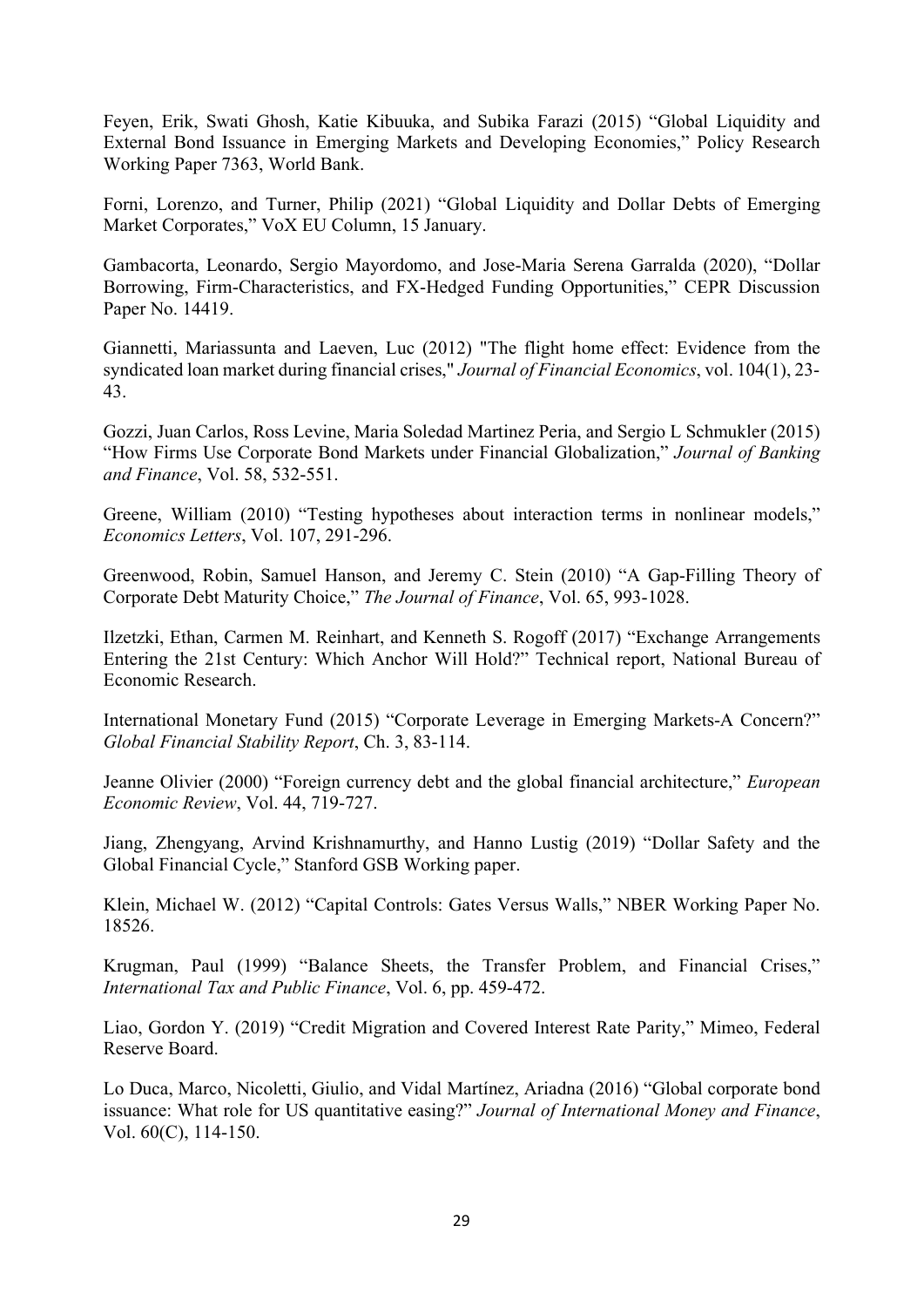Feyen, Erik, Swati Ghosh, Katie Kibuuka, and Subika Farazi (2015) "Global Liquidity and External Bond Issuance in Emerging Markets and Developing Economies," Policy Research Working Paper 7363, World Bank.

Forni, Lorenzo, and Turner, Philip (2021) "Global Liquidity and Dollar Debts of Emerging Market Corporates," VoX EU Column, 15 January.

Gambacorta, Leonardo, Sergio Mayordomo, and Jose-Maria Serena Garralda (2020), "Dollar Borrowing, Firm-Characteristics, and FX-Hedged Funding Opportunities," CEPR Discussion Paper No. 14419.

Giannetti, Mariassunta and Laeven, Luc (2012) "The flight home effect: Evidence from the syndicated loan market during financial crises," *Journal of Financial Economics*, vol. 104(1), 23-43.

Gozzi, Juan Carlos, Ross Levine, Maria Soledad Martinez Peria, and Sergio L Schmukler (2015) "How Firms Use Corporate Bond Markets under Financial Globalization," *Journal of Banking and Finance*, Vol. 58, 532-551.

Greene, William (2010) "Testing hypotheses about interaction terms in nonlinear models," *Economics Letters*, Vol. 107, 291-296.

Greenwood, Robin, Samuel Hanson, and Jeremy C. Stein (2010) "A Gap-Filling Theory of Corporate Debt Maturity Choice," *The Journal of Finance*, Vol. 65, 993-1028.

Ilzetzki, Ethan, Carmen M. Reinhart, and Kenneth S. Rogoff (2017) "Exchange Arrangements Entering the 21st Century: Which Anchor Will Hold?" Technical report, National Bureau of Economic Research.

International Monetary Fund (2015) "Corporate Leverage in Emerging Markets-A Concern?" *Global Financial Stability Report*, Ch. 3, 83-114.

Jeanne Olivier (2000) "Foreign currency debt and the global financial architecture," *European Economic Review*, Vol. 44, 719-727.

Jiang, Zhengyang, Arvind Krishnamurthy, and Hanno Lustig (2019) "Dollar Safety and the Global Financial Cycle," Stanford GSB Working paper.

Klein, Michael W. (2012) "Capital Controls: Gates Versus Walls," NBER Working Paper No. 18526.

Krugman, Paul (1999) "Balance Sheets, the Transfer Problem, and Financial Crises," *International Tax and Public Finance*, Vol. 6, pp. 459-472.

Liao, Gordon Y. (2019) "Credit Migration and Covered Interest Rate Parity," Mimeo, Federal Reserve Board.

Lo Duca, Marco, Nicoletti, Giulio, and Vidal Martínez, Ariadna (2016) "Global corporate bond issuance: What role for US quantitative easing?" *Journal of International Money and Finance*, Vol. 60(C), 114-150.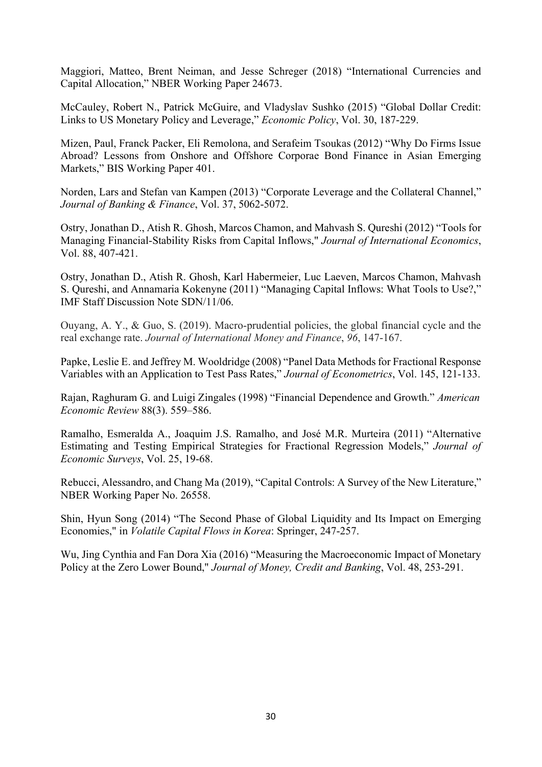Maggiori, Matteo, Brent Neiman, and Jesse Schreger (2018) "International Currencies and Capital Allocation," NBER Working Paper 24673.

McCauley, Robert N., Patrick McGuire, and Vladyslav Sushko (2015) "Global Dollar Credit: Links to US Monetary Policy and Leverage," *Economic Policy*, Vol. 30, 187-229.

Mizen, Paul, Franck Packer, Eli Remolona, and Serafeim Tsoukas (2012) "Why Do Firms Issue Abroad? Lessons from Onshore and Offshore Corporae Bond Finance in Asian Emerging Markets," BIS Working Paper 401.

Norden, Lars and Stefan van Kampen (2013) "Corporate Leverage and the Collateral Channel," *Journal of Banking & Finance*, Vol. 37, 5062-5072.

Ostry, Jonathan D., Atish R. Ghosh, Marcos Chamon, and Mahvash S. Qureshi (2012) "Tools for Managing Financial-Stability Risks from Capital Inflows," *Journal of International Economics*, Vol. 88, 407-421.

Ostry, Jonathan D., Atish R. Ghosh, Karl Habermeier, Luc Laeven, Marcos Chamon, Mahvash S. Qureshi, and Annamaria Kokenyne (2011) "Managing Capital Inflows: What Tools to Use?," IMF Staff Discussion Note SDN/11/06.

Ouyang, A. Y., & Guo, S. (2019). Macro-prudential policies, the global financial cycle and the real exchange rate. *Journal of International Money and Finance*, *96*, 147-167.

Papke, Leslie E. and Jeffrey M. Wooldridge (2008) "Panel Data Methods for Fractional Response Variables with an Application to Test Pass Rates," *Journal of Econometrics*, Vol. 145, 121-133.

Rajan, Raghuram G. and Luigi Zingales (1998) "Financial Dependence and Growth." *American Economic Review* 88(3). 559–586.

Ramalho, Esmeralda A., Joaquim J.S. Ramalho, and José M.R. Murteira (2011) "Alternative Estimating and Testing Empirical Strategies for Fractional Regression Models," *Journal of Economic Surveys*, Vol. 25, 19-68.

Rebucci, Alessandro, and Chang Ma (2019), "Capital Controls: A Survey of the New Literature," NBER Working Paper No. 26558.

Shin, Hyun Song (2014) "The Second Phase of Global Liquidity and Its Impact on Emerging Economies," in *Volatile Capital Flows in Korea*: Springer, 247-257.

Wu, Jing Cynthia and Fan Dora Xia (2016) "Measuring the Macroeconomic Impact of Monetary Policy at the Zero Lower Bound," *Journal of Money, Credit and Banking*, Vol. 48, 253-291.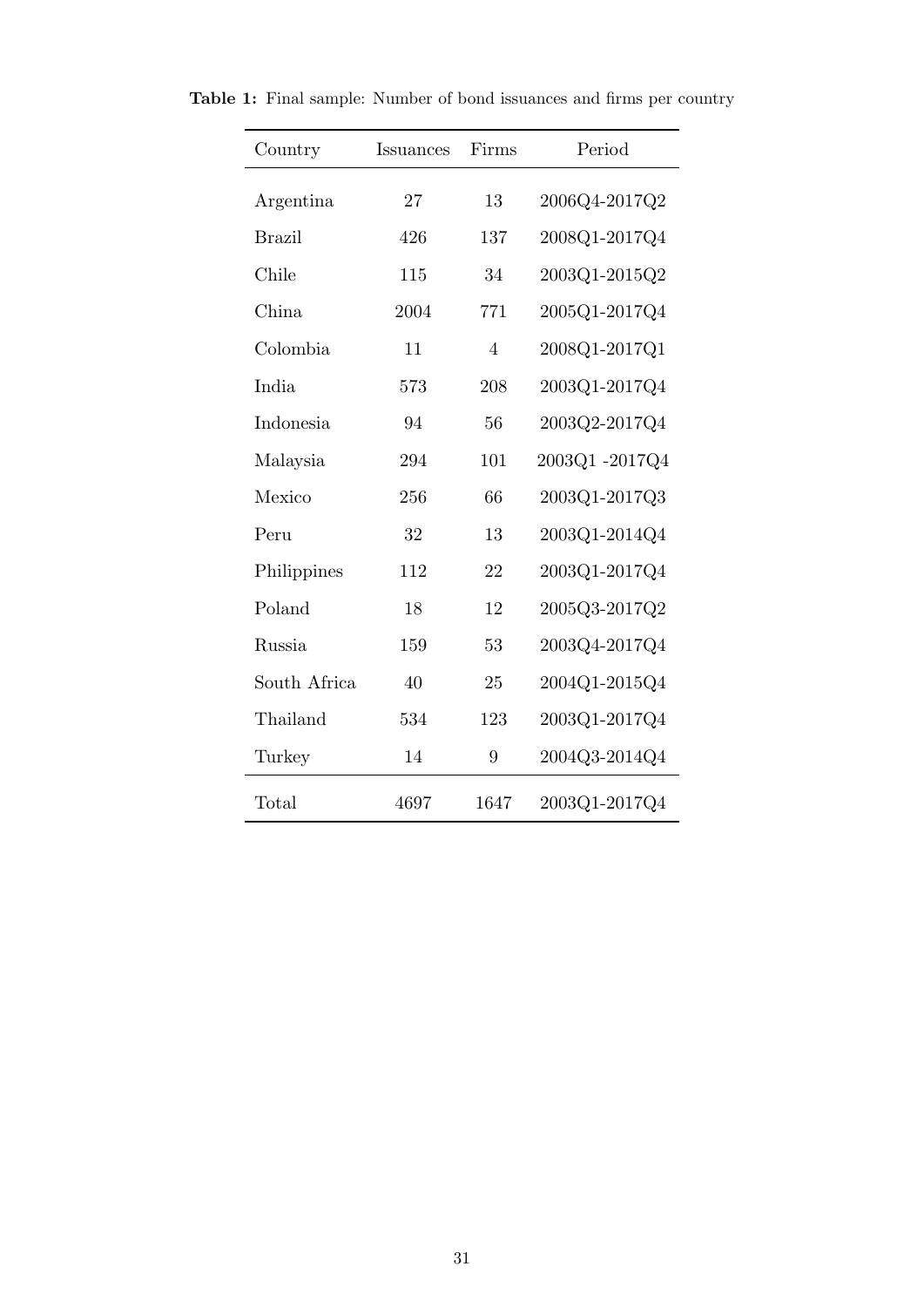**Table 1:** Final sample: Number of bond issuances and firms per country

| Country | Issuances | Firms | Period |
|---|---|---|---|
| Argentina | 27 | 13 | 2006Q4-2017Q2 |
| Brazil | 426 | 137 | 2008Q1-2017Q4 |
| Chile | 115 | 34 | 2003Q1-2015Q2 |
| China | 2004 | 771 | 2005Q1-2017Q4 |
| Colombia | 11 | 4 | 2008Q1-2017Q1 |
| India | 573 | 208 | 2003Q1-2017Q4 |
| Indonesia | 94 | 56 | 2003Q2-2017Q4 |
| Malaysia | 294 | 101 | 2003Q1 -2017Q4 |
| Mexico | 256 | 66 | 2003Q1-2017Q3 |
| Peru | 32 | 13 | 2003Q1-2014Q4 |
| Philippines | 112 | 22 | 2003Q1-2017Q4 |
| Poland | 18 | 12 | 2005Q3-2017Q2 |
| Russia | 159 | 53 | 2003Q4-2017Q4 |
| South Africa | 40 | 25 | 2004Q1-2015Q4 |
| Thailand | 534 | 123 | 2003Q1-2017Q4 |
| Turkey | 14 | 9 | 2004Q3-2014Q4 |
| Total | 4697 | 1647 | 2003Q1-2017Q4 |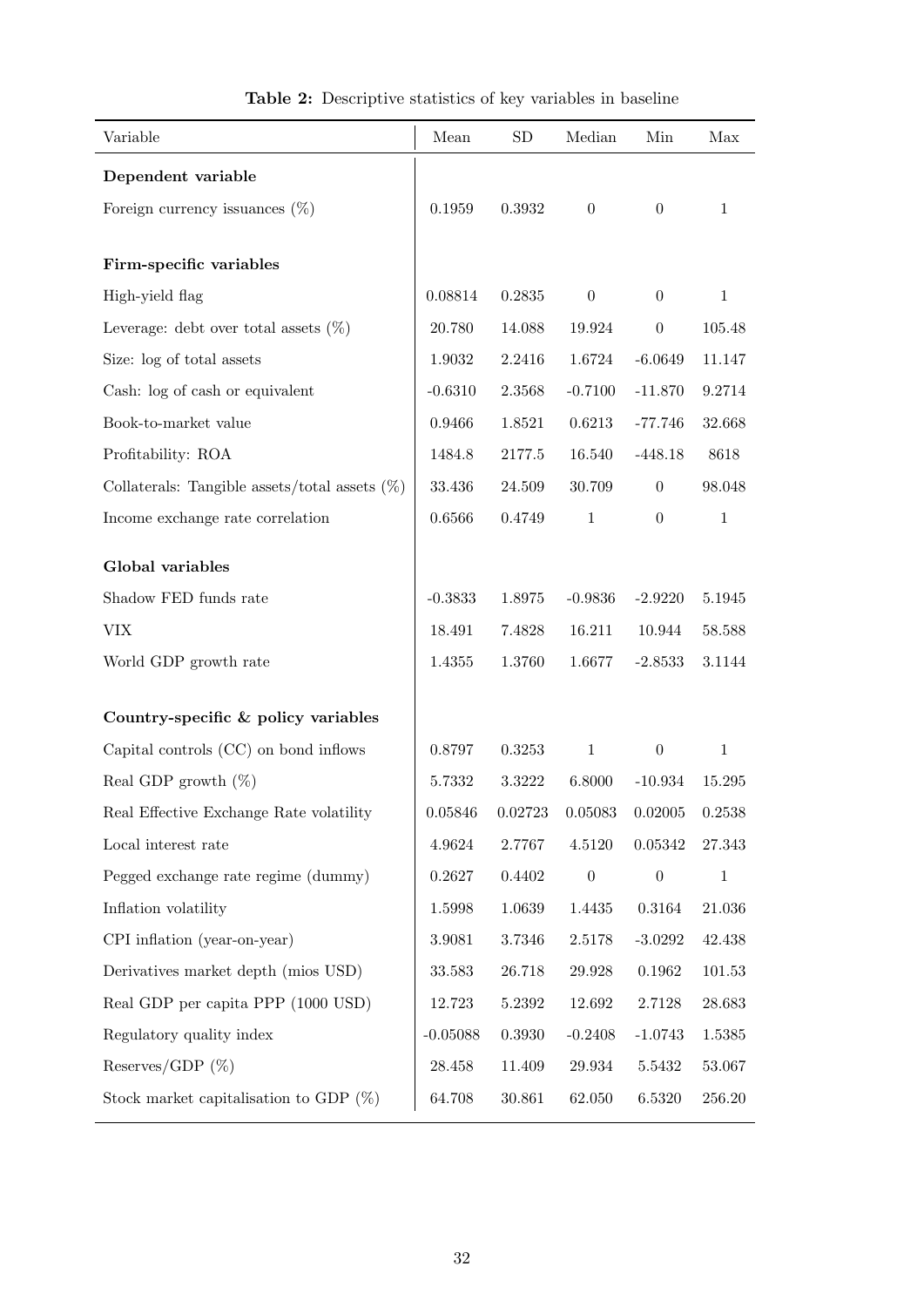**Table 2:** Descriptive statistics of key variables in baseline

| Variable | Mean | SD | Median | Min | Max |
|---|---|---|---|---|---|
| **Dependent variable** | | | | | |
| Foreign currency issuances (%) | 0.1959 | 0.3932 | 0 | 0 | 1 |
| **Firm-specific variables** | | | | | |
| High-yield flag | 0.08814 | 0.2835 | 0 | 0 | 1 |
| Leverage: debt over total assets (%) | 20.780 | 14.088 | 19.924 | 0 | 105.48 |
| Size: log of total assets | 1.9032 | 2.2416 | 1.6724 | -6.0649 | 11.147 |
| Cash: log of cash or equivalent | -0.6310 | 2.3568 | -0.7100 | -11.870 | 9.2714 |
| Book-to-market value | 0.9466 | 1.8521 | 0.6213 | -77.746 | 32.668 |
| Profitability: ROA | 1484.8 | 2177.5 | 16.540 | -448.18 | 8618 |
| Collaterals: Tangible assets/total assets (%) | 33.436 | 24.509 | 30.709 | 0 | 98.048 |
| Income exchange rate correlation | 0.6566 | 0.4749 | 1 | 0 | 1 |
| **Global variables** | | | | | |
| Shadow FED funds rate | -0.3833 | 1.8975 | -0.9836 | -2.9220 | 5.1945 |
| VIX | 18.491 | 7.4828 | 16.211 | 10.944 | 58.588 |
| World GDP growth rate | 1.4355 | 1.3760 | 1.6677 | -2.8533 | 3.1144 |
| **Country-specific & policy variables** | | | | | |
| Capital controls (CC) on bond inflows | 0.8797 | 0.3253 | 1 | 0 | 1 |
| Real GDP growth (%) | 5.7332 | 3.3222 | 6.8000 | -10.934 | 15.295 |
| Real Effective Exchange Rate volatility | 0.05846 | 0.02723 | 0.05083 | 0.02005 | 0.2538 |
| Local interest rate | 4.9624 | 2.7767 | 4.5120 | 0.05342 | 27.343 |
| Pegged exchange rate regime (dummy) | 0.2627 | 0.4402 | 0 | 0 | 1 |
| Inflation volatility | 1.5998 | 1.0639 | 1.4435 | 0.3164 | 21.036 |
| CPI inflation (year-on-year) | 3.9081 | 3.7346 | 2.5178 | -3.0292 | 42.438 |
| Derivatives market depth (mios USD) | 33.583 | 26.718 | 29.928 | 0.1962 | 101.53 |
| Real GDP per capita PPP (1000 USD) | 12.723 | 5.2392 | 12.692 | 2.7128 | 28.683 |
| Regulatory quality index | -0.05088 | 0.3930 | -0.2408 | -1.0743 | 1.5385 |
| Reserves/GDP (%) | 28.458 | 11.409 | 29.934 | 5.5432 | 53.067 |
| Stock market capitalisation to GDP (%) | 64.708 | 30.861 | 62.050 | 6.5320 | 256.20 |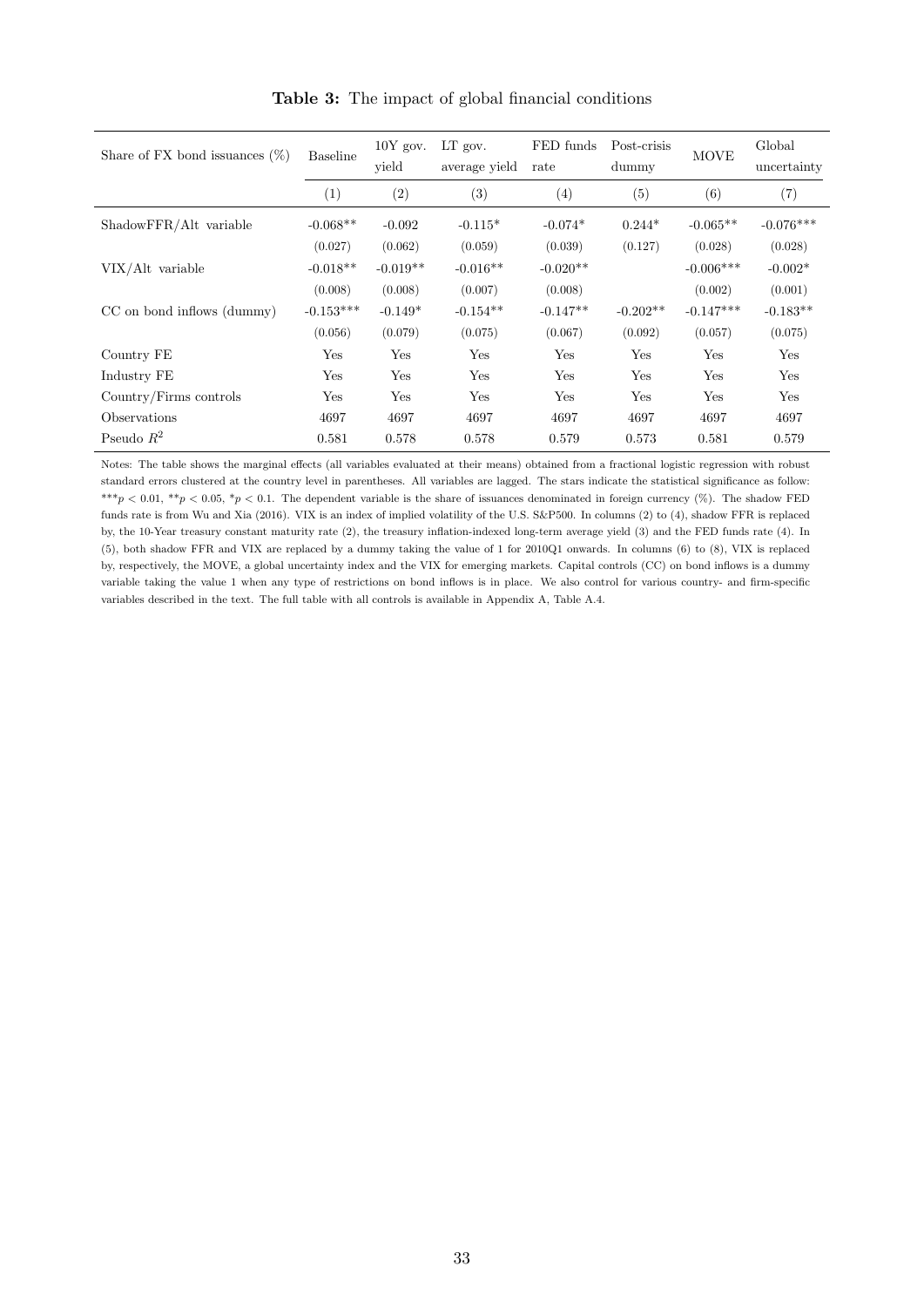**Table 3:** The impact of global financial conditions

| Share of FX bond issuances (%) | Baseline | 10Y gov. yield | LT gov. average yield | FED funds rate | Post-crisis dummy | MOVE | Global uncertainty |
|---|---|---|---|---|---|---|---|
| | (1) | (2) | (3) | (4) | (5) | (6) | (7) |
| ShadowFFR/Alt variable | -0.068** | -0.092 | -0.115* | -0.074* | 0.244* | -0.065** | -0.076*** |
| | (0.027) | (0.062) | (0.059) | (0.039) | (0.127) | (0.028) | (0.028) |
| VIX/Alt variable | -0.018** | -0.019** | -0.016** | -0.020** | | -0.006*** | -0.002* |
| | (0.008) | (0.008) | (0.007) | (0.008) | | (0.002) | (0.001) |
| CC on bond inflows (dummy) | -0.153*** | -0.149* | -0.154** | -0.147** | -0.202** | -0.147*** | -0.183** |
| | (0.056) | (0.079) | (0.075) | (0.067) | (0.092) | (0.057) | (0.075) |
| Country FE | Yes | Yes | Yes | Yes | Yes | Yes | Yes |
| Industry FE | Yes | Yes | Yes | Yes | Yes | Yes | Yes |
| Country/Firms controls | Yes | Yes | Yes | Yes | Yes | Yes | Yes |
| Observations | 4697 | 4697 | 4697 | 4697 | 4697 | 4697 | 4697 |
| Pseudo $R^2$ | 0.581 | 0.578 | 0.578 | 0.579 | 0.573 | 0.581 | 0.579 |

Notes: The table shows the marginal effects (all variables evaluated at their means) obtained from a fractional logistic regression with robust standard errors clustered at the country level in parentheses. All variables are lagged. The stars indicate the statistical significance as follow: $^{***}p < 0.01$, $^{**}p < 0.05$, $^{*}p < 0.1$. The dependent variable is the share of issuances denominated in foreign currency (%). The shadow FED funds rate is from Wu and Xia (2016). VIX is an index of implied volatility of the U.S. S&P500. In columns (2) to (4), shadow FFR is replaced by, the 10-Year treasury constant maturity rate (2), the treasury inflation-indexed long-term average yield (3) and the FED funds rate (4). In (5), both shadow FFR and VIX are replaced by a dummy taking the value of 1 for 2010Q1 onwards. In columns (6) to (8), VIX is replaced by, respectively, the MOVE, a global uncertainty index and the VIX for emerging markets. Capital controls (CC) on bond inflows is a dummy variable taking the value 1 when any type of restrictions on bond inflows is in place. We also control for various country- and firm-specific variables described in the text. The full table with all controls is available in Appendix A, Table A.4.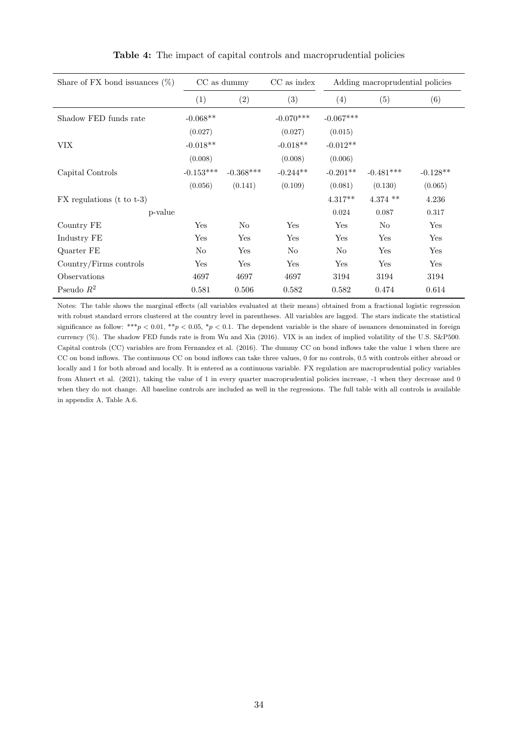**Table 4:** The impact of capital controls and macroprudential policies

| Share of FX bond issuances (%) | CC as dummy | | CC as index | Adding macroprudential policies | | |
|---|---|---|---|---|---|---|
| | (1) | (2) | (3) | (4) | (5) | (6) |
| Shadow FED funds rate | -0.068** | | -0.070*** | -0.067*** | | |
| | (0.027) | | (0.027) | (0.015) | | |
| VIX | -0.018** | | -0.018** | -0.012** | | |
| | (0.008) | | (0.008) | (0.006) | | |
| Capital Controls | -0.153*** | -0.368*** | -0.244** | -0.201** | -0.481*** | -0.128** |
| | (0.056) | (0.141) | (0.109) | (0.081) | (0.130) | (0.065) |
| FX regulations (t to t-3) | | | | 4.317** | 4.374 ** | 4.236 |
| p-value | | | | 0.024 | 0.087 | 0.317 |
| Country FE | Yes | No | Yes | Yes | No | Yes |
| Industry FE | Yes | Yes | Yes | Yes | Yes | Yes |
| Quarter FE | No | Yes | No | No | Yes | Yes |
| Country/Firms controls | Yes | Yes | Yes | Yes | Yes | Yes |
| Observations | 4697 | 4697 | 4697 | 3194 | 3194 | 3194 |
| Pseudo $R^2$ | 0.581 | 0.506 | 0.582 | 0.582 | 0.474 | 0.614 |

Notes: The table shows the marginal effects (all variables evaluated at their means) obtained from a fractional logistic regression with robust standard errors clustered at the country level in parentheses. All variables are lagged. The stars indicate the statistical significance as follow: $^{***}p < 0.01$, $^{**}p < 0.05$, $^{*}p < 0.1$. The dependent variable is the share of issuances denominated in foreign currency (%). The shadow FED funds rate is from Wu and Xia (2016). VIX is an index of implied volatility of the U.S. S&P500. Capital controls (CC) variables are from Fernandez et al. (2016). The dummy CC on bond inflows take the value 1 when there are CC on bond inflows. The continuous CC on bond inflows can take three values, 0 for no controls, 0.5 with controls either abroad or locally and 1 for both abroad and locally. It is entered as a continuous variable. FX regulation are macroprudential policy variables from Ahnert et al. (2021), taking the value of 1 in every quarter macroprudential policies increase, -1 when they decrease and 0 when they do not change. All baseline controls are included as well in the regressions. The full table with all controls is available in appendix A, Table A.6.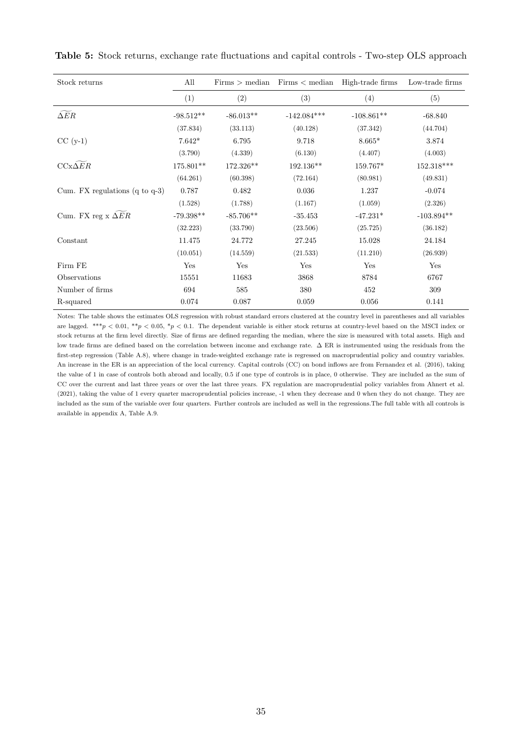**Table 5:** Stock returns, exchange rate fluctuations and capital controls - Two-step OLS approach

| Stock returns | All | Firms > median | Firms < median | High-trade firms | Low-trade firms |
|---|---|---|---|---|---|
| | (1) | (2) | (3) | (4) | (5) |
| $\widetilde{\Delta ER}$ | -98.512** | -86.013** | -142.084*** | -108.861** | -68.840 |
| | (37.834) | (33.113) | (40.128) | (37.342) | (44.704) |
| CC (y-1) | 7.642* | 6.795 | 9.718 | 8.665* | 3.874 |
| | (3.790) | (4.339) | (6.130) | (4.407) | (4.003) |
| CCx$\widetilde{\Delta ER}$ | 175.801** | 172.326** | 192.136** | 159.767* | 152.318*** |
| | (64.261) | (60.398) | (72.164) | (80.981) | (49.831) |
| Cum. FX regulations (q to q-3) | 0.787 | 0.482 | 0.036 | 1.237 | -0.074 |
| | (1.528) | (1.788) | (1.167) | (1.059) | (2.326) |
| Cum. FX reg x $\widetilde{\Delta ER}$ | -79.398** | -85.706** | -35.453 | -47.231* | -103.894** |
| | (32.223) | (33.790) | (23.506) | (25.725) | (36.182) |
| Constant | 11.475 | 24.772 | 27.245 | 15.028 | 24.184 |
| | (10.051) | (14.559) | (21.533) | (11.210) | (26.939) |
| Firm FE | Yes | Yes | Yes | Yes | Yes |
| Observations | 15551 | 11683 | 3868 | 8784 | 6767 |
| Number of firms | 694 | 585 | 380 | 452 | 309 |
| R-squared | 0.074 | 0.087 | 0.059 | 0.056 | 0.141 |

Notes: The table shows the estimates OLS regression with robust standard errors clustered at the country level in parentheses and all variables are lagged. ***$p < 0.01$, **$p < 0.05$, *$p < 0.1$. The dependent variable is either stock returns at country-level based on the MSCI index or stock returns at the firm level directly. Size of firms are defined regarding the median, where the size is measured with total assets. High and low trade firms are defined based on the correlation between income and exchange rate. $\Delta$ ER is instrumented using the residuals from the first-step regression (Table A.8), where change in trade-weighted exchange rate is regressed on macroprudential policy and country variables. An increase in the ER is an appreciation of the local currency. Capital controls (CC) on bond inflows are from Fernandez et al. (2016), taking the value of 1 in case of controls both abroad and locally, 0.5 if one type of controls is in place, 0 otherwise. They are included as the sum of CC over the current and last three years or over the last three years. FX regulation are macroprudential policy variables from Ahnert et al. (2021), taking the value of 1 every quarter macroprudential policies increase, -1 when they decrease and 0 when they do not change. They are included as the sum of the variable over four quarters. Further controls are included as well in the regressions.The full table with all controls is available in appendix A, Table A.9.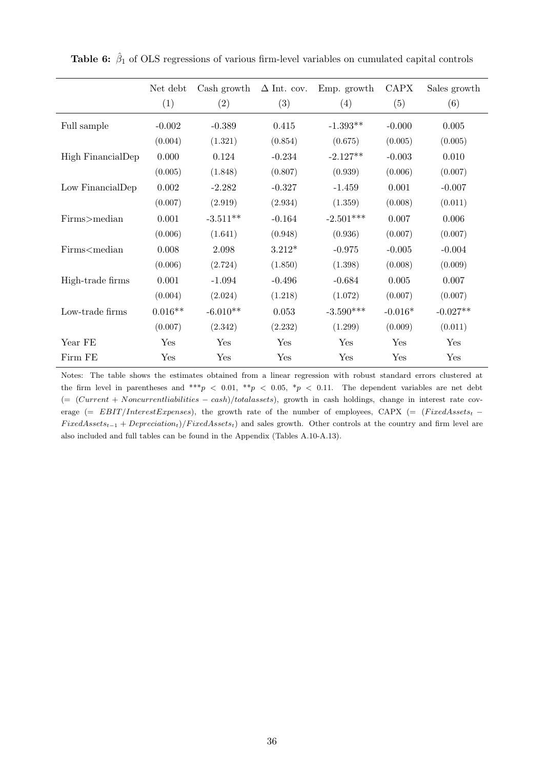**Table 6:** $\hat{\beta}_1$ of OLS regressions of various firm-level variables on cumulated capital controls

| | Net debt | Cash growth | $\Delta$ Int. cov. | Emp. growth | CAPX | Sales growth |
|---|---|---|---|---|---|---|
| | (1) | (2) | (3) | (4) | (5) | (6) |
| Full sample | -0.002 | -0.389 | 0.415 | -1.393** | -0.000 | 0.005 |
| | (0.004) | (1.321) | (0.854) | (0.675) | (0.005) | (0.005) |
| High FinancialDep | 0.000 | 0.124 | -0.234 | -2.127** | -0.003 | 0.010 |
| | (0.005) | (1.848) | (0.807) | (0.939) | (0.006) | (0.007) |
| Low FinancialDep | 0.002 | -2.282 | -0.327 | -1.459 | 0.001 | -0.007 |
| | (0.007) | (2.919) | (2.934) | (1.359) | (0.008) | (0.011) |
| Firms>median | 0.001 | -3.511** | -0.164 | -2.501*** | 0.007 | 0.006 |
| | (0.006) | (1.641) | (0.948) | (0.936) | (0.007) | (0.007) |
| Firms<median | 0.008 | 2.098 | 3.212* | -0.975 | -0.005 | -0.004 |
| | (0.006) | (2.724) | (1.850) | (1.398) | (0.008) | (0.009) |
| High-trade firms | 0.001 | -1.094 | -0.496 | -0.684 | 0.005 | 0.007 |
| | (0.004) | (2.024) | (1.218) | (1.072) | (0.007) | (0.007) |
| Low-trade firms | 0.016** | -6.010** | 0.053 | -3.590*** | -0.016* | -0.027** |
| | (0.007) | (2.342) | (2.232) | (1.299) | (0.009) | (0.011) |
| Year FE | Yes | Yes | Yes | Yes | Yes | Yes |
| Firm FE | Yes | Yes | Yes | Yes | Yes | Yes |

Notes: The table shows the estimates obtained from a linear regression with robust standard errors clustered at the firm level in parentheses and $^{***}p < 0.01$, $^{**}p < 0.05$, $^{*}p < 0.11$. The dependent variables are net debt $(= (Current + Noncurrentliabilities - cash)/totalassets)$, growth in cash holdings, change in interest rate coverage $(= EBIT/InterestExpenses)$, the growth rate of the number of employees, CAPX $(= (FixedAssets_t - FixedAssets_{t-1} + Depreciation_t)/FixedAssets_t)$ and sales growth. Other controls at the country and firm level are also included and full tables can be found in the Appendix (Tables A.10-A.13).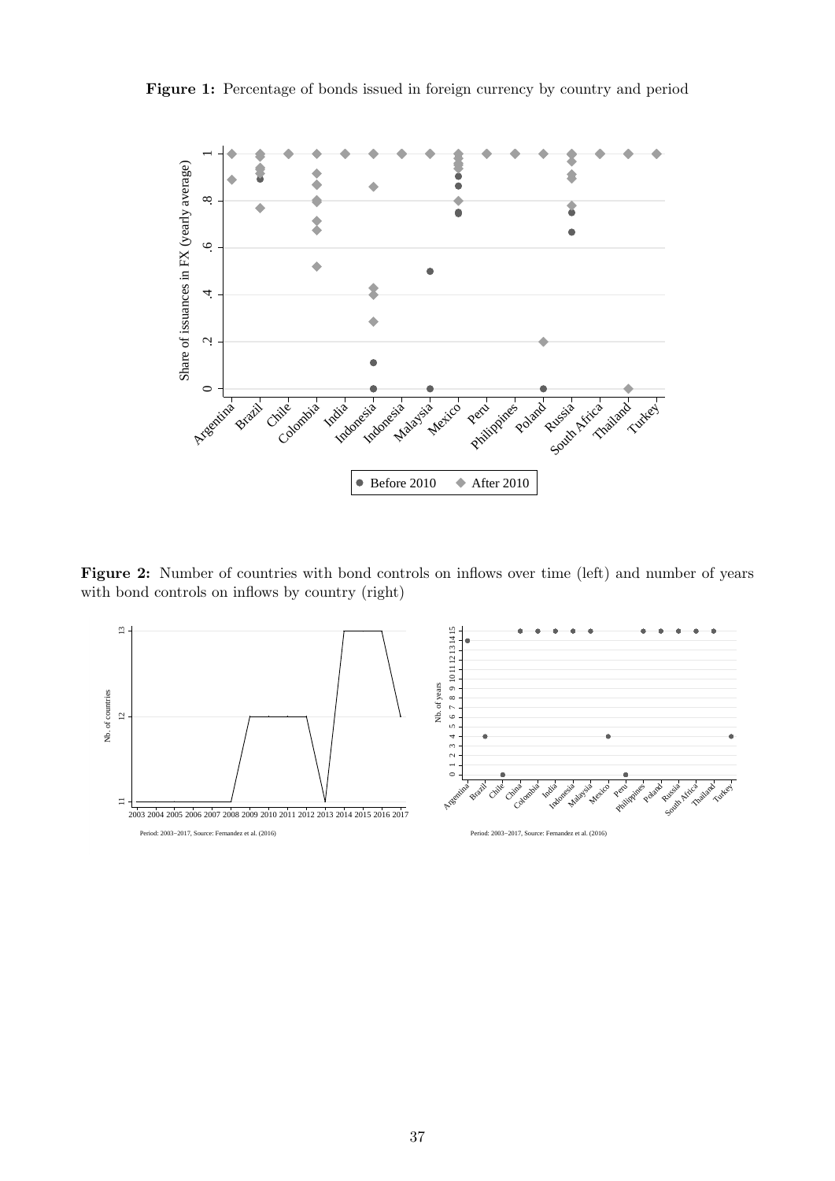**Figure 1:** Percentage of bonds issued in foreign currency by country and period

**Figure 2:** Number of countries with bond controls on inflows over time (left) and number of years with bond controls on inflows by country (right)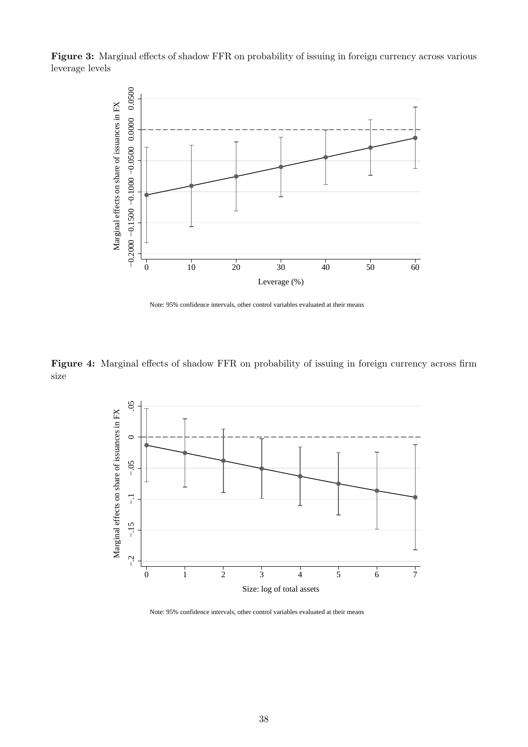**Figure 3:** Marginal effects of shadow FFR on probability of issuing in foreign currency across various leverage levels

Note: 95% confidence intervals, other control variables evaluated at their means

**Figure 4:** Marginal effects of shadow FFR on probability of issuing in foreign currency across firm size

Note: 95% confidence intervals, other control variables evaluated at their means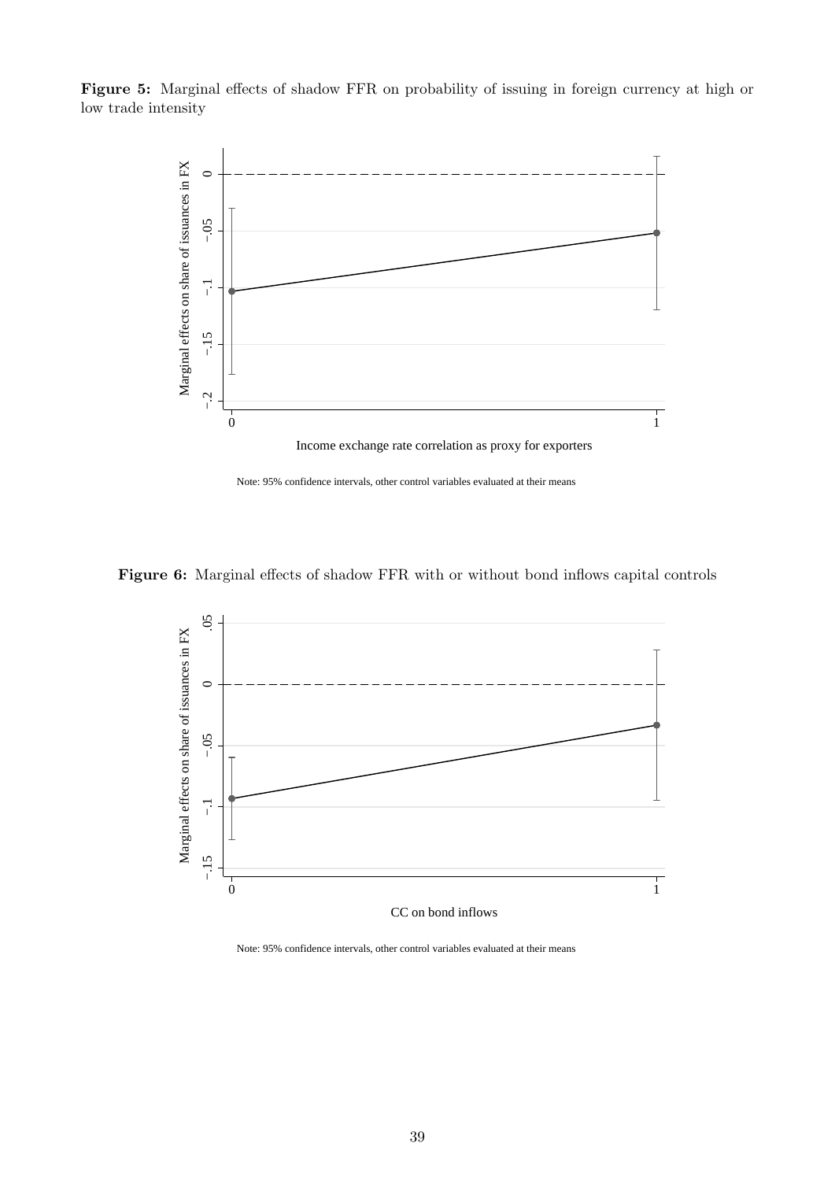**Figure 5:** Marginal effects of shadow FFR on probability of issuing in foreign currency at high or low trade intensity

Note: 95% confidence intervals, other control variables evaluated at their means

**Figure 6:** Marginal effects of shadow FFR with or without bond inflows capital controls

Note: 95% confidence intervals, other control variables evaluated at their means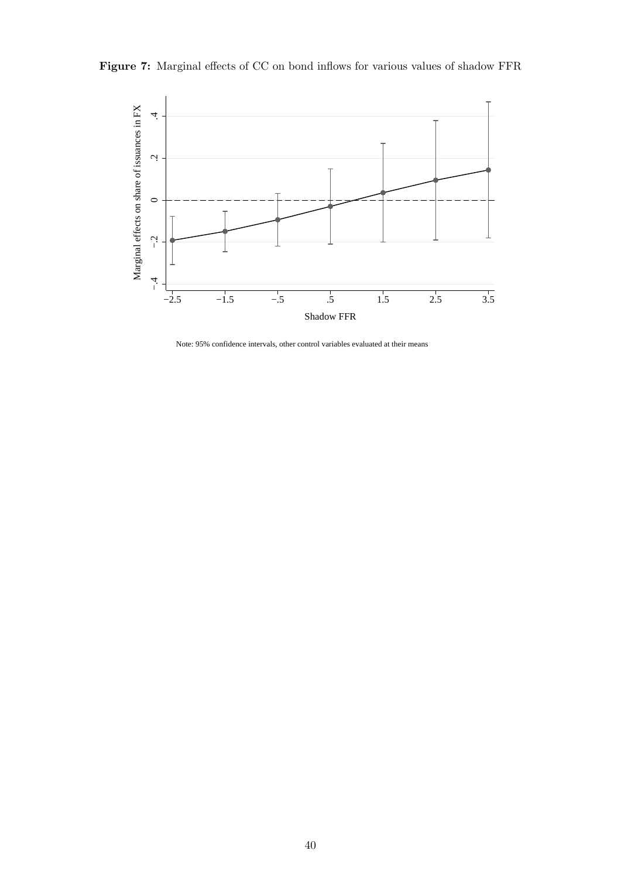**Figure 7:** Marginal effects of CC on bond inflows for various values of shadow FFR

Note: 95% confidence intervals, other control variables evaluated at their means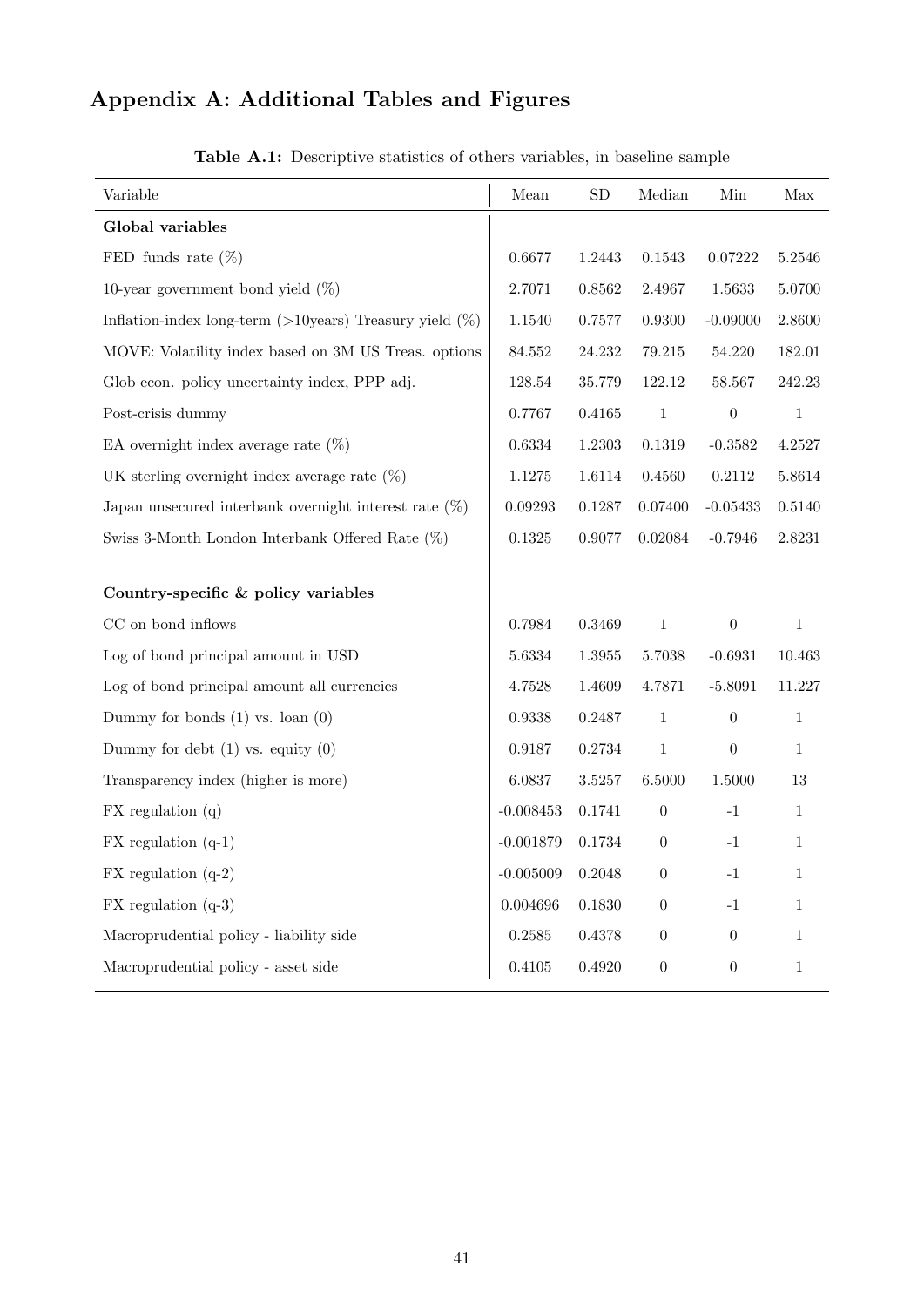# Appendix A: Additional Tables and Figures

**Table A.1:** Descriptive statistics of others variables, in baseline sample

| Variable | Mean | SD | Median | Min | Max |
|---|---|---|---|---|---|
| **Global variables** | | | | | |
| FED funds rate (%) | 0.6677 | 1.2443 | 0.1543 | 0.07222 | 5.2546 |
| 10-year government bond yield (%) | 2.7071 | 0.8562 | 2.4967 | 1.5633 | 5.0700 |
| Inflation-index long-term (>10years) Treasury yield (%) | 1.1540 | 0.7577 | 0.9300 | -0.09000 | 2.8600 |
| MOVE: Volatility index based on 3M US Treas. options | 84.552 | 24.232 | 79.215 | 54.220 | 182.01 |
| Glob econ. policy uncertainty index, PPP adj. | 128.54 | 35.779 | 122.12 | 58.567 | 242.23 |
| Post-crisis dummy | 0.7767 | 0.4165 | 1 | 0 | 1 |
| EA overnight index average rate (%) | 0.6334 | 1.2303 | 0.1319 | -0.3582 | 4.2527 |
| UK sterling overnight index average rate (%) | 1.1275 | 1.6114 | 0.4560 | 0.2112 | 5.8614 |
| Japan unsecured interbank overnight interest rate (%) | 0.09293 | 0.1287 | 0.07400 | -0.05433 | 0.5140 |
| Swiss 3-Month London Interbank Offered Rate (%) | 0.1325 | 0.9077 | 0.02084 | -0.7946 | 2.8231 |
| | | | | | |
| **Country-specific & policy variables** | | | | | |
| CC on bond inflows | 0.7984 | 0.3469 | 1 | 0 | 1 |
| Log of bond principal amount in USD | 5.6334 | 1.3955 | 5.7038 | -0.6931 | 10.463 |
| Log of bond principal amount all currencies | 4.7528 | 1.4609 | 4.7871 | -5.8091 | 11.227 |
| Dummy for bonds (1) vs. loan (0) | 0.9338 | 0.2487 | 1 | 0 | 1 |
| Dummy for debt (1) vs. equity (0) | 0.9187 | 0.2734 | 1 | 0 | 1 |
| Transparency index (higher is more) | 6.0837 | 3.5257 | 6.5000 | 1.5000 | 13 |
| FX regulation (q) | -0.008453 | 0.1741 | 0 | -1 | 1 |
| FX regulation (q-1) | -0.001879 | 0.1734 | 0 | -1 | 1 |
| FX regulation (q-2) | -0.005009 | 0.2048 | 0 | -1 | 1 |
| FX regulation (q-3) | 0.004696 | 0.1830 | 0 | -1 | 1 |
| Macroprudential policy - liability side | 0.2585 | 0.4378 | 0 | 0 | 1 |
| Macroprudential policy - asset side | 0.4105 | 0.4920 | 0 | 0 | 1 |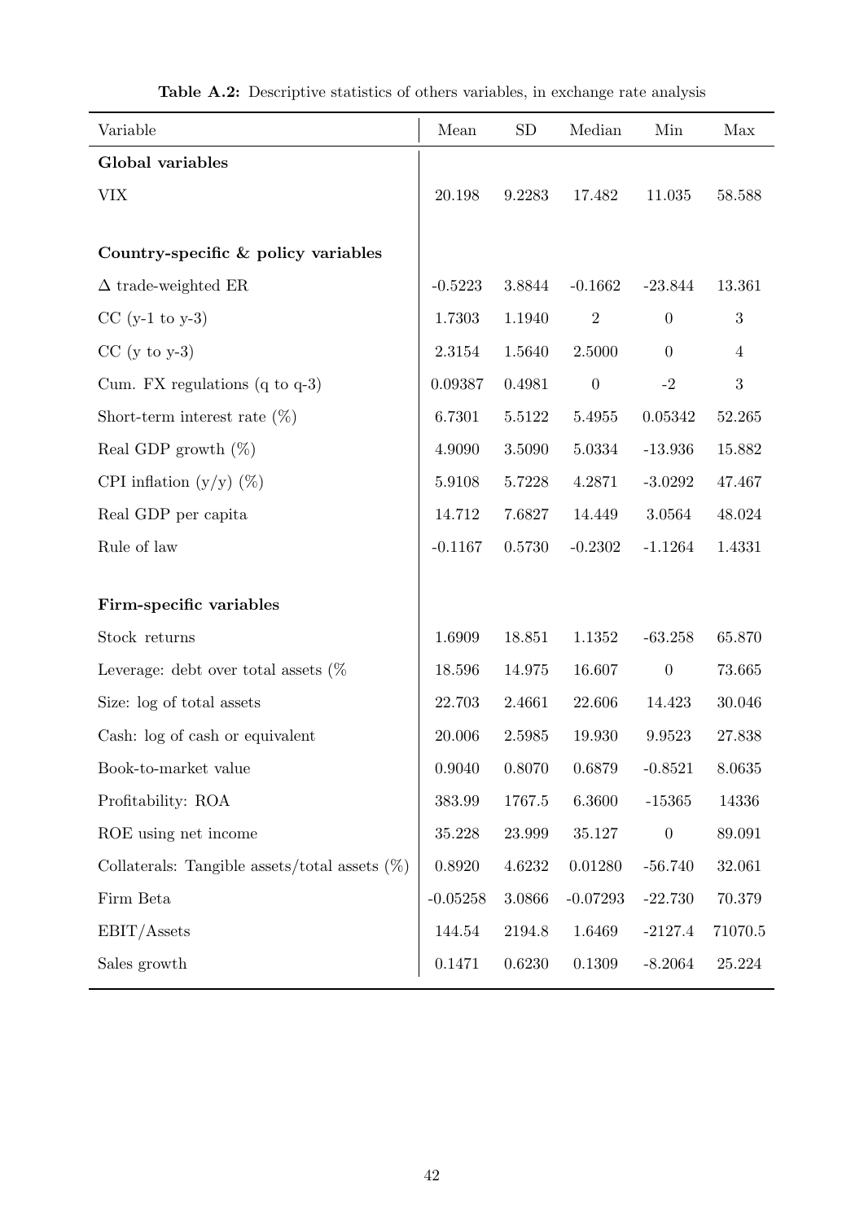**Table A.2:** Descriptive statistics of others variables, in exchange rate analysis

| Variable | Mean | SD | Median | Min | Max |
|---|---|---|---|---|---|
| **Global variables** | | | | | |
| VIX | 20.198 | 9.2283 | 17.482 | 11.035 | 58.588 |
| | | | | | |
| **Country-specific & policy variables** | | | | | |
| $\Delta$ trade-weighted ER | -0.5223 | 3.8844 | -0.1662 | -23.844 | 13.361 |
| CC (y-1 to y-3) | 1.7303 | 1.1940 | 2 | 0 | 3 |
| CC (y to y-3) | 2.3154 | 1.5640 | 2.5000 | 0 | 4 |
| Cum. FX regulations (q to q-3) | 0.09387 | 0.4981 | 0 | -2 | 3 |
| Short-term interest rate (%) | 6.7301 | 5.5122 | 5.4955 | 0.05342 | 52.265 |
| Real GDP growth (%) | 4.9090 | 3.5090 | 5.0334 | -13.936 | 15.882 |
| CPI inflation (y/y) (%) | 5.9108 | 5.7228 | 4.2871 | -3.0292 | 47.467 |
| Real GDP per capita | 14.712 | 7.6827 | 14.449 | 3.0564 | 48.024 |
| Rule of law | -0.1167 | 0.5730 | -0.2302 | -1.1264 | 1.4331 |
| | | | | | |
| **Firm-specific variables** | | | | | |
| Stock returns | 1.6909 | 18.851 | 1.1352 | -63.258 | 65.870 |
| Leverage: debt over total assets (% | 18.596 | 14.975 | 16.607 | 0 | 73.665 |
| Size: log of total assets | 22.703 | 2.4661 | 22.606 | 14.423 | 30.046 |
| Cash: log of cash or equivalent | 20.006 | 2.5985 | 19.930 | 9.9523 | 27.838 |
| Book-to-market value | 0.9040 | 0.8070 | 0.6879 | -0.8521 | 8.0635 |
| Profitability: ROA | 383.99 | 1767.5 | 6.3600 | -15365 | 14336 |
| ROE using net income | 35.228 | 23.999 | 35.127 | 0 | 89.091 |
| Collaterals: Tangible assets/total assets (%) | 0.8920 | 4.6232 | 0.01280 | -56.740 | 32.061 |
| Firm Beta | -0.05258 | 3.0866 | -0.07293 | -22.730 | 70.379 |
| EBIT/Assets | 144.54 | 2194.8 | 1.6469 | -2127.4 | 71070.5 |
| Sales growth | 0.1471 | 0.6230 | 0.1309 | -8.2064 | 25.224 |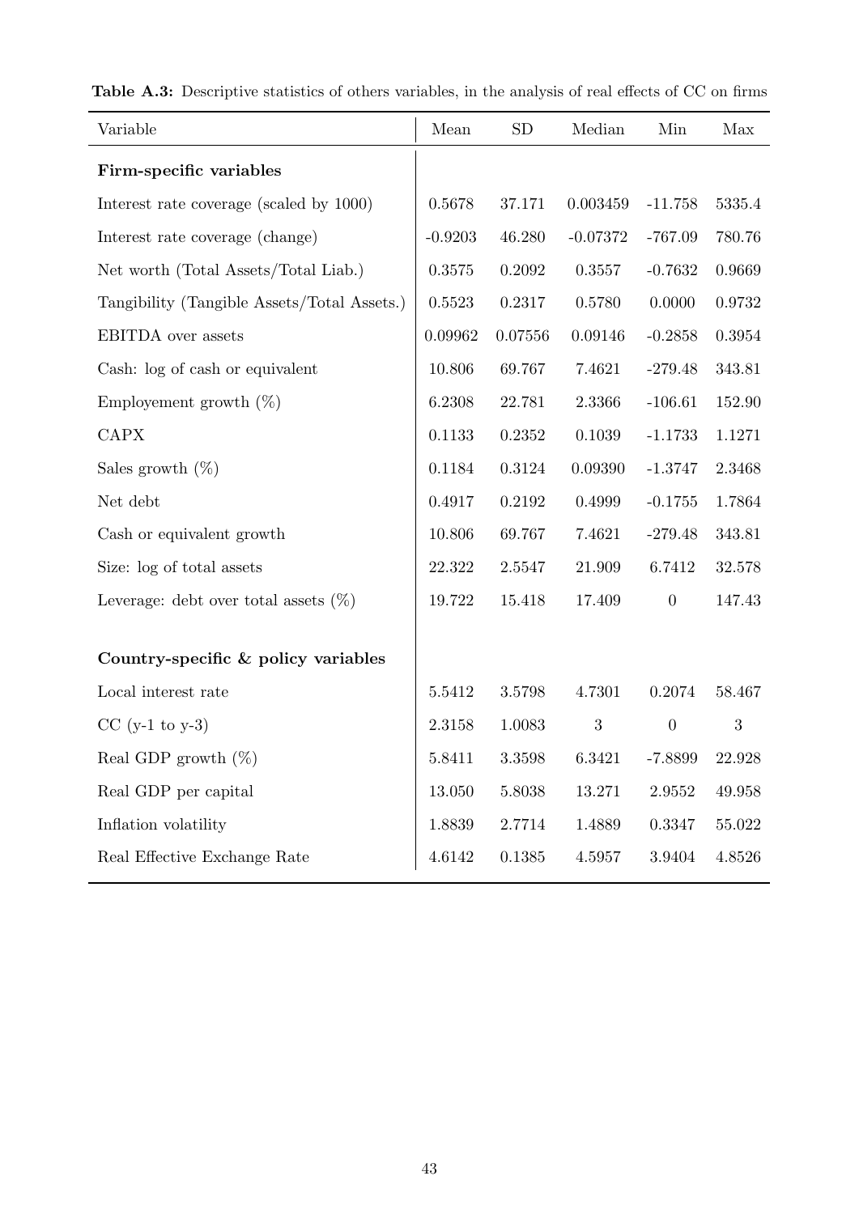**Table A.3:** Descriptive statistics of others variables, in the analysis of real effects of CC on firms

| Variable | Mean | SD | Median | Min | Max |
|---|---|---|---|---|---|
| **Firm-specific variables** | | | | | |
| Interest rate coverage (scaled by 1000) | 0.5678 | 37.171 | 0.003459 | -11.758 | 5335.4 |
| Interest rate coverage (change) | -0.9203 | 46.280 | -0.07372 | -767.09 | 780.76 |
| Net worth (Total Assets/Total Liab.) | 0.3575 | 0.2092 | 0.3557 | -0.7632 | 0.9669 |
| Tangibility (Tangible Assets/Total Assets.) | 0.5523 | 0.2317 | 0.5780 | 0.0000 | 0.9732 |
| EBITDA over assets | 0.09962 | 0.07556 | 0.09146 | -0.2858 | 0.3954 |
| Cash: log of cash or equivalent | 10.806 | 69.767 | 7.4621 | -279.48 | 343.81 |
| Employement growth (%) | 6.2308 | 22.781 | 2.3366 | -106.61 | 152.90 |
| CAPX | 0.1133 | 0.2352 | 0.1039 | -1.1733 | 1.1271 |
| Sales growth (%) | 0.1184 | 0.3124 | 0.09390 | -1.3747 | 2.3468 |
| Net debt | 0.4917 | 0.2192 | 0.4999 | -0.1755 | 1.7864 |
| Cash or equivalent growth | 10.806 | 69.767 | 7.4621 | -279.48 | 343.81 |
| Size: log of total assets | 22.322 | 2.5547 | 21.909 | 6.7412 | 32.578 |
| Leverage: debt over total assets (%) | 19.722 | 15.418 | 17.409 | 0 | 147.43 |
| | | | | | |
| **Country-specific & policy variables** | | | | | |
| Local interest rate | 5.5412 | 3.5798 | 4.7301 | 0.2074 | 58.467 |
| CC (y-1 to y-3) | 2.3158 | 1.0083 | 3 | 0 | 3 |
| Real GDP growth (%) | 5.8411 | 3.3598 | 6.3421 | -7.8899 | 22.928 |
| Real GDP per capital | 13.050 | 5.8038 | 13.271 | 2.9552 | 49.958 |
| Inflation volatility | 1.8839 | 2.7714 | 1.4889 | 0.3347 | 55.022 |
| Real Effective Exchange Rate | 4.6142 | 0.1385 | 4.5957 | 3.9404 | 4.8526 |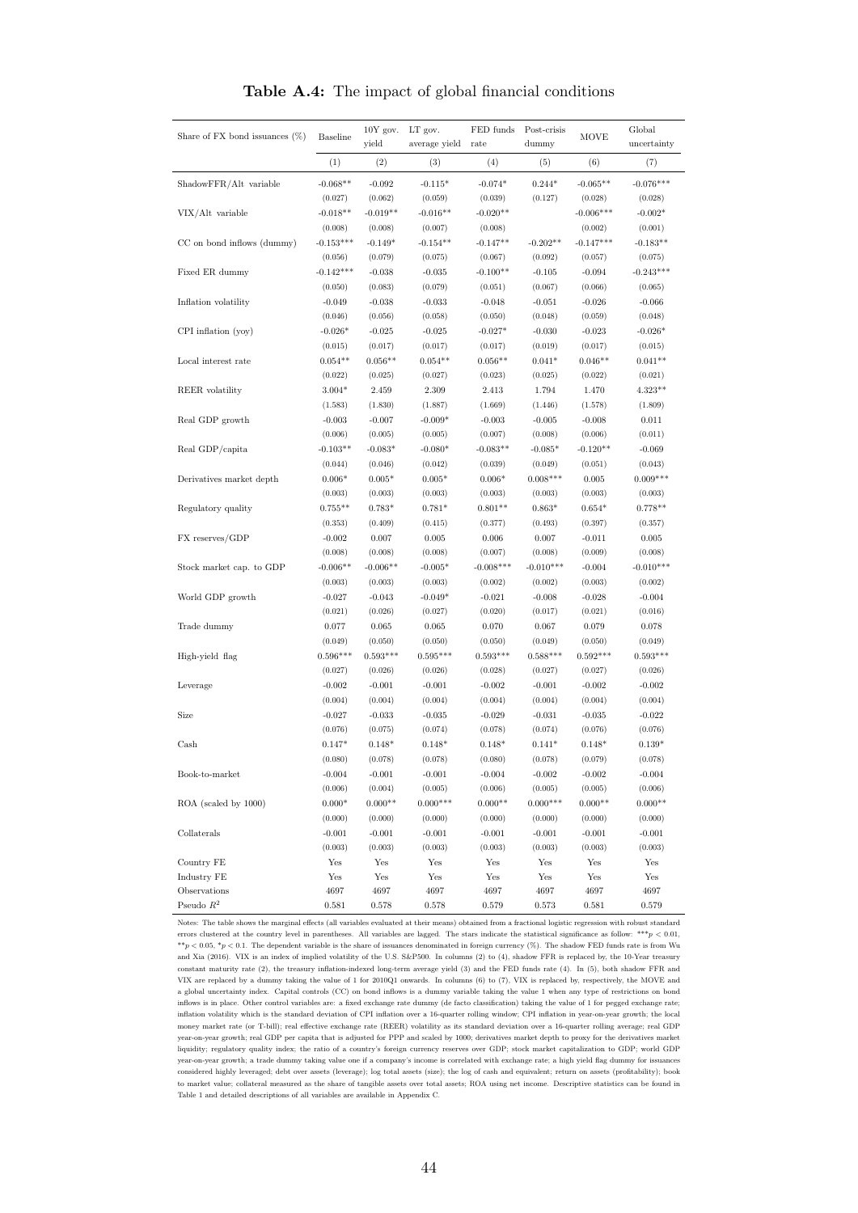**Table A.4:** The impact of global financial conditions

| Share of FX bond issuances (%) | Baseline | 10Y gov. yield | LT gov. average yield | FED funds rate | Post-crisis dummy | MOVE | Global uncertainty |
|---|---|---|---|---|---|---|---|
| | (1) | (2) | (3) | (4) | (5) | (6) | (7) |
| ShadowFFR/Alt variable | -0.068** | -0.092 | -0.115* | -0.074* | 0.244* | -0.065** | -0.076*** |
| | (0.027) | (0.062) | (0.059) | (0.039) | (0.127) | (0.028) | (0.028) |
| VIX/Alt variable | -0.018** | -0.019** | -0.016** | -0.020** | | -0.006*** | -0.002* |
| | (0.008) | (0.008) | (0.007) | (0.008) | | (0.002) | (0.001) |
| CC on bond inflows (dummy) | -0.153*** | -0.149* | -0.154** | -0.147** | -0.202** | -0.147*** | -0.183** |
| | (0.056) | (0.079) | (0.075) | (0.067) | (0.092) | (0.057) | (0.075) |
| Fixed ER dummy | -0.142*** | -0.038 | -0.035 | -0.100** | -0.105 | -0.094 | -0.243*** |
| | (0.050) | (0.083) | (0.079) | (0.051) | (0.067) | (0.066) | (0.065) |
| Inflation volatility | -0.049 | -0.038 | -0.033 | -0.048 | -0.051 | -0.026 | -0.066 |
| | (0.046) | (0.056) | (0.058) | (0.050) | (0.048) | (0.059) | (0.048) |
| CPI inflation (yoy) | -0.026* | -0.025 | -0.025 | -0.027* | -0.030 | -0.023 | -0.026* |
| | (0.015) | (0.017) | (0.017) | (0.017) | (0.019) | (0.017) | (0.015) |
| Local interest rate | 0.054** | 0.056** | 0.054** | 0.056** | 0.041* | 0.046** | 0.041** |
| | (0.022) | (0.025) | (0.027) | (0.023) | (0.025) | (0.022) | (0.021) |
| REER volatility | 3.004* | 2.459 | 2.309 | 2.413 | 1.794 | 1.470 | 4.323** |
| | (1.583) | (1.830) | (1.887) | (1.669) | (1.446) | (1.578) | (1.809) |
| Real GDP growth | -0.003 | -0.007 | -0.009* | -0.003 | -0.005 | -0.008 | 0.011 |
| | (0.006) | (0.005) | (0.005) | (0.007) | (0.008) | (0.006) | (0.011) |
| Real GDP/capita | -0.103** | -0.083* | -0.080* | -0.083** | -0.085* | -0.120** | -0.069 |
| | (0.044) | (0.046) | (0.042) | (0.039) | (0.049) | (0.051) | (0.043) |
| Derivatives market depth | 0.006* | 0.005* | 0.005* | 0.006* | 0.008*** | 0.005 | 0.009*** |
| | (0.003) | (0.003) | (0.003) | (0.003) | (0.003) | (0.003) | (0.003) |
| Regulatory quality | 0.755** | 0.783* | 0.781* | 0.801** | 0.863* | 0.654* | 0.778** |
| | (0.353) | (0.409) | (0.415) | (0.377) | (0.493) | (0.397) | (0.357) |
| FX reserves/GDP | -0.002 | 0.007 | 0.005 | 0.006 | 0.007 | -0.011 | 0.005 |
| | (0.008) | (0.008) | (0.008) | (0.007) | (0.008) | (0.009) | (0.008) |
| Stock market cap. to GDP | -0.006** | -0.006** | -0.005* | -0.008*** | -0.010*** | -0.004 | -0.010*** |
| | (0.003) | (0.003) | (0.003) | (0.002) | (0.002) | (0.003) | (0.002) |
| World GDP growth | -0.027 | -0.043 | -0.049* | -0.021 | -0.008 | -0.028 | -0.004 |
| | (0.021) | (0.026) | (0.027) | (0.020) | (0.017) | (0.021) | (0.016) |
| Trade dummy | 0.077 | 0.065 | 0.065 | 0.070 | 0.067 | 0.079 | 0.078 |
| | (0.049) | (0.050) | (0.050) | (0.050) | (0.049) | (0.050) | (0.049) |
| High-yield flag | 0.596*** | 0.593*** | 0.595*** | 0.593*** | 0.588*** | 0.592*** | 0.593*** |
| | (0.027) | (0.026) | (0.026) | (0.028) | (0.027) | (0.027) | (0.026) |
| Leverage | -0.002 | -0.001 | -0.001 | -0.002 | -0.001 | -0.002 | -0.002 |
| | (0.004) | (0.004) | (0.004) | (0.004) | (0.004) | (0.004) | (0.004) |
| Size | -0.027 | -0.033 | -0.035 | -0.029 | -0.031 | -0.035 | -0.022 |
| | (0.076) | (0.075) | (0.074) | (0.078) | (0.074) | (0.076) | (0.076) |
| Cash | 0.147* | 0.148* | 0.148* | 0.148* | 0.141* | 0.148* | 0.139* |
| | (0.080) | (0.078) | (0.078) | (0.080) | (0.078) | (0.079) | (0.078) |
| Book-to-market | -0.004 | -0.001 | -0.001 | -0.004 | -0.002 | -0.002 | -0.004 |
| | (0.006) | (0.004) | (0.005) | (0.006) | (0.005) | (0.005) | (0.006) |
| ROA (scaled by 1000) | 0.000* | 0.000** | 0.000*** | 0.000** | 0.000*** | 0.000** | 0.000** |
| | (0.000) | (0.000) | (0.000) | (0.000) | (0.000) | (0.000) | (0.000) |
| Collaterals | -0.001 | -0.001 | -0.001 | -0.001 | -0.001 | -0.001 | -0.001 |
| | (0.003) | (0.003) | (0.003) | (0.003) | (0.003) | (0.003) | (0.003) |
| Country FE | Yes | Yes | Yes | Yes | Yes | Yes | Yes |
| Industry FE | Yes | Yes | Yes | Yes | Yes | Yes | Yes |
| Observations | 4697 | 4697 | 4697 | 4697 | 4697 | 4697 | 4697 |
| Pseudo $R^2$ | 0.581 | 0.578 | 0.578 | 0.579 | 0.573 | 0.581 | 0.579 |

Notes: The table shows the marginal effects (all variables evaluated at their means) obtained from a fractional logistic regression with robust standard errors clustered at the country level in parentheses. All variables are lagged. The stars indicate the statistical significance as follow: $^{***}p < 0.01$, $^{**}p < 0.05$, $^{*}p < 0.1$. The dependent variable is the share of issuances denominated in foreign currency (%). The shadow FED funds rate is from Wu and Xia (2016). VIX is an index of implied volatility of the U.S. S&P500. In columns (2) to (4), shadow FFR is replaced by, the 10-Year treasury constant maturity rate (2), the treasury inflation-indexed long-term average yield (3) and the FED funds rate (4). In (5), both shadow FFR and VIX are replaced by a dummy taking the value of 1 for 2010Q1 onwards. In columns (6) to (7), VIX is replaced by, respectively, the MOVE and a global uncertainty index. Capital controls (CC) on bond inflows is a dummy variable taking the value 1 when any type of restrictions on bond inflows is in place. Other control variables are: a fixed exchange rate dummy (de facto classification) taking the value of 1 for pegged exchange rate; inflation volatility which is the standard deviation of CPI inflation over a 16-quarter rolling window; CPI inflation in year-on-year growth; the local money market rate (or T-bill); real effective exchange rate (REER) volatility as its standard deviation over a 16-quarter rolling average; real GDP year-on-year growth; real GDP per capita that is adjusted for PPP and scaled by 1000; derivatives market depth to proxy for the derivatives market liquidity; regulatory quality index; the ratio of a country's foreign currency reserves over GDP; stock market capitalization to GDP; world GDP year-on-year growth; a trade dummy taking value one if a company's income is correlated with exchange rate; a high yield flag dummy for issuances considered highly leveraged; debt over assets (leverage); log total assets (size); the log of cash and equivalent; return on assets (profitability); book to market value; collateral measured as the share of tangible assets over total assets; ROA using net income. Descriptive statistics can be found in Table 1 and detailed descriptions of all variables are available in Appendix C.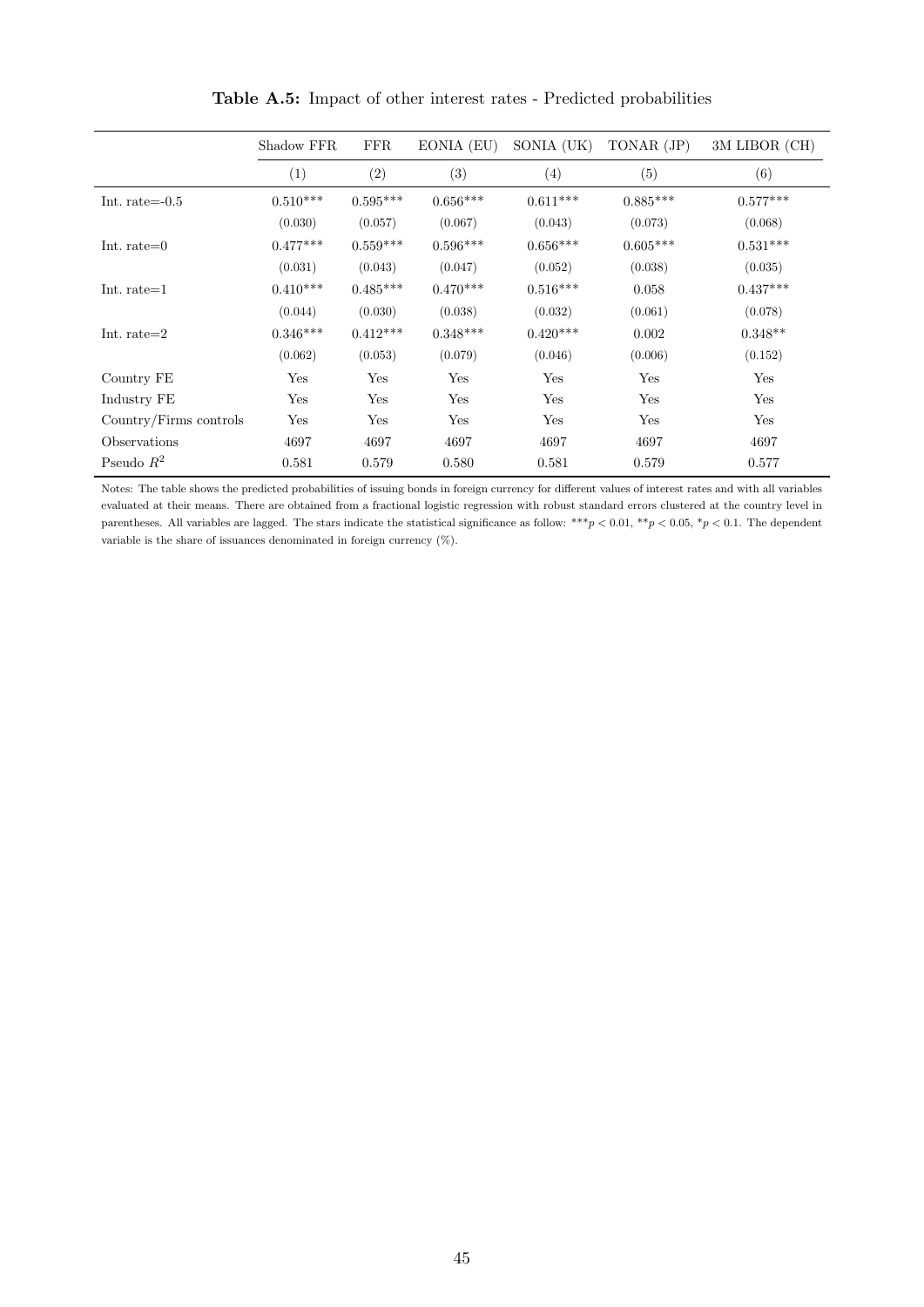**Table A.5:** Impact of other interest rates - Predicted probabilities

| | Shadow FFR | FFR | EONIA (EU) | SONIA (UK) | TONAR (JP) | 3M LIBOR (CH) |
|---|---|---|---|---|---|---|
| | (1) | (2) | (3) | (4) | (5) | (6) |
| Int. rate=-0.5 | 0.510*** | 0.595*** | 0.656*** | 0.611*** | 0.885*** | 0.577*** |
| | (0.030) | (0.057) | (0.067) | (0.043) | (0.073) | (0.068) |
| Int. rate=0 | 0.477*** | 0.559*** | 0.596*** | 0.656*** | 0.605*** | 0.531*** |
| | (0.031) | (0.043) | (0.047) | (0.052) | (0.038) | (0.035) |
| Int. rate=1 | 0.410*** | 0.485*** | 0.470*** | 0.516*** | 0.058 | 0.437*** |
| | (0.044) | (0.030) | (0.038) | (0.032) | (0.061) | (0.078) |
| Int. rate=2 | 0.346*** | 0.412*** | 0.348*** | 0.420*** | 0.002 | 0.348** |
| | (0.062) | (0.053) | (0.079) | (0.046) | (0.006) | (0.152) |
| Country FE | Yes | Yes | Yes | Yes | Yes | Yes |
| Industry FE | Yes | Yes | Yes | Yes | Yes | Yes |
| Country/Firms controls | Yes | Yes | Yes | Yes | Yes | Yes |
| Observations | 4697 | 4697 | 4697 | 4697 | 4697 | 4697 |
| Pseudo $R^2$ | 0.581 | 0.579 | 0.580 | 0.581 | 0.579 | 0.577 |

Notes: The table shows the predicted probabilities of issuing bonds in foreign currency for different values of interest rates and with all variables evaluated at their means. There are obtained from a fractional logistic regression with robust standard errors clustered at the country level in parentheses. All variables are lagged. The stars indicate the statistical significance as follow: $^{***}p < 0.01$, $^{**}p < 0.05$, $^{*}p < 0.1$. The dependent variable is the share of issuances denominated in foreign currency (%).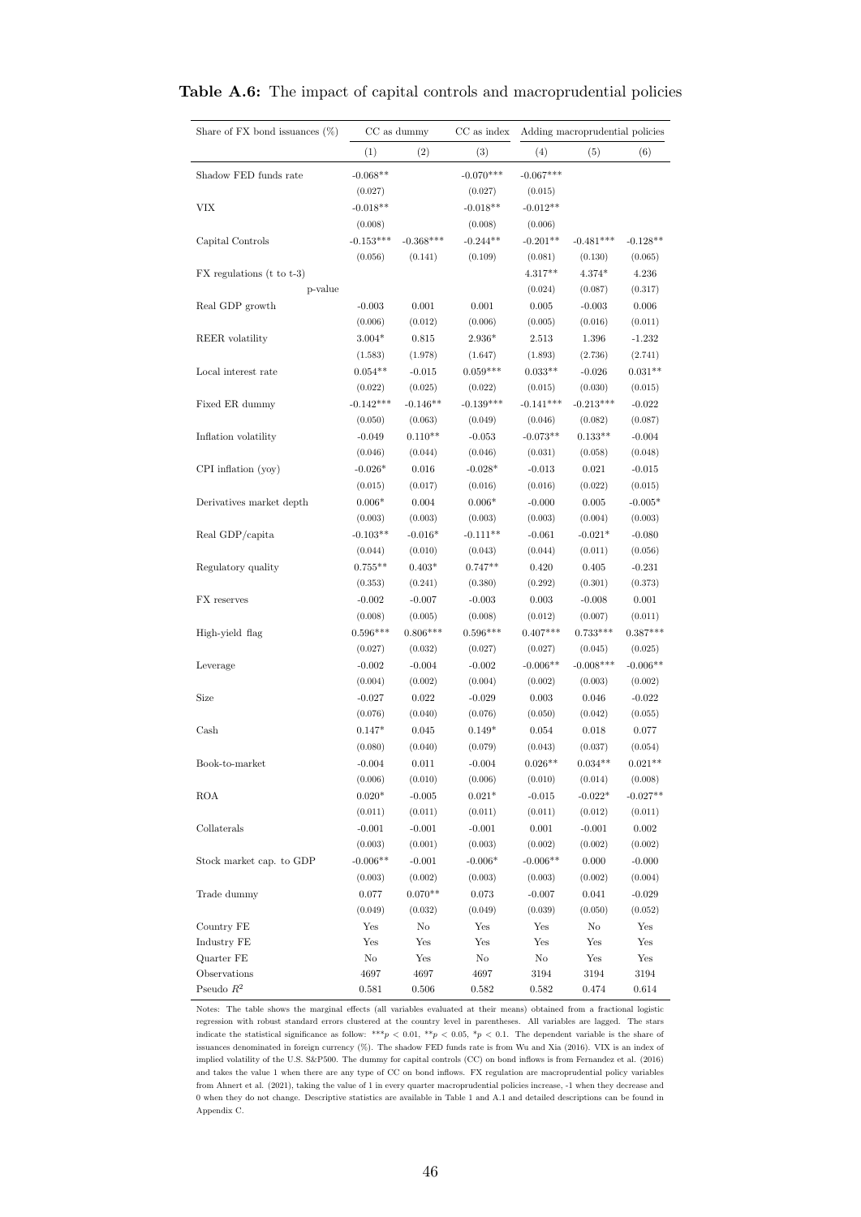**Table A.6:** The impact of capital controls and macroprudential policies

| Share of FX bond issuances (%) | CC as dummy | | CC as index | Adding macroprudential policies | | |
|---|---|---|---|---|---|---|
| | (1) | (2) | (3) | (4) | (5) | (6) |
| Shadow FED funds rate | -0.068** | | -0.070*** | -0.067*** | | |
| | (0.027) | | (0.027) | (0.015) | | |
| VIX | -0.018** | | -0.018** | -0.012** | | |
| | (0.008) | | (0.008) | (0.006) | | |
| Capital Controls | -0.153*** | -0.368*** | -0.244** | -0.201** | -0.481*** | -0.128** |
| | (0.056) | (0.141) | (0.109) | (0.081) | (0.130) | (0.065) |
| FX regulations (t to t-3) | | | | 4.317** | 4.374* | 4.236 |
| p-value | | | | (0.024) | (0.087) | (0.317) |
| Real GDP growth | -0.003 | 0.001 | 0.001 | 0.005 | -0.003 | 0.006 |
| | (0.006) | (0.012) | (0.006) | (0.005) | (0.016) | (0.011) |
| REER volatility | 3.004* | 0.815 | 2.936* | 2.513 | 1.396 | -1.232 |
| | (1.583) | (1.978) | (1.647) | (1.893) | (2.736) | (2.741) |
| Local interest rate | 0.054** | -0.015 | 0.059*** | 0.033** | -0.026 | 0.031** |
| | (0.022) | (0.025) | (0.022) | (0.015) | (0.030) | (0.015) |
| Fixed ER dummy | -0.142*** | -0.146** | -0.139*** | -0.141*** | -0.213*** | -0.022 |
| | (0.050) | (0.063) | (0.049) | (0.046) | (0.082) | (0.087) |
| Inflation volatility | -0.049 | 0.110** | -0.053 | -0.073** | 0.133** | -0.004 |
| | (0.046) | (0.044) | (0.046) | (0.031) | (0.058) | (0.048) |
| CPI inflation (yoy) | -0.026* | 0.016 | -0.028* | -0.013 | 0.021 | -0.015 |
| | (0.015) | (0.017) | (0.016) | (0.016) | (0.022) | (0.015) |
| Derivatives market depth | 0.006* | 0.004 | 0.006* | -0.000 | 0.005 | -0.005* |
| | (0.003) | (0.003) | (0.003) | (0.003) | (0.004) | (0.003) |
| Real GDP/capita | -0.103** | -0.016* | -0.111** | -0.061 | -0.021* | -0.080 |
| | (0.044) | (0.010) | (0.043) | (0.044) | (0.011) | (0.056) |
| Regulatory quality | 0.755** | 0.403* | 0.747** | 0.420 | 0.405 | -0.231 |
| | (0.353) | (0.241) | (0.380) | (0.292) | (0.301) | (0.373) |
| FX reserves | -0.002 | -0.007 | -0.003 | 0.003 | -0.008 | 0.001 |
| | (0.008) | (0.005) | (0.008) | (0.012) | (0.007) | (0.011) |
| High-yield flag | 0.596*** | 0.806*** | 0.596*** | 0.407*** | 0.733*** | 0.387*** |
| | (0.027) | (0.032) | (0.027) | (0.027) | (0.045) | (0.025) |
| Leverage | -0.002 | -0.004 | -0.002 | -0.006** | -0.008*** | -0.006** |
| | (0.004) | (0.002) | (0.004) | (0.002) | (0.003) | (0.002) |
| Size | -0.027 | 0.022 | -0.029 | 0.003 | 0.046 | -0.022 |
| | (0.076) | (0.040) | (0.076) | (0.050) | (0.042) | (0.055) |
| Cash | 0.147* | 0.045 | 0.149* | 0.054 | 0.018 | 0.077 |
| | (0.080) | (0.040) | (0.079) | (0.043) | (0.037) | (0.054) |
| Book-to-market | -0.004 | 0.011 | -0.004 | 0.026** | 0.034** | 0.021** |
| | (0.006) | (0.010) | (0.006) | (0.010) | (0.014) | (0.008) |
| ROA | 0.020* | -0.005 | 0.021* | -0.015 | -0.022* | -0.027** |
| | (0.011) | (0.011) | (0.011) | (0.011) | (0.012) | (0.011) |
| Collaterals | -0.001 | -0.001 | -0.001 | 0.001 | -0.001 | 0.002 |
| | (0.003) | (0.001) | (0.003) | (0.002) | (0.002) | (0.002) |
| Stock market cap. to GDP | -0.006** | -0.001 | -0.006* | -0.006** | 0.000 | -0.000 |
| | (0.003) | (0.002) | (0.003) | (0.003) | (0.002) | (0.004) |
| Trade dummy | 0.077 | 0.070** | 0.073 | -0.007 | 0.041 | -0.029 |
| | (0.049) | (0.032) | (0.049) | (0.039) | (0.050) | (0.052) |
| Country FE | Yes | No | Yes | Yes | No | Yes |
| Industry FE | Yes | Yes | Yes | Yes | Yes | Yes |
| Quarter FE | No | Yes | No | No | Yes | Yes |
| Observations | 4697 | 4697 | 4697 | 3194 | 3194 | 3194 |
| Pseudo $R^2$ | 0.581 | 0.506 | 0.582 | 0.582 | 0.474 | 0.614 |

Notes: The table shows the marginal effects (all variables evaluated at their means) obtained from a fractional logistic regression with robust standard errors clustered at the country level in parentheses. All variables are lagged. The stars indicate the statistical significance as follow: $^{***}p < 0.01$, $^{**}p < 0.05$, $^{*}p < 0.1$. The dependent variable is the share of issuances denominated in foreign currency (%). The shadow FED funds rate is from Wu and Xia (2016). VIX is an index of implied volatility of the U.S. S&P500. The dummy for capital controls (CC) on bond inflows is from Fernandez et al. (2016) and takes the value 1 when there are any type of CC on bond inflows. FX regulation are macroprudential policy variables from Ahnert et al. (2021), taking the value of 1 in every quarter macroprudential policies increase, -1 when they decrease and 0 when they do not change. Descriptive statistics are available in Table 1 and A.1 and detailed descriptions can be found in Appendix C.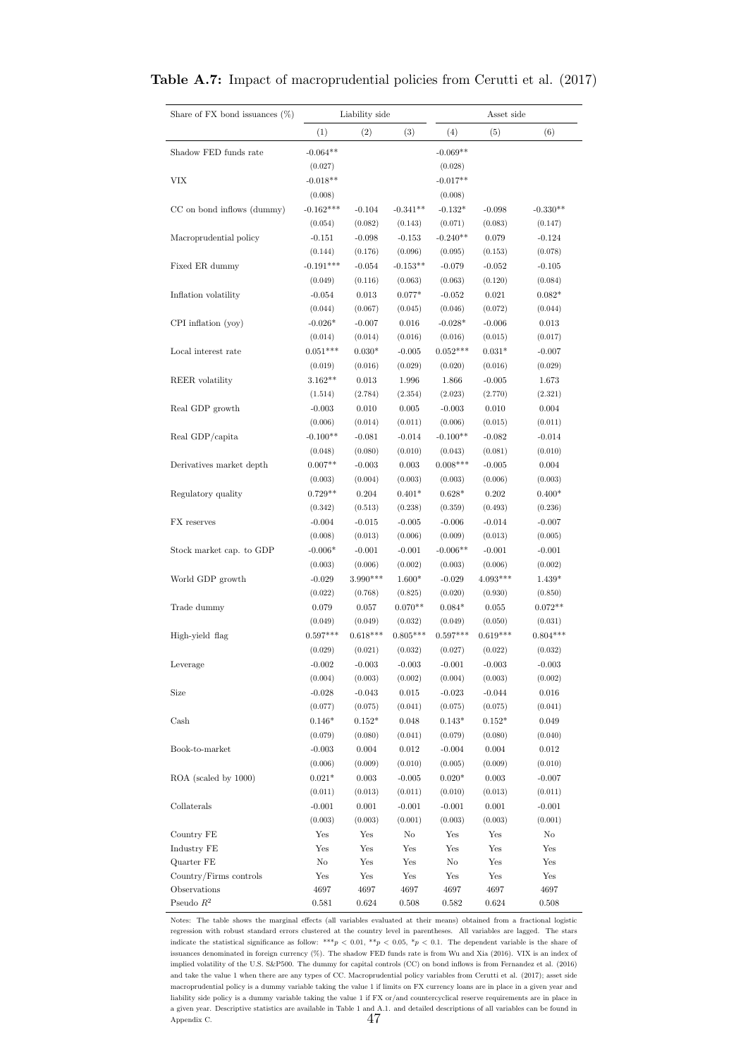**Table A.7:** Impact of macroprudential policies from Cerutti et al. (2017)

| Share of FX bond issuances (%) | Liability side | | | Asset side | | |
|---|---|---|---|---|---|---|
| | (1) | (2) | (3) | (4) | (5) | (6) |
| Shadow FED funds rate | -0.064** | | | -0.069** | | |
| | (0.027) | | | (0.028) | | |
| VIX | -0.018** | | | -0.017** | | |
| | (0.008) | | | (0.008) | | |
| CC on bond inflows (dummy) | -0.162*** | -0.104 | -0.341** | -0.132* | -0.098 | -0.330** |
| | (0.054) | (0.082) | (0.143) | (0.071) | (0.083) | (0.147) |
| Macroprudential policy | -0.151 | -0.098 | -0.153 | -0.240** | 0.079 | -0.124 |
| | (0.144) | (0.176) | (0.096) | (0.095) | (0.153) | (0.078) |
| Fixed ER dummy | -0.191*** | -0.054 | -0.153** | -0.079 | -0.052 | -0.105 |
| | (0.049) | (0.116) | (0.063) | (0.063) | (0.120) | (0.084) |
| Inflation volatility | -0.054 | 0.013 | 0.077* | -0.052 | 0.021 | 0.082* |
| | (0.044) | (0.067) | (0.045) | (0.046) | (0.072) | (0.044) |
| CPI inflation (yoy) | -0.026* | -0.007 | 0.016 | -0.028* | -0.006 | 0.013 |
| | (0.014) | (0.014) | (0.016) | (0.016) | (0.015) | (0.017) |
| Local interest rate | 0.051*** | 0.030* | -0.005 | 0.052*** | 0.031* | -0.007 |
| | (0.019) | (0.016) | (0.029) | (0.020) | (0.016) | (0.029) |
| REER volatility | 3.162** | 0.013 | 1.996 | 1.866 | -0.005 | 1.673 |
| | (1.514) | (2.784) | (2.354) | (2.023) | (2.770) | (2.321) |
| Real GDP growth | -0.003 | 0.010 | 0.005 | -0.003 | 0.010 | 0.004 |
| | (0.006) | (0.014) | (0.011) | (0.006) | (0.015) | (0.011) |
| Real GDP/capita | -0.100** | -0.081 | -0.014 | -0.100** | -0.082 | -0.014 |
| | (0.048) | (0.080) | (0.010) | (0.043) | (0.081) | (0.010) |
| Derivatives market depth | 0.007** | -0.003 | 0.003 | 0.008*** | -0.005 | 0.004 |
| | (0.003) | (0.004) | (0.003) | (0.003) | (0.006) | (0.003) |
| Regulatory quality | 0.729** | 0.204 | 0.401* | 0.628* | 0.202 | 0.400* |
| | (0.342) | (0.513) | (0.238) | (0.359) | (0.493) | (0.236) |
| FX reserves | -0.004 | -0.015 | -0.005 | -0.006 | -0.014 | -0.007 |
| | (0.008) | (0.013) | (0.006) | (0.009) | (0.013) | (0.005) |
| Stock market cap. to GDP | -0.006* | -0.001 | -0.001 | -0.006** | -0.001 | -0.001 |
| | (0.003) | (0.006) | (0.002) | (0.003) | (0.006) | (0.002) |
| World GDP growth | -0.029 | 3.990*** | 1.600* | -0.029 | 4.093*** | 1.439* |
| | (0.022) | (0.768) | (0.825) | (0.020) | (0.930) | (0.850) |
| Trade dummy | 0.079 | 0.057 | 0.070** | 0.084* | 0.055 | 0.072** |
| | (0.049) | (0.049) | (0.032) | (0.049) | (0.050) | (0.031) |
| High-yield flag | 0.597*** | 0.618*** | 0.805*** | 0.597*** | 0.619*** | 0.804*** |
| | (0.029) | (0.021) | (0.032) | (0.027) | (0.022) | (0.032) |
| Leverage | -0.002 | -0.003 | -0.003 | -0.001 | -0.003 | -0.003 |
| | (0.004) | (0.003) | (0.002) | (0.004) | (0.003) | (0.002) |
| Size | -0.028 | -0.043 | 0.015 | -0.023 | -0.044 | 0.016 |
| | (0.077) | (0.075) | (0.041) | (0.075) | (0.075) | (0.041) |
| Cash | 0.146* | 0.152* | 0.048 | 0.143* | 0.152* | 0.049 |
| | (0.079) | (0.080) | (0.041) | (0.079) | (0.080) | (0.040) |
| Book-to-market | -0.003 | 0.004 | 0.012 | -0.004 | 0.004 | 0.012 |
| | (0.006) | (0.009) | (0.010) | (0.005) | (0.009) | (0.010) |
| ROA (scaled by 1000) | 0.021* | 0.003 | -0.005 | 0.020* | 0.003 | -0.007 |
| | (0.011) | (0.013) | (0.011) | (0.010) | (0.013) | (0.011) |
| Collaterals | -0.001 | 0.001 | -0.001 | -0.001 | 0.001 | -0.001 |
| | (0.003) | (0.003) | (0.001) | (0.003) | (0.003) | (0.001) |
| Country FE | Yes | Yes | No | Yes | Yes | No |
| Industry FE | Yes | Yes | Yes | Yes | Yes | Yes |
| Quarter FE | No | Yes | Yes | No | Yes | Yes |
| Country/Firms controls | Yes | Yes | Yes | Yes | Yes | Yes |
| Observations | 4697 | 4697 | 4697 | 4697 | 4697 | 4697 |
| Pseudo $R^2$ | 0.581 | 0.624 | 0.508 | 0.582 | 0.624 | 0.508 |

Notes: The table shows the marginal effects (all variables evaluated at their means) obtained from a fractional logistic regression with robust standard errors clustered at the country level in parentheses. All variables are lagged. The stars indicate the statistical significance as follow: ***$p < 0.01$, **$p < 0.05$, *$p < 0.1$. The dependent variable is the share of issuances denominated in foreign currency (%). The shadow FED funds rate is from Wu and Xia (2016). VIX is an index of implied volatility of the U.S. S&P500. The dummy for capital controls (CC) on bond inflows is from Fernandez et al. (2016) and take the value 1 when there are any types of CC. Macroprudential policy variables from Cerutti et al. (2017); asset side macroprudential policy is a dummy variable taking the value 1 if limits on FX currency loans are in place in a given year and liability side policy is a dummy variable taking the value 1 if FX or/and countercyclical reserve requirements are in place in a given year. Descriptive statistics are available in Table 1 and A.1. and detailed descriptions of all variables can be found in Appendix C.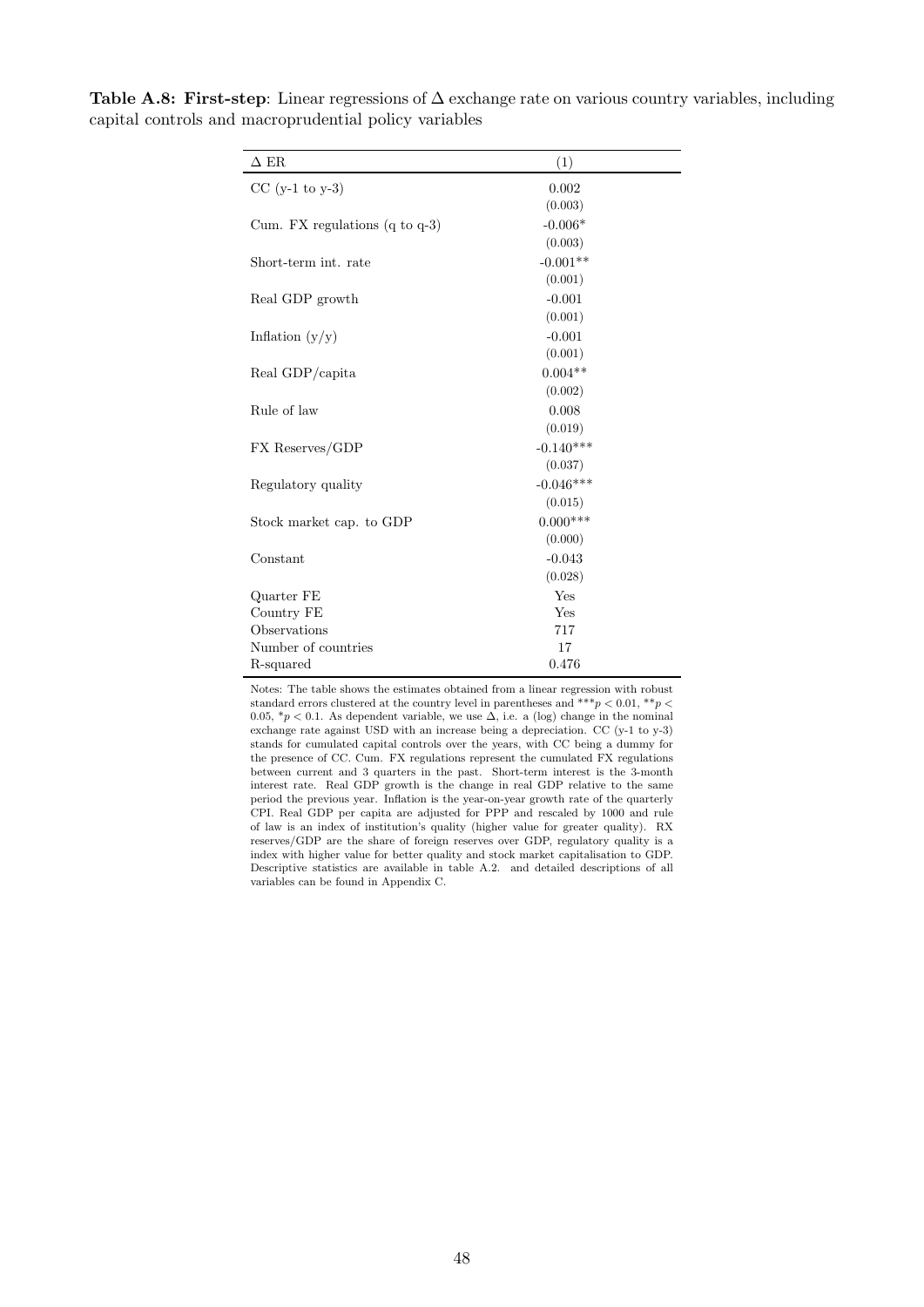**Table A.8: First-step**: Linear regressions of $\Delta$ exchange rate on various country variables, including capital controls and macroprudential policy variables

| $\Delta$ ER | (1) |
|---|---|
| CC (y-1 to y-3) | 0.002 |
| | (0.003) |
| Cum. FX regulations (q to q-3) | -0.006* |
| | (0.003) |
| Short-term int. rate | -0.001** |
| | (0.001) |
| Real GDP growth | -0.001 |
| | (0.001) |
| Inflation (y/y) | -0.001 |
| | (0.001) |
| Real GDP/capita | 0.004** |
| | (0.002) |
| Rule of law | 0.008 |
| | (0.019) |
| FX Reserves/GDP | -0.140*** |
| | (0.037) |
| Regulatory quality | -0.046*** |
| | (0.015) |
| Stock market cap. to GDP | 0.000*** |
| | (0.000) |
| Constant | -0.043 |
| | (0.028) |
| Quarter FE | Yes |
| Country FE | Yes |
| Observations | 717 |
| Number of countries | 17 |
| R-squared | 0.476 |

Notes: The table shows the estimates obtained from a linear regression with robust standard errors clustered at the country level in parentheses and $^{***}p < 0.01$, $^{**}p < 0.05$, $^{*}p < 0.1$. As dependent variable, we use $\Delta$, i.e. a (log) change in the nominal exchange rate against USD with an increase being a depreciation. CC (y-1 to y-3) stands for cumulated capital controls over the years, with CC being a dummy for the presence of CC. Cum. FX regulations represent the cumulated FX regulations between current and 3 quarters in the past. Short-term interest is the 3-month interest rate. Real GDP growth is the change in real GDP relative to the same period the previous year. Inflation is the year-on-year growth rate of the quarterly CPI. Real GDP per capita are adjusted for PPP and rescaled by 1000 and rule of law is an index of institution's quality (higher value for greater quality). RX reserves/GDP are the share of foreign reserves over GDP, regulatory quality is a index with higher value for better quality and stock market capitalisation to GDP. Descriptive statistics are available in table A.2. and detailed descriptions of all variables can be found in Appendix C.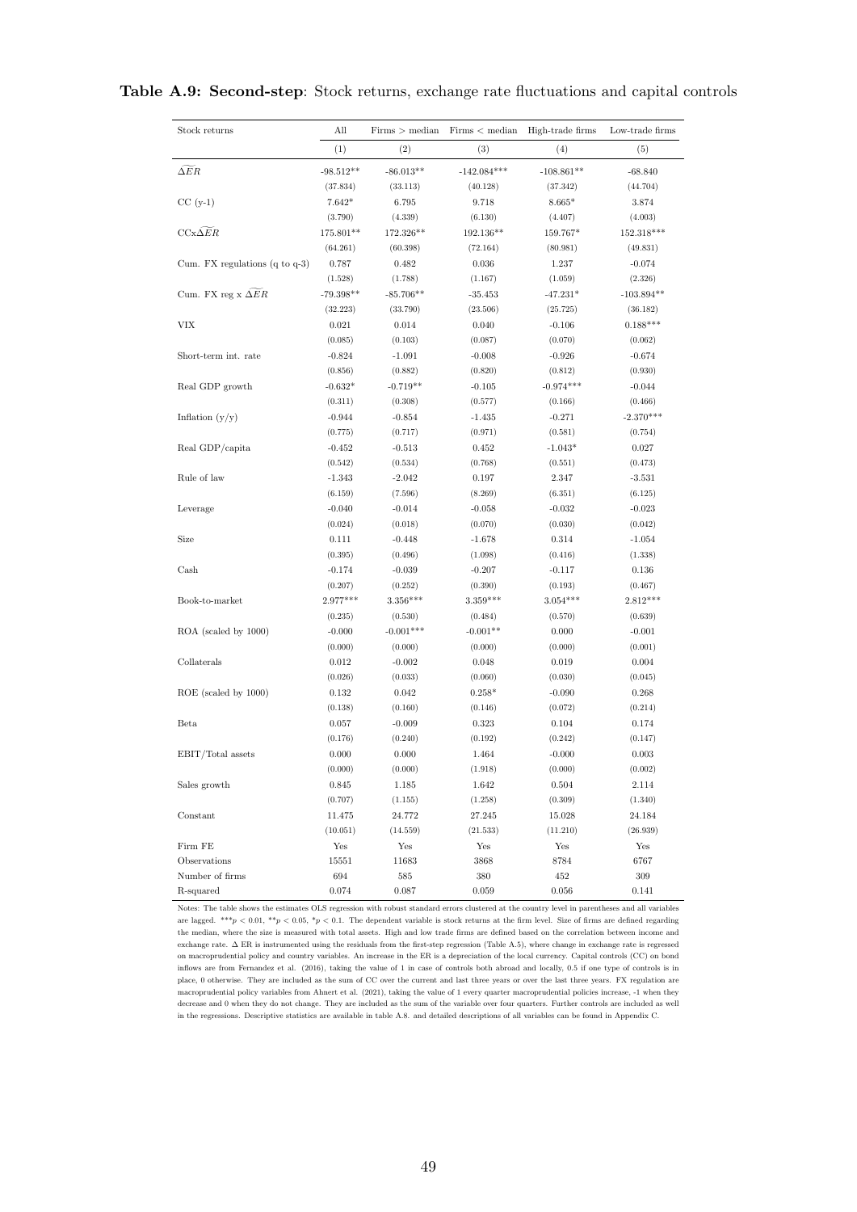**Table A.9: Second-step**: Stock returns, exchange rate fluctuations and capital controls

| Stock returns | All | Firms > median | Firms < median | High-trade firms | Low-trade firms |
|---|---|---|---|---|---|
| | (1) | (2) | (3) | (4) | (5) |
| $\widetilde{\Delta ER}$ | -98.512** | -86.013** | -142.084*** | -108.861** | -68.840 |
| | (37.834) | (33.113) | (40.128) | (37.342) | (44.704) |
| CC (y-1) | 7.642* | 6.795 | 9.718 | 8.665* | 3.874 |
| | (3.790) | (4.339) | (6.130) | (4.407) | (4.003) |
| CCx$\widetilde{\Delta ER}$ | 175.801** | 172.326** | 192.136** | 159.767* | 152.318*** |
| | (64.261) | (60.398) | (72.164) | (80.981) | (49.831) |
| Cum. FX regulations (q to q-3) | 0.787 | 0.482 | 0.036 | 1.237 | -0.074 |
| | (1.528) | (1.788) | (1.167) | (1.059) | (2.326) |
| Cum. FX reg x $\widetilde{\Delta ER}$ | -79.398** | -85.706** | -35.453 | -47.231* | -103.894** |
| | (32.223) | (33.790) | (23.506) | (25.725) | (36.182) |
| VIX | 0.021 | 0.014 | 0.040 | -0.106 | 0.188*** |
| | (0.085) | (0.103) | (0.087) | (0.070) | (0.062) |
| Short-term int. rate | -0.824 | -1.091 | -0.008 | -0.926 | -0.674 |
| | (0.856) | (0.882) | (0.820) | (0.812) | (0.930) |
| Real GDP growth | -0.632* | -0.719** | -0.105 | -0.974*** | -0.044 |
| | (0.311) | (0.308) | (0.577) | (0.166) | (0.466) |
| Inflation (y/y) | -0.944 | -0.854 | -1.435 | -0.271 | -2.370*** |
| | (0.775) | (0.717) | (0.971) | (0.581) | (0.754) |
| Real GDP/capita | -0.452 | -0.513 | 0.452 | -1.043* | 0.027 |
| | (0.542) | (0.534) | (0.768) | (0.551) | (0.473) |
| Rule of law | -1.343 | -2.042 | 0.197 | 2.347 | -3.531 |
| | (6.159) | (7.596) | (8.269) | (6.351) | (6.125) |
| Leverage | -0.040 | -0.014 | -0.058 | -0.032 | -0.023 |
| | (0.024) | (0.018) | (0.070) | (0.030) | (0.042) |
| Size | 0.111 | -0.448 | -1.678 | 0.314 | -1.054 |
| | (0.395) | (0.496) | (1.098) | (0.416) | (1.338) |
| Cash | -0.174 | -0.039 | -0.207 | -0.117 | 0.136 |
| | (0.207) | (0.252) | (0.390) | (0.193) | (0.467) |
| Book-to-market | 2.977*** | 3.356*** | 3.359*** | 3.054*** | 2.812*** |
| | (0.235) | (0.530) | (0.484) | (0.570) | (0.639) |
| ROA (scaled by 1000) | -0.000 | -0.001*** | -0.001** | 0.000 | -0.001 |
| | (0.000) | (0.000) | (0.000) | (0.000) | (0.001) |
| Collaterals | 0.012 | -0.002 | 0.048 | 0.019 | 0.004 |
| | (0.026) | (0.033) | (0.060) | (0.030) | (0.045) |
| ROE (scaled by 1000) | 0.132 | 0.042 | 0.258* | -0.090 | 0.268 |
| | (0.138) | (0.160) | (0.146) | (0.072) | (0.214) |
| Beta | 0.057 | -0.009 | 0.323 | 0.104 | 0.174 |
| | (0.176) | (0.240) | (0.192) | (0.242) | (0.147) |
| EBIT/Total assets | 0.000 | 0.000 | 1.464 | -0.000 | 0.003 |
| | (0.000) | (0.000) | (1.918) | (0.000) | (0.002) |
| Sales growth | 0.845 | 1.185 | 1.642 | 0.504 | 2.114 |
| | (0.707) | (1.155) | (1.258) | (0.309) | (1.340) |
| Constant | 11.475 | 24.772 | 27.245 | 15.028 | 24.184 |
| | (10.051) | (14.559) | (21.533) | (11.210) | (26.939) |
| Firm FE | Yes | Yes | Yes | Yes | Yes |
| Observations | 15551 | 11683 | 3868 | 8784 | 6767 |
| Number of firms | 694 | 585 | 380 | 452 | 309 |
| R-squared | 0.074 | 0.087 | 0.059 | 0.056 | 0.141 |

Notes: The table shows the estimates OLS regression with robust standard errors clustered at the country level in parentheses and all variables are lagged. $***p < 0.01$, $**p < 0.05$, $*p < 0.1$. The dependent variable is stock returns at the firm level. Size of firms are defined regarding the median, where the size is measured with total assets. High and low trade firms are defined based on the correlation between income and exchange rate. Δ ER is instrumented using the residuals from the first-step regression (Table A.5), where change in exchange rate is regressed on macroprudential policy and country variables. An increase in the ER is a depreciation of the local currency. Capital controls (CC) on bond inflows are from Fernandez et al. (2016), taking the value of 1 in case of controls both abroad and locally, 0.5 if one type of controls is in place, 0 otherwise. They are included as the sum of CC over the current and last three years or over the last three years. FX regulation are macroprudential policy variables from Ahnert et al. (2021), taking the value of 1 every quarter macroprudential policies increase, -1 when they decrease and 0 when they do not change. They are included as the sum of the variable over four quarters. Further controls are included as well in the regressions. Descriptive statistics are available in table A.8. and detailed descriptions of all variables can be found in Appendix C.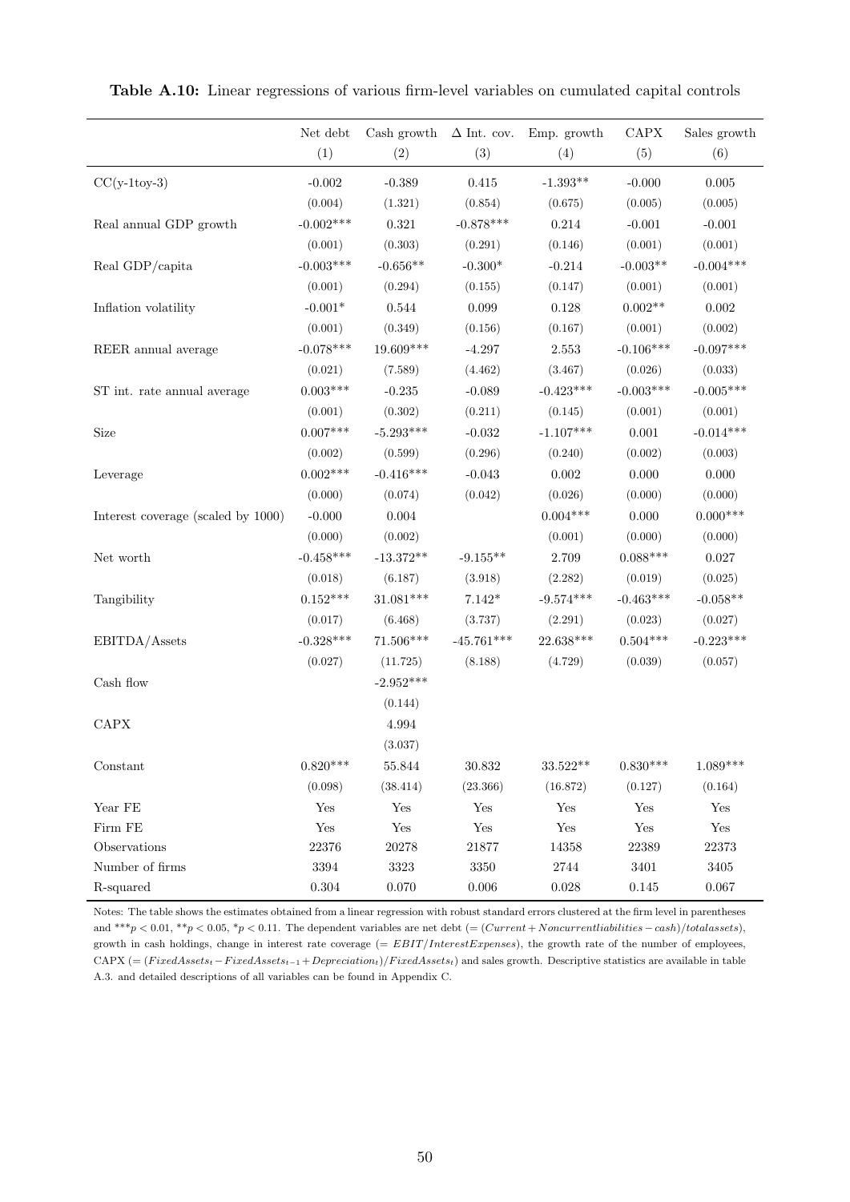**Table A.10:** Linear regressions of various firm-level variables on cumulated capital controls

| | Net debt | Cash growth | Δ Int. cov. | Emp. growth | CAPX | Sales growth |
|---|---|---|---|---|---|---|
| | (1) | (2) | (3) | (4) | (5) | (6) |
| CC(y-1toy-3) | -0.002 | -0.389 | 0.415 | -1.393** | -0.000 | 0.005 |
| | (0.004) | (1.321) | (0.854) | (0.675) | (0.005) | (0.005) |
| Real annual GDP growth | -0.002*** | 0.321 | -0.878*** | 0.214 | -0.001 | -0.001 |
| | (0.001) | (0.303) | (0.291) | (0.146) | (0.001) | (0.001) |
| Real GDP/capita | -0.003*** | -0.656** | -0.300* | -0.214 | -0.003** | -0.004*** |
| | (0.001) | (0.294) | (0.155) | (0.147) | (0.001) | (0.001) |
| Inflation volatility | -0.001* | 0.544 | 0.099 | 0.128 | 0.002** | 0.002 |
| | (0.001) | (0.349) | (0.156) | (0.167) | (0.001) | (0.002) |
| REER annual average | -0.078*** | 19.609*** | -4.297 | 2.553 | -0.106*** | -0.097*** |
| | (0.021) | (7.589) | (4.462) | (3.467) | (0.026) | (0.033) |
| ST int. rate annual average | 0.003*** | -0.235 | -0.089 | -0.423*** | -0.003*** | -0.005*** |
| | (0.001) | (0.302) | (0.211) | (0.145) | (0.001) | (0.001) |
| Size | 0.007*** | -5.293*** | -0.032 | -1.107*** | 0.001 | -0.014*** |
| | (0.002) | (0.599) | (0.296) | (0.240) | (0.002) | (0.003) |
| Leverage | 0.002*** | -0.416*** | -0.043 | 0.002 | 0.000 | 0.000 |
| | (0.000) | (0.074) | (0.042) | (0.026) | (0.000) | (0.000) |
| Interest coverage (scaled by 1000) | -0.000 | 0.004 | | 0.004*** | 0.000 | 0.000*** |
| | (0.000) | (0.002) | | (0.001) | (0.000) | (0.000) |
| Net worth | -0.458*** | -13.372** | -9.155** | 2.709 | 0.088*** | 0.027 |
| | (0.018) | (6.187) | (3.918) | (2.282) | (0.019) | (0.025) |
| Tangibility | 0.152*** | 31.081*** | 7.142* | -9.574*** | -0.463*** | -0.058** |
| | (0.017) | (6.468) | (3.737) | (2.291) | (0.023) | (0.027) |
| EBITDA/Assets | -0.328*** | 71.506*** | -45.761*** | 22.638*** | 0.504*** | -0.223*** |
| | (0.027) | (11.725) | (8.188) | (4.729) | (0.039) | (0.057) |
| Cash flow | | -2.952*** | | | | |
| | | (0.144) | | | | |
| CAPX | | 4.994 | | | | |
| | | (3.037) | | | | |
| Constant | 0.820*** | 55.844 | 30.832 | 33.522** | 0.830*** | 1.089*** |
| | (0.098) | (38.414) | (23.366) | (16.872) | (0.127) | (0.164) |
| Year FE | Yes | Yes | Yes | Yes | Yes | Yes |
| Firm FE | Yes | Yes | Yes | Yes | Yes | Yes |
| Observations | 22376 | 20278 | 21877 | 14358 | 22389 | 22373 |
| Number of firms | 3394 | 3323 | 3350 | 2744 | 3401 | 3405 |
| R-squared | 0.304 | 0.070 | 0.006 | 0.028 | 0.145 | 0.067 |

Notes: The table shows the estimates obtained from a linear regression with robust standard errors clustered at the firm level in parentheses and ***$p < 0.01$, **$p < 0.05$, *$p < 0.11$. The dependent variables are net debt ($= (Current + Noncurrentliabilities - cash)/totalassets$), growth in cash holdings, change in interest rate coverage ($= EBIT/InterestExpenses$), the growth rate of the number of employees, CAPX ($= (FixedAssets_t - FixedAssets_{t-1} + Depreciation_t)/FixedAssets_t$) and sales growth. Descriptive statistics are available in table A.3. and detailed descriptions of all variables can be found in Appendix C.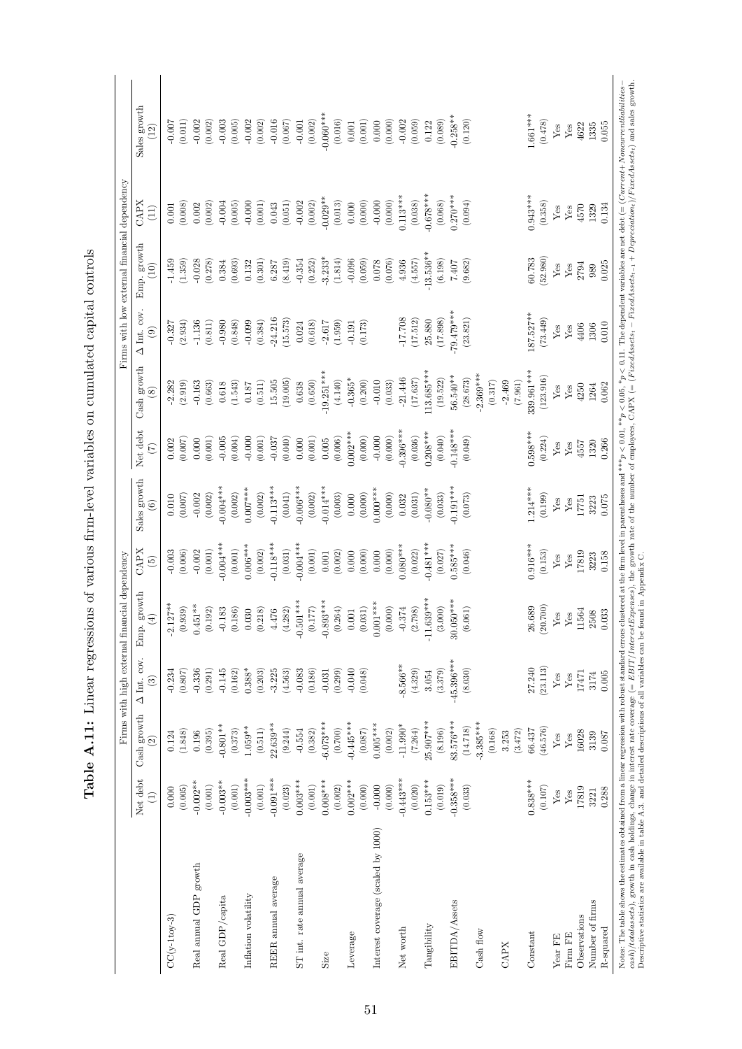**Table A.11:** Linear regressions of various firm-level variables on cumulated capital controls

| | Firms with high external financial dependency | | | | | | Firms with low external financial dependency | | | | | |
|---|---|---|---|---|---|---|---|---|---|---|---|---|
| | Net debt (1) | Cash growth (2) | Δ Int. cov. (3) | Emp. growth (4) | CAPX (5) | Sales growth (6) | Net debt (7) | Cash growth (8) | Δ Int. cov. (9) | Emp. growth (10) | CAPX (11) | Sales growth (12) |
| CC(y-1toy-3) | 0.000 | 0.124 | -0.234 | -2.127** | -0.003 | 0.010 | 0.002 | -2.282 | -0.327 | -1.459 | 0.001 | -0.007 |
| | (0.005) | (1.848) | (0.807) | (0.939) | (0.006) | (0.007) | (0.007) | (2.919) | (2.934) | (1.359) | (0.008) | (0.011) |
| Real annual GDP growth | -0.002** | 0.196 | -0.336 | 0.451** | -0.002 | -0.002 | 0.000 | -0.163 | -1.136 | -0.028 | 0.002 | -0.002 |
| | (0.001) | (0.395) | (0.291) | (0.192) | (0.001) | (0.002) | (0.001) | (0.663) | (0.811) | (0.278) | (0.002) | (0.002) |
| Real GDP/capita | -0.003** | -0.801** | -0.145 | -0.183 | -0.004*** | -0.004*** | -0.005 | 0.618 | -0.980 | 0.384 | -0.004 | -0.003 |
| | (0.001) | (0.373) | (0.162) | (0.186) | (0.001) | (0.002) | (0.004) | (1.543) | (0.848) | (0.693) | (0.005) | (0.005) |
| Inflation volatility | -0.003*** | 1.059** | 0.388* | 0.030 | 0.006*** | 0.007*** | -0.000 | 0.187 | -0.099 | 0.132 | -0.000 | -0.002 |
| | (0.001) | (0.511) | (0.203) | (0.218) | (0.002) | (0.002) | (0.001) | (0.511) | (0.384) | (0.301) | (0.001) | (0.002) |
| REER annual average | -0.091*** | 22.639** | -3.225 | 4.476 | -0.118*** | -0.113*** | -0.037 | 15.505 | -24.216 | 6.287 | 0.043 | -0.016 |
| | (0.023) | (9.244) | (4.563) | (4.282) | (0.031) | (0.041) | (0.040) | (19.005) | (15.573) | (8.419) | (0.051) | (0.067) |
| ST int. rate annual average | 0.003*** | -0.554 | -0.083 | -0.501*** | -0.004*** | -0.006*** | 0.000 | 0.638 | 0.024 | -0.354 | -0.002 | -0.001 |
| | (0.001) | (0.382) | (0.186) | (0.177) | (0.001) | (0.002) | (0.001) | (0.650) | (0.618) | (0.252) | (0.002) | (0.002) |
| Size | 0.008*** | -6.073*** | -0.031 | -0.893*** | 0.001 | -0.014*** | 0.005 | -19.251*** | -2.617 | -3.233* | -0.029** | -0.060*** |
| | (0.002) | (0.700) | (0.299) | (0.264) | (0.002) | (0.003) | (0.006) | (4.140) | (1.959) | (1.814) | (0.013) | (0.016) |
| Leverage | 0.002*** | -0.445*** | -0.040 | 0.001 | 0.000 | 0.000 | 0.002*** | -0.365* | -0.191 | -0.096 | 0.000 | 0.001 |
| | (0.000) | (0.087) | (0.048) | (0.031) | (0.000) | (0.000) | (0.000) | (0.200) | (0.173) | (0.059) | (0.000) | (0.001) |
| Interest coverage (scaled by 1000) | -0.000 | 0.005*** | | 0.001*** | 0.000 | 0.000*** | -0.000 | -0.010 | | 0.078 | -0.000 | 0.000 |
| | (0.000) | (0.002) | | (0.000) | (0.000) | (0.000) | (0.000) | (0.033) | | (0.076) | (0.000) | (0.000) |
| Net worth | -0.443*** | -11.990* | -8.566** | -0.374 | 0.080*** | 0.032 | -0.396*** | -21.446 | -17.708 | 4.936 | 0.113*** | -0.002 |
| | (0.020) | (7.264) | (4.329) | (2.798) | (0.022) | (0.031) | (0.036) | (17.637) | (17.512) | (4.557) | (0.038) | (0.059) |
| Tangibility | 0.153*** | 25.907*** | 3.054 | -11.639*** | -0.481*** | -0.080** | 0.208*** | 113.685*** | 25.880 | -13.536** | -0.678*** | 0.122 |
| | (0.019) | (8.196) | (3.379) | (3.000) | (0.027) | (0.033) | (0.040) | (19.522) | (17.898) | (6.198) | (0.068) | (0.089) |
| EBITDA/Assets | -0.358*** | 83.576*** | -45.396*** | 30.050*** | 0.585*** | -0.191*** | -0.148*** | 56.540** | -79.479*** | 7.407 | 0.270*** | -0.258** |
| | (0.033) | (14.718) | (8.030) | (6.061) | (0.046) | (0.073) | (0.049) | (28.673) | (23.821) | (9.682) | (0.094) | (0.120) |
| Cash flow | | -3.385*** | | | | | | -2.369*** | | | | |
| | | (0.168) | | | | | | (0.317) | | | | |
| CAPX | | 3.253 | | | | | | -2.469 | | | | |
| | | (3.472) | | | | | | (7.961) | | | | |
| Constant | 0.838*** | 66.437 | 27.240 | 26.689 | 0.916*** | 1.214*** | 0.598*** | 339.961*** | 187.527** | 60.783 | 0.943*** | 1.661*** |
| | (0.107) | (46.576) | (23.113) | (20.700) | (0.153) | (0.199) | (0.224) | (123.916) | (73.449) | (52.980) | (0.358) | (0.478) |
| Year FE | Yes | Yes | Yes | Yes | Yes | Yes | Yes | Yes | Yes | Yes | Yes | Yes |
| Firm FE | Yes | Yes | Yes | Yes | Yes | Yes | Yes | Yes | Yes | Yes | Yes | Yes |
| Observations | 17819 | 16028 | 17471 | 11564 | 17819 | 17751 | 4557 | 4250 | 4406 | 2794 | 4570 | 4622 |
| Number of firms | 3221 | 3139 | 3174 | 2508 | 3223 | 3223 | 1320 | 1264 | 1306 | 989 | 1329 | 1335 |
| R-squared | 0.288 | 0.087 | 0.005 | 0.033 | 0.158 | 0.075 | 0.266 | 0.062 | 0.010 | 0.025 | 0.134 | 0.055 |

Notes: The table shows the estimates obtained from a linear regression with robust standard errors clustered at the firm level in parentheses and $^{***}p < 0.01$, $^{**}p < 0.05$, $^{*}p < 0.11$. The dependent variables are net debt (= $(Current + Noncurrentliabilities - cash)/totalassets$), growth in cash holdings, change in interest rate coverage (= $EBIT/InterestExpenses$), the growth rate of the number of employees, CAPX (= $(FixedAssets_t - FixedAssets_{t-1} + Depreciation_t)/FixedAssets_t$) and sales growth. Descriptive statistics are available in table A.3. and detailed descriptions of all variables can be found in Appendix C.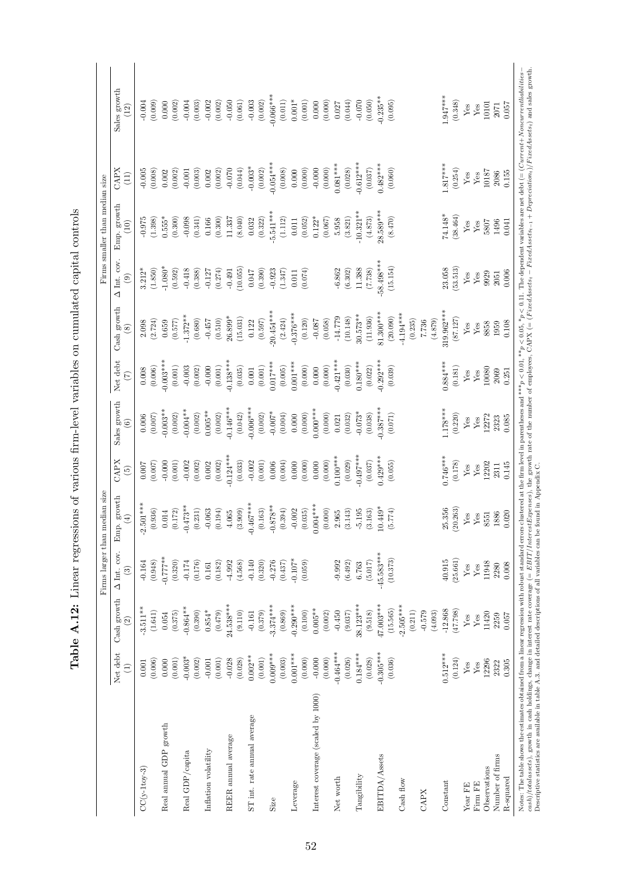**Table A.12:** Linear regressions of various firm-level variables on cumulated capital controls

| | Firms larger than median size | | | | | | Firms smaller than median size | | | | | |
|---|---|---|---|---|---|---|---|---|---|---|---|---|
| | Net debt | Cash growth | Δ Int. cov. | Emp. growth | CAPX | Sales growth | Net debt | Cash growth | Δ Int. cov. | Emp. growth | CAPX | Sales growth |
| | (1) | (2) | (3) | (4) | (5) | (6) | (7) | (8) | (9) | (10) | (11) | (12) |
| CC(y-1to y-3) | 0.001 | -3.511** | -0.164 | -2.501*** | 0.007 | 0.006 | 0.008 | 2.098 | 3.212* | -0.975 | -0.005 | -0.004 |
| | (0.006) | (1.641) | (0.948) | (0.936) | (0.007) | (0.007) | (0.006) | (2.724) | (1.850) | (1.398) | (0.008) | (0.009) |
| Real annual GDP growth | 0.000 | 0.054 | -0.777** | 0.014 | -0.000 | -0.003** | -0.003*** | 0.659 | -1.080* | 0.555* | 0.002 | 0.000 |
| | (0.001) | (0.375) | (0.320) | (0.172) | (0.001) | (0.002) | (0.001) | (0.577) | (0.592) | (0.300) | (0.002) | (0.002) |
| Real GDP/capita | -0.003* | -0.864** | -0.174 | -0.473** | -0.002 | -0.004** | -0.003 | -1.372** | -0.418 | -0.098 | -0.001 | -0.004 |
| | (0.002) | (0.390) | (0.176) | (0.231) | (0.002) | (0.002) | (0.002) | (0.680) | (0.388) | (0.341) | (0.003) | (0.003) |
| Inflation volatility | -0.001 | 0.854* | 0.161 | -0.063 | 0.002 | 0.005** | -0.000 | -0.457 | -0.127 | 0.166 | 0.002 | -0.002 |
| | (0.001) | (0.479) | (0.182) | (0.194) | (0.002) | (0.002) | (0.001) | (0.510) | (0.274) | (0.300) | (0.002) | (0.002) |
| REER annual average | -0.028 | 24.538*** | -4.992 | 4.065 | -0.124*** | -0.146*** | -0.138*** | 26.899* | -0.491 | 11.337 | -0.070 | -0.050 |
| | (0.028) | (9.110) | (4.568) | (3.909) | (0.033) | (0.042) | (0.035) | (15.031) | (10.055) | (8.040) | (0.044) | (0.061) |
| ST int. rate annual average | 0.002** | -0.161 | -0.140 | -0.467*** | -0.002 | -0.006*** | 0.001 | 0.122 | 0.047 | 0.032 | -0.003* | -0.003 |
| | (0.001) | (0.379) | (0.320) | (0.163) | (0.001) | (0.002) | (0.001) | (0.597) | (0.390) | (0.322) | (0.002) | (0.002) |
| Size | 0.009*** | -3.374*** | -0.276 | -0.878** | 0.006 | -0.007* | 0.017*** | -20.454*** | -0.923 | -5.541*** | -0.054*** | -0.066*** |
| | (0.003) | (0.869) | (0.437) | (0.394) | (0.004) | (0.004) | (0.005) | (2.424) | (1.347) | (1.112) | (0.008) | (0.011) |
| Leverage | 0.001*** | -0.290*** | -0.107* | -0.002 | 0.000 | 0.000 | 0.001*** | -0.376*** | 0.011 | 0.011 | 0.000 | 0.001* |
| | (0.000) | (0.100) | (0.059) | (0.035) | (0.000) | (0.000) | (0.000) | (0.120) | (0.074) | (0.052) | (0.000) | (0.001) |
| Interest coverage (scaled by 1000) | -0.000 | 0.005** | | 0.004*** | 0.000 | 0.000*** | 0.000 | -0.087 | | 0.122* | -0.000 | 0.000 |
| | (0.000) | (0.002) | | (0.000) | (0.000) | (0.000) | (0.000) | (0.058) | | (0.067) | (0.000) | (0.000) |
| Net worth | -0.464*** | -0.450 | -9.992 | 2.965 | 0.100*** | 0.021 | -0.421*** | -14.779 | -6.862 | 5.958 | 0.081*** | 0.027 |
| | (0.026) | (9.037) | (6.492) | (3.143) | (0.029) | (0.032) | (0.030) | (10.148) | (6.302) | (3.821) | (0.028) | (0.044) |
| Tangibility | 0.184*** | 38.123*** | 6.763 | -5.195 | -0.497*** | -0.073* | 0.180*** | 30.573** | 11.388 | -10.321** | -0.612*** | -0.070 |
| | (0.028) | (9.518) | (5.017) | (3.163) | (0.037) | (0.038) | (0.022) | (11.936) | (7.738) | (4.873) | (0.037) | (0.050) |
| EBITDA/Assets | -0.305*** | 47.003*** | -45.583*** | 10.449* | 0.429*** | -0.387*** | -0.292*** | 81.300*** | -58.498*** | 28.589*** | 0.482*** | -0.235** |
| | (0.036) | (15.565) | (10.373) | (5.774) | (0.055) | (0.071) | (0.039) | (20.090) | (15.154) | (8.470) | (0.060) | (0.095) |
| Cash flow | | -2.505*** | | | | | | -4.194*** | | | | |
| | | (0.211) | | | | | | (0.235) | | | | |
| CAPX | | -0.579 | | | | | | 7.736 | | | | |
| | | (4.093) | | | | | | (4.879) | | | | |
| Constant | 0.512*** | -12.868 | 40.915 | 25.356 | 0.746*** | 1.178*** | 0.884*** | 319.962*** | 23.058 | 74.148* | 1.817*** | 1.947*** |
| | (0.124) | (47.798) | (25.661) | (20.263) | (0.178) | (0.220) | (0.181) | (87.127) | (53.513) | (38.464) | (0.254) | (0.348) |
| Year FE | Yes | Yes | Yes | Yes | Yes | Yes | Yes | Yes | Yes | Yes | Yes | Yes |
| Firm FE | Yes | Yes | Yes | Yes | Yes | Yes | Yes | Yes | Yes | Yes | Yes | Yes |
| Observations | 12296 | 11420 | 11948 | 8551 | 12202 | 12272 | 10080 | 8858 | 9929 | 5807 | 10187 | 10101 |
| Number of firms | 2322 | 2259 | 2280 | 1886 | 2311 | 2323 | 2069 | 1959 | 2051 | 1496 | 2086 | 2071 |
| R-squared | 0.305 | 0.057 | 0.008 | 0.020 | 0.145 | 0.085 | 0.251 | 0.108 | 0.006 | 0.041 | 0.155 | 0.057 |

Notes: The table shows the estimates obtained from a linear regression with robust standard errors clustered at the firm level in parentheses and $^{***}p < 0.01$; $^{**}p < 0.05$, $^{*}p < 0.11$. The dependent variables are net debt ($= (Current+Noncurrentliabilities-cash)/totalassets$), growth in cash holdings, change in interest rate coverage ($= EBIT/InterestExpenses$), the growth rate of the number of employees, CAPX ($= (FixedAssets_t - FixedAssets_{t-1} + Depreciation_t)/FixedAssets_t$) and sales growth. Descriptive statistics are available in table A.3. and detailed descriptions of all variables can be found in Appendix C.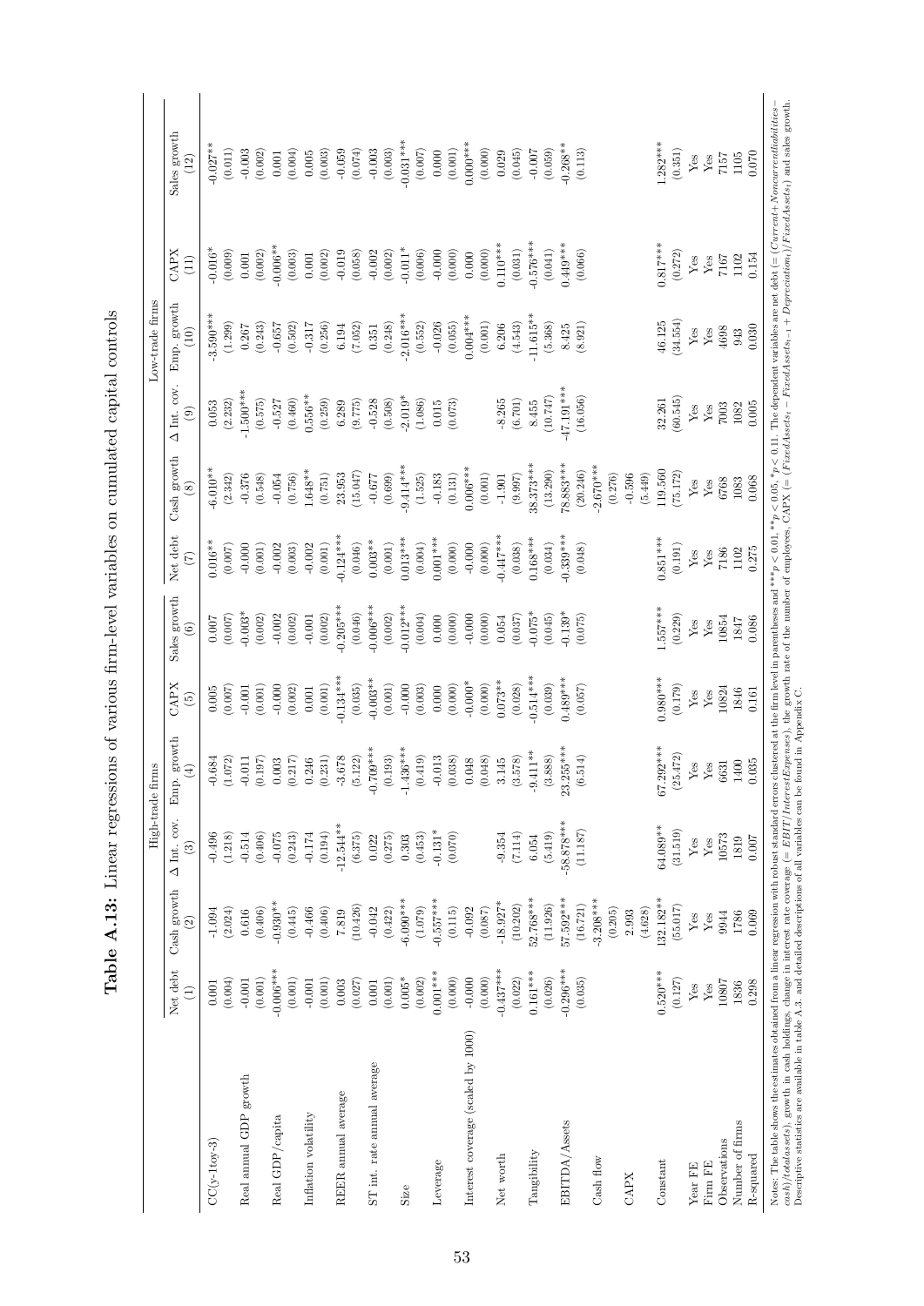**Table A.13:** Linear regressions of various firm-level variables on cumulated capital controls

| | High-trade firms | | | | | | Low-trade firms | | | | | |
|---|---|---|---|---|---|---|---|---|---|---|---|---|
| | Net debt | Cash growth | Δ Int. cov. | Emp. growth | CAPX | Sales growth | Net debt | Cash growth | Δ Int. cov. | Emp. growth | CAPX | Sales growth |
| | (1) | (2) | (3) | (4) | (5) | (6) | (7) | (8) | (9) | (10) | (11) | (12) |
| CC(y-1to y-3) | 0.001 | -1.094 | -0.496 | -0.684 | 0.005 | 0.007 | 0.016** | -6.010** | 0.053 | -3.590*** | -0.016* | -0.027** |
| | (0.004) | (2.024) | (1.218) | (1.072) | (0.007) | (0.007) | (0.007) | (2.342) | (2.232) | (1.299) | (0.009) | (0.011) |
| Real annual GDP growth | -0.001 | 0.616 | -0.514 | -0.011 | -0.001 | -0.003* | -0.000 | -0.376 | -1.500*** | 0.267 | 0.001 | -0.003 |
| | (0.001) | (0.406) | (0.406) | (0.197) | (0.001) | (0.002) | (0.001) | (0.548) | (0.575) | (0.243) | (0.002) | (0.002) |
| Real GDP/capita | -0.006*** | -0.930** | -0.075 | 0.003 | -0.000 | -0.002 | -0.002 | -0.054 | -0.527 | -0.657 | -0.006** | 0.001 |
| | (0.001) | (0.445) | (0.243) | (0.217) | (0.002) | (0.002) | (0.003) | (0.756) | (0.460) | (0.502) | (0.003) | (0.004) |
| Inflation volatility | -0.001 | -0.466 | -0.174 | 0.246 | 0.001 | -0.001 | -0.002 | 1.648** | 0.556** | -0.317 | 0.001 | 0.005 |
| | (0.001) | (0.406) | (0.194) | (0.231) | (0.001) | (0.002) | (0.001) | (0.751) | (0.259) | (0.256) | (0.002) | (0.003) |
| REER annual average | 0.003 | 7.819 | -12.544** | -3.678 | -0.134*** | -0.205*** | -0.124*** | 23.953 | 6.289 | 6.194 | -0.019 | -0.059 |
| | (0.027) | (10.426) | (6.375) | (5.122) | (0.035) | (0.046) | (0.046) | (15.047) | (9.775) | (7.052) | (0.058) | (0.074) |
| ST int. rate annual average | 0.001 | -0.042 | 0.022 | -0.709*** | -0.003** | -0.006*** | 0.003** | -0.677 | -0.528 | 0.351 | -0.002 | -0.003 |
| | (0.001) | (0.422) | (0.275) | (0.193) | (0.001) | (0.002) | (0.001) | (0.699) | (0.508) | (0.248) | (0.002) | (0.003) |
| Size | 0.005* | -6.090*** | 0.303 | -1.436*** | -0.000 | -0.012*** | 0.013*** | -9.414*** | -2.019* | -2.016*** | -0.011* | -0.031*** |
| | (0.002) | (1.079) | (0.453) | (0.419) | (0.003) | (0.004) | (0.004) | (1.525) | (1.086) | (0.552) | (0.006) | (0.007) |
| Leverage | 0.001*** | -0.557*** | -0.131* | -0.013 | 0.000 | 0.000 | 0.001*** | -0.183 | 0.015 | -0.026 | -0.000 | 0.000 |
| | (0.000) | (0.115) | (0.070) | (0.038) | (0.000) | (0.000) | (0.000) | (0.131) | (0.073) | (0.055) | (0.000) | (0.001) |
| Interest coverage (scaled by 1000) | -0.000 | -0.092 | | 0.048 | -0.000* | -0.000 | -0.000 | 0.006*** | | 0.004*** | 0.000 | 0.000*** |
| | (0.000) | (0.087) | | (0.048) | (0.000) | (0.000) | (0.000) | (0.001) | | (0.001) | (0.000) | (0.000) |
| Net worth | -0.437*** | -18.927* | -9.354 | 3.145 | 0.073** | 0.054 | -0.447*** | -1.901 | -8.265 | 6.206 | 0.110*** | 0.029 |
| | (0.022) | (10.202) | (7.114) | (3.578) | (0.028) | (0.037) | (0.038) | (9.997) | (6.701) | (4.543) | (0.031) | (0.045) |
| Tangibility | 0.161*** | 52.768*** | 6.054 | -9.411** | -0.514*** | -0.075* | 0.168*** | 38.373*** | 8.455 | -11.615** | -0.576*** | -0.007 |
| | (0.026) | (11.926) | (5.419) | (3.888) | (0.039) | (0.045) | (0.034) | (13.290) | (10.747) | (5.368) | (0.041) | (0.059) |
| EBITDA/Assets | -0.296*** | 57.592*** | -58.878*** | 23.255*** | 0.489*** | -0.130* | -0.339*** | 78.883*** | -17.191*** | 8.425 | 0.449*** | -0.268** |
| | (0.035) | (16.721) | (11.187) | (6.514) | (0.057) | (0.075) | (0.048) | (20.246) | (16.056) | (8.921) | (0.066) | (0.113) |
| Cash flow | | -3.208*** | | | | | | -2.670*** | | | | |
| | | (0.205) | | | | | | (0.276) | | | | |
| CAPX | | 2.993 | | | | | | -0.596 | | | | |
| | | (4.628) | | | | | | (5.449) | | | | |
| Constant | 0.520*** | 132.182** | 64.089** | 67.292*** | 0.980*** | 1.557*** | 0.851*** | 119.560 | 32.261 | 46.125 | 0.817*** | 1.282*** |
| | (0.127) | (55.017) | (31.519) | (25.472) | (0.179) | (0.229) | (0.191) | (75.172) | (60.545) | (34.554) | (0.272) | (0.351) |
| Year FE | Yes | Yes | Yes | Yes | Yes | Yes | Yes | Yes | Yes | Yes | Yes | Yes |
| Firm FE | Yes | Yes | Yes | Yes | Yes | Yes | Yes | Yes | Yes | Yes | Yes | Yes |
| Observations | 10807 | 9944 | 10573 | 6631 | 10824 | 10854 | 7186 | 6768 | 7003 | 4698 | 7167 | 7157 |
| Number of firms | 1836 | 1786 | 1819 | 1400 | 1846 | 1847 | 1102 | 1083 | 1082 | 943 | 1102 | 1105 |
| R-squared | 0.298 | 0.069 | 0.007 | 0.035 | 0.161 | 0.086 | 0.275 | 0.068 | 0.005 | 0.030 | 0.154 | 0.070 |

Notes: The table shows the estimates obtained from a linear regression with robust standard errors clustered at the firm level in parentheses and $^{***}p<0.01$, $^{**}p<0.05$, $^{*}p<0.1$. The dependent variables are net debt ($=(Current+Noncurrentliabilities-cash)/totalassets$), growth in cash holdings, change in interest rate coverage ($=EBIT/InterestExpenses$), the growth rate of the number of employees, CAPX ($=(FixedAssets_t - FixedAssets_{t-1} + Depreciation_t)/FixedAssets_t$) and sales growth. Descriptive statistics are available in table A.3. and detailed descriptions of all variables can be found in Appendix C.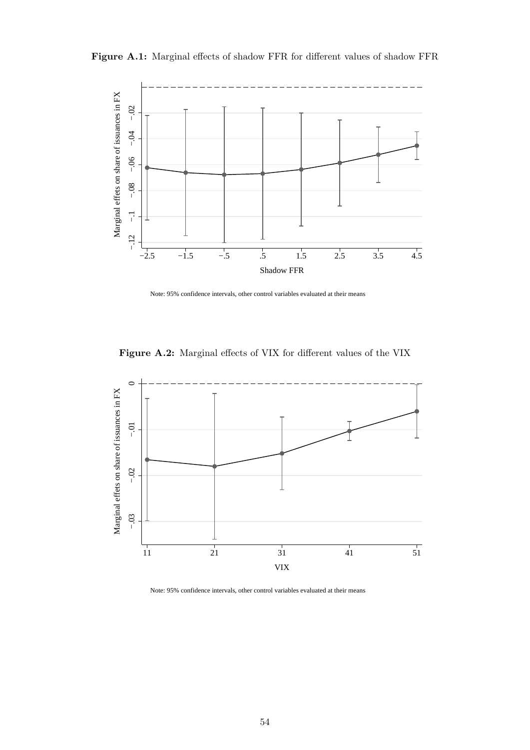**Figure A.1:** Marginal effects of shadow FFR for different values of shadow FFR

Note: 95% confidence intervals, other control variables evaluated at their means

**Figure A.2:** Marginal effects of VIX for different values of the VIX

Note: 95% confidence intervals, other control variables evaluated at their means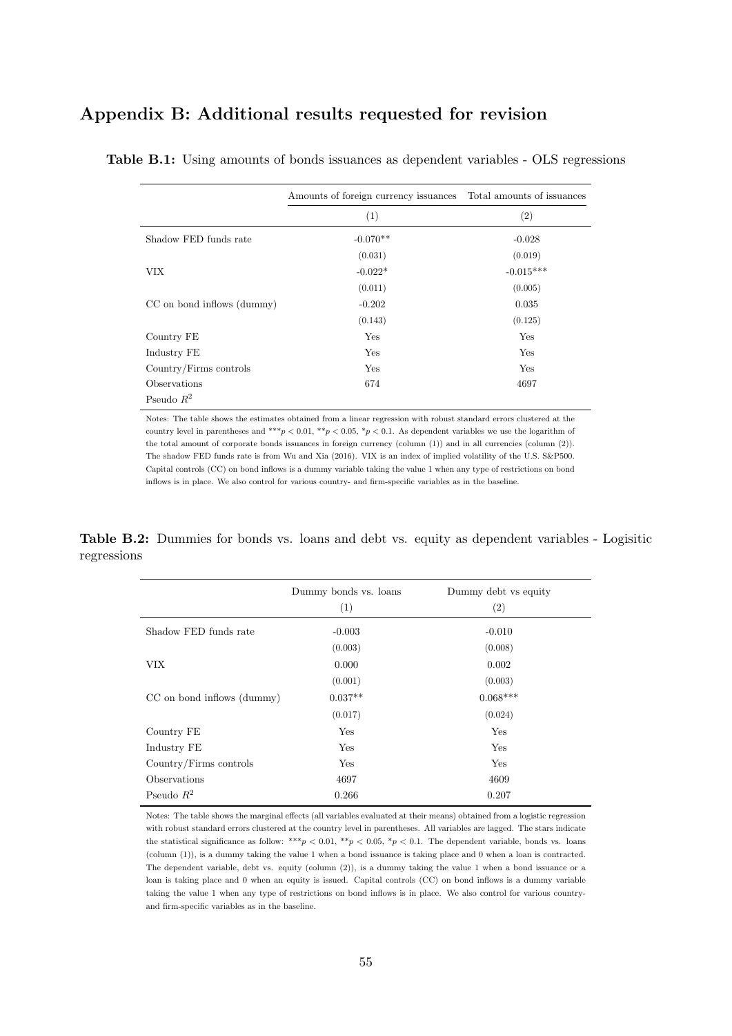# Appendix B: Additional results requested for revision

**Table B.1:** Using amounts of bonds issuances as dependent variables - OLS regressions

| | Amounts of foreign currency issuances | Total amounts of issuances |
|---|---|---|
| | (1) | (2) |
| Shadow FED funds rate | -0.070** | -0.028 |
| | (0.031) | (0.019) |
| VIX | -0.022* | -0.015*** |
| | (0.011) | (0.005) |
| CC on bond inflows (dummy) | -0.202 | 0.035 |
| | (0.143) | (0.125) |
| Country FE | Yes | Yes |
| Industry FE | Yes | Yes |
| Country/Firms controls | Yes | Yes |
| Observations | 674 | 4697 |
| Pseudo $R^2$ | | |

Notes: The table shows the estimates obtained from a linear regression with robust standard errors clustered at the country level in parentheses and $^{***}p < 0.01$, $^{**}p < 0.05$, $^{*}p < 0.1$. As dependent variables we use the logarithm of the total amount of corporate bonds issuances in foreign currency (column (1)) and in all currencies (column (2)). The shadow FED funds rate is from Wu and Xia (2016). VIX is an index of implied volatility of the U.S. S&P500. Capital controls (CC) on bond inflows is a dummy variable taking the value 1 when any type of restrictions on bond inflows is in place. We also control for various country- and firm-specific variables as in the baseline.

**Table B.2:** Dummies for bonds vs. loans and debt vs. equity as dependent variables - Logisitic regressions

| | Dummy bonds vs. loans | Dummy debt vs equity |
|---|---|---|
| | (1) | (2) |
| Shadow FED funds rate | -0.003 | -0.010 |
| | (0.003) | (0.008) |
| VIX | 0.000 | 0.002 |
| | (0.001) | (0.003) |
| CC on bond inflows (dummy) | 0.037** | 0.068*** |
| | (0.017) | (0.024) |
| Country FE | Yes | Yes |
| Industry FE | Yes | Yes |
| Country/Firms controls | Yes | Yes |
| Observations | 4697 | 4609 |
| Pseudo $R^2$ | 0.266 | 0.207 |

Notes: The table shows the marginal effects (all variables evaluated at their means) obtained from a logistic regression with robust standard errors clustered at the country level in parentheses. All variables are lagged. The stars indicate the statistical significance as follow: $^{***}p < 0.01$, $^{**}p < 0.05$, $^{*}p < 0.1$. The dependent variable, bonds vs. loans (column (1)), is a dummy taking the value 1 when a bond issuance is taking place and 0 when a loan is contracted. The dependent variable, debt vs. equity (column (2)), is a dummy taking the value 1 when a bond issuance or a loan is taking place and 0 when an equity is issued. Capital controls (CC) on bond inflows is a dummy variable taking the value 1 when any type of restrictions on bond inflows is in place. We also control for various country- and firm-specific variables as in the baseline.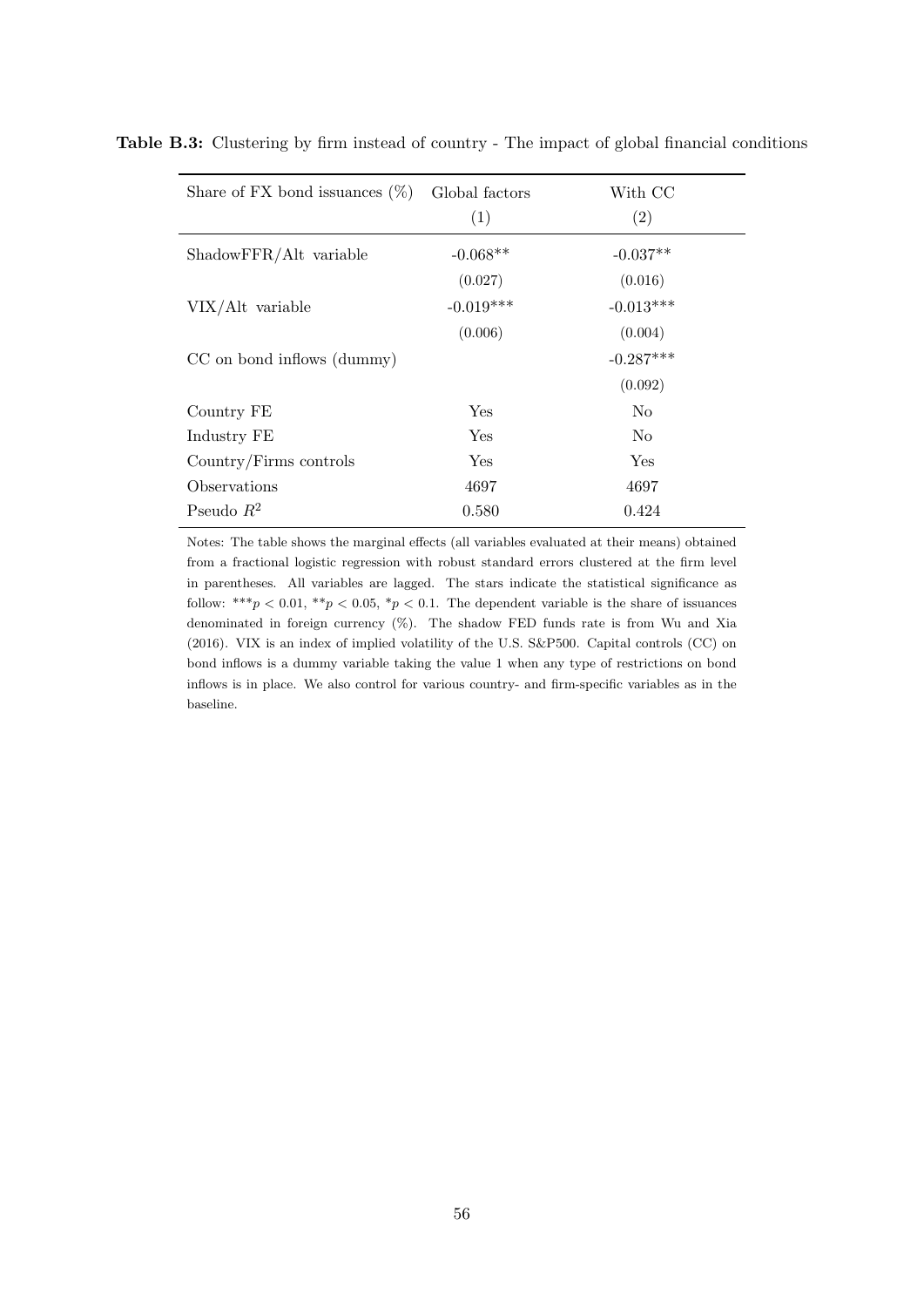**Table B.3:** Clustering by firm instead of country - The impact of global financial conditions

| Share of FX bond issuances (%) | Global factors (1) | With CC (2) |
|---|---|---|
| ShadowFFR/Alt variable | -0.068** | -0.037** |
| | (0.027) | (0.016) |
| VIX/Alt variable | -0.019*** | -0.013*** |
| | (0.006) | (0.004) |
| CC on bond inflows (dummy) | | -0.287*** |
| | | (0.092) |
| Country FE | Yes | No |
| Industry FE | Yes | No |
| Country/Firms controls | Yes | Yes |
| Observations | 4697 | 4697 |
| Pseudo $R^2$ | 0.580 | 0.424 |

Notes: The table shows the marginal effects (all variables evaluated at their means) obtained from a fractional logistic regression with robust standard errors clustered at the firm level in parentheses. All variables are lagged. The stars indicate the statistical significance as follow: $^{***}p < 0.01$, $^{**}p < 0.05$, $^{*}p < 0.1$. The dependent variable is the share of issuances denominated in foreign currency (%). The shadow FED funds rate is from Wu and Xia (2016). VIX is an index of implied volatility of the U.S. S&P500. Capital controls (CC) on bond inflows is a dummy variable taking the value 1 when any type of restrictions on bond inflows is in place. We also control for various country- and firm-specific variables as in the baseline.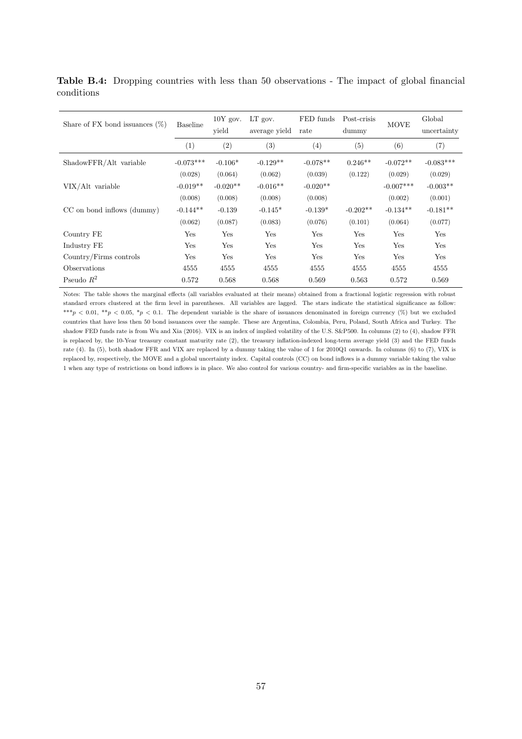**Table B.4:** Dropping countries with less than 50 observations - The impact of global financial conditions

| Share of FX bond issuances (%) | Baseline | 10Y gov. yield | LT gov. average yield | FED funds rate | Post-crisis dummy | MOVE | Global uncertainty |
|---|---|---|---|---|---|---|---|
| | (1) | (2) | (3) | (4) | (5) | (6) | (7) |
| ShadowFFR/Alt variable | -0.073*** | -0.106* | -0.129** | -0.078** | 0.246** | -0.072** | -0.083*** |
| | (0.028) | (0.064) | (0.062) | (0.039) | (0.122) | (0.029) | (0.029) |
| VIX/Alt variable | -0.019** | -0.020** | -0.016** | -0.020** | | -0.007*** | -0.003** |
| | (0.008) | (0.008) | (0.008) | (0.008) | | (0.002) | (0.001) |
| CC on bond inflows (dummy) | -0.144** | -0.139 | -0.145* | -0.139* | -0.202** | -0.134** | -0.181** |
| | (0.062) | (0.087) | (0.083) | (0.076) | (0.101) | (0.064) | (0.077) |
| Country FE | Yes | Yes | Yes | Yes | Yes | Yes | Yes |
| Industry FE | Yes | Yes | Yes | Yes | Yes | Yes | Yes |
| Country/Firms controls | Yes | Yes | Yes | Yes | Yes | Yes | Yes |
| Observations | 4555 | 4555 | 4555 | 4555 | 4555 | 4555 | 4555 |
| Pseudo $R^2$ | 0.572 | 0.568 | 0.568 | 0.569 | 0.563 | 0.572 | 0.569 |

Notes: The table shows the marginal effects (all variables evaluated at their means) obtained from a fractional logistic regression with robust standard errors clustered at the firm level in parentheses. All variables are lagged. The stars indicate the statistical significance as follow: ***$p < 0.01$, **$p < 0.05$, *$p < 0.1$. The dependent variable is the share of issuances denominated in foreign currency (%) but we excluded countries that have less then 50 bond issuances over the sample. These are Argentina, Colombia, Peru, Poland, South Africa and Turkey. The shadow FED funds rate is from Wu and Xia (2016). VIX is an index of implied volatility of the U.S. S&P500. In columns (2) to (4), shadow FFR is replaced by, the 10-Year treasury constant maturity rate (2), the treasury inflation-indexed long-term average yield (3) and the FED funds rate (4). In (5), both shadow FFR and VIX are replaced by a dummy taking the value of 1 for 2010Q1 onwards. In columns (6) to (7), VIX is replaced by, respectively, the MOVE and a global uncertainty index. Capital controls (CC) on bond inflows is a dummy variable taking the value 1 when any type of restrictions on bond inflows is in place. We also control for various country- and firm-specific variables as in the baseline.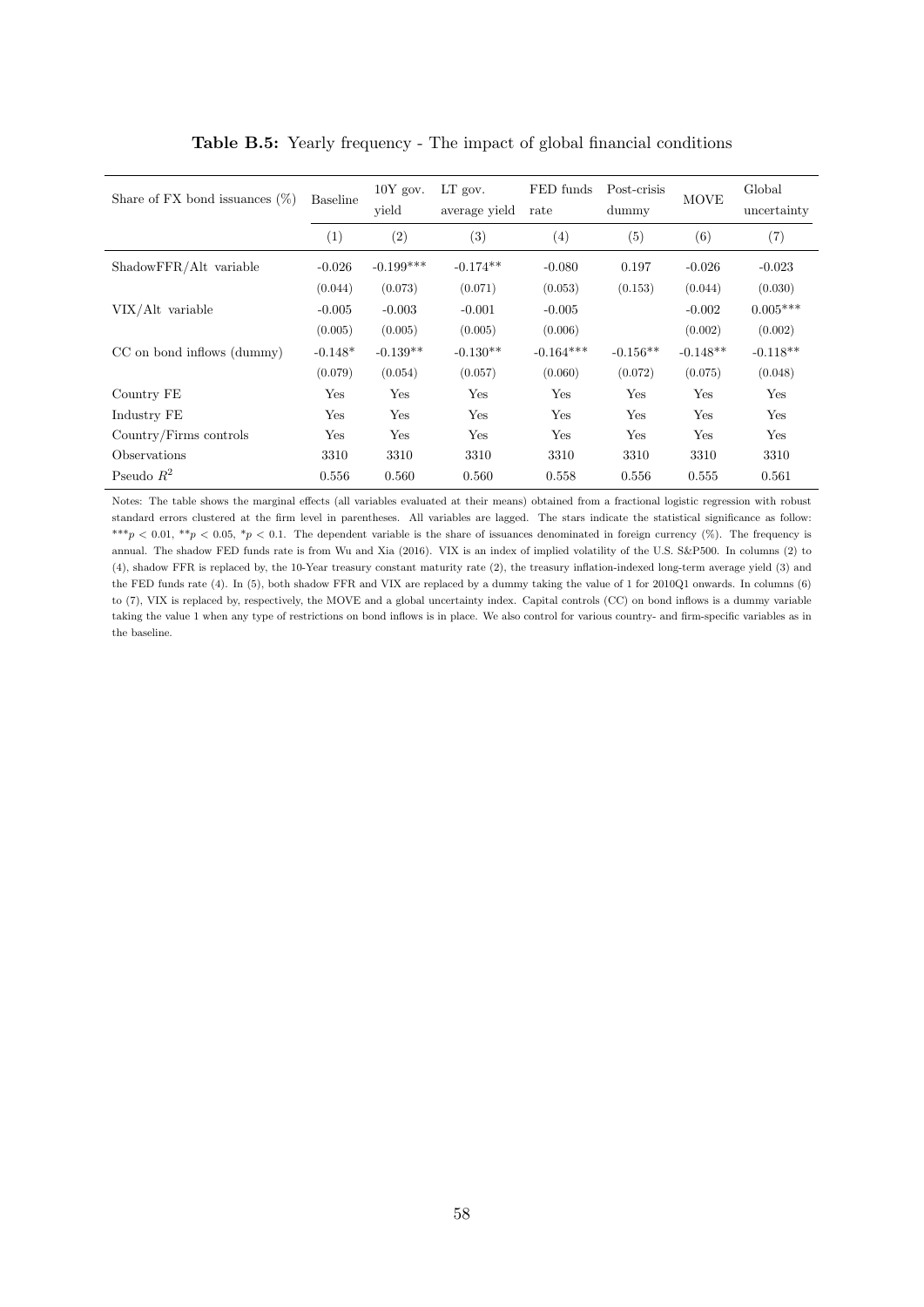**Table B.5:** Yearly frequency - The impact of global financial conditions

| Share of FX bond issuances (%) | Baseline | 10Y gov. yield | LT gov. average yield | FED funds rate | Post-crisis dummy | MOVE | Global uncertainty |
|---|---|---|---|---|---|---|---|
| | (1) | (2) | (3) | (4) | (5) | (6) | (7) |
| ShadowFFR/Alt variable | -0.026 | -0.199*** | -0.174** | -0.080 | 0.197 | -0.026 | -0.023 |
| | (0.044) | (0.073) | (0.071) | (0.053) | (0.153) | (0.044) | (0.030) |
| VIX/Alt variable | -0.005 | -0.003 | -0.001 | -0.005 | | -0.002 | 0.005*** |
| | (0.005) | (0.005) | (0.005) | (0.006) | | (0.002) | (0.002) |
| CC on bond inflows (dummy) | -0.148* | -0.139** | -0.130** | -0.164*** | -0.156** | -0.148** | -0.118** |
| | (0.079) | (0.054) | (0.057) | (0.060) | (0.072) | (0.075) | (0.048) |
| Country FE | Yes | Yes | Yes | Yes | Yes | Yes | Yes |
| Industry FE | Yes | Yes | Yes | Yes | Yes | Yes | Yes |
| Country/Firms controls | Yes | Yes | Yes | Yes | Yes | Yes | Yes |
| Observations | 3310 | 3310 | 3310 | 3310 | 3310 | 3310 | 3310 |
| Pseudo $R^2$ | 0.556 | 0.560 | 0.560 | 0.558 | 0.556 | 0.555 | 0.561 |

Notes: The table shows the marginal effects (all variables evaluated at their means) obtained from a fractional logistic regression with robust standard errors clustered at the firm level in parentheses. All variables are lagged. The stars indicate the statistical significance as follow: ***$p < 0.01$, **$p < 0.05$, *$p < 0.1$. The dependent variable is the share of issuances denominated in foreign currency (%). The frequency is annual. The shadow FED funds rate is from Wu and Xia (2016). VIX is an index of implied volatility of the U.S. S&P500. In columns (2) to (4), shadow FFR is replaced by, the 10-Year treasury constant maturity rate (2), the treasury inflation-indexed long-term average yield (3) and the FED funds rate (4). In (5), both shadow FFR and VIX are replaced by a dummy taking the value of 1 for 2010Q1 onwards. In columns (6) to (7), VIX is replaced by, respectively, the MOVE and a global uncertainty index. Capital controls (CC) on bond inflows is a dummy variable taking the value 1 when any type of restrictions on bond inflows is in place. We also control for various country- and firm-specific variables as in the baseline.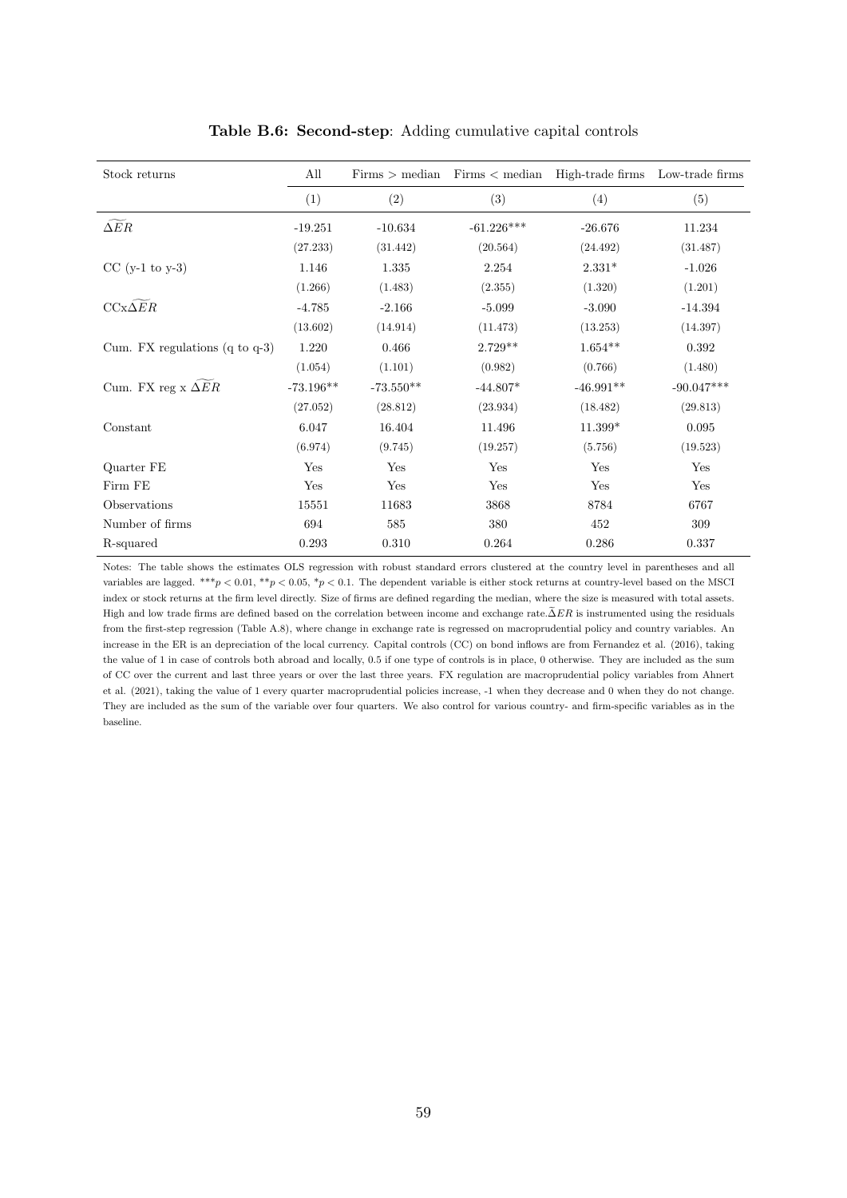**Table B.6: Second-step**: Adding cumulative capital controls

| Stock returns | All | Firms > median | Firms < median | High-trade firms | Low-trade firms |
|---|---|---|---|---|---|
| | (1) | (2) | (3) | (4) | (5) |
| $\widetilde{\Delta ER}$ | -19.251 | -10.634 | -61.226*** | -26.676 | 11.234 |
| | (27.233) | (31.442) | (20.564) | (24.492) | (31.487) |
| CC (y-1 to y-3) | 1.146 | 1.335 | 2.254 | 2.331* | -1.026 |
| | (1.266) | (1.483) | (2.355) | (1.320) | (1.201) |
| CCx$\widetilde{\Delta ER}$ | -4.785 | -2.166 | -5.099 | -3.090 | -14.394 |
| | (13.602) | (14.914) | (11.473) | (13.253) | (14.397) |
| Cum. FX regulations (q to q-3) | 1.220 | 0.466 | 2.729** | 1.654** | 0.392 |
| | (1.054) | (1.101) | (0.982) | (0.766) | (1.480) |
| Cum. FX reg x $\widetilde{\Delta ER}$ | -73.196** | -73.550** | -44.807* | -46.991** | -90.047*** |
| | (27.052) | (28.812) | (23.934) | (18.482) | (29.813) |
| Constant | 6.047 | 16.404 | 11.496 | 11.399* | 0.095 |
| | (6.974) | (9.745) | (19.257) | (5.756) | (19.523) |
| Quarter FE | Yes | Yes | Yes | Yes | Yes |
| Firm FE | Yes | Yes | Yes | Yes | Yes |
| Observations | 15551 | 11683 | 3868 | 8784 | 6767 |
| Number of firms | 694 | 585 | 380 | 452 | 309 |
| R-squared | 0.293 | 0.310 | 0.264 | 0.286 | 0.337 |

Notes: The table shows the estimates OLS regression with robust standard errors clustered at the country level in parentheses and all variables are lagged. $^{***}p < 0.01$, $^{**}p < 0.05$, $^{*}p < 0.1$. The dependent variable is either stock returns at country-level based on the MSCI index or stock returns at the firm level directly. Size of firms are defined regarding the median, where the size is measured with total assets. High and low trade firms are defined based on the correlation between income and exchange rate. $\widetilde{\Delta ER}$ is instrumented using the residuals from the first-step regression (Table A.8), where change in exchange rate is regressed on macroprudential policy and country variables. An increase in the ER is an depreciation of the local currency. Capital controls (CC) on bond inflows are from Fernandez et al. (2016), taking the value of 1 in case of controls both abroad and locally, 0.5 if one type of controls is in place, 0 otherwise. They are included as the sum of CC over the current and last three years or over the last three years. FX regulation are macroprudential policy variables from Ahnert et al. (2021), taking the value of 1 every quarter macroprudential policies increase, -1 when they decrease and 0 when they do not change. They are included as the sum of the variable over four quarters. We also control for various country- and firm-specific variables as in the baseline.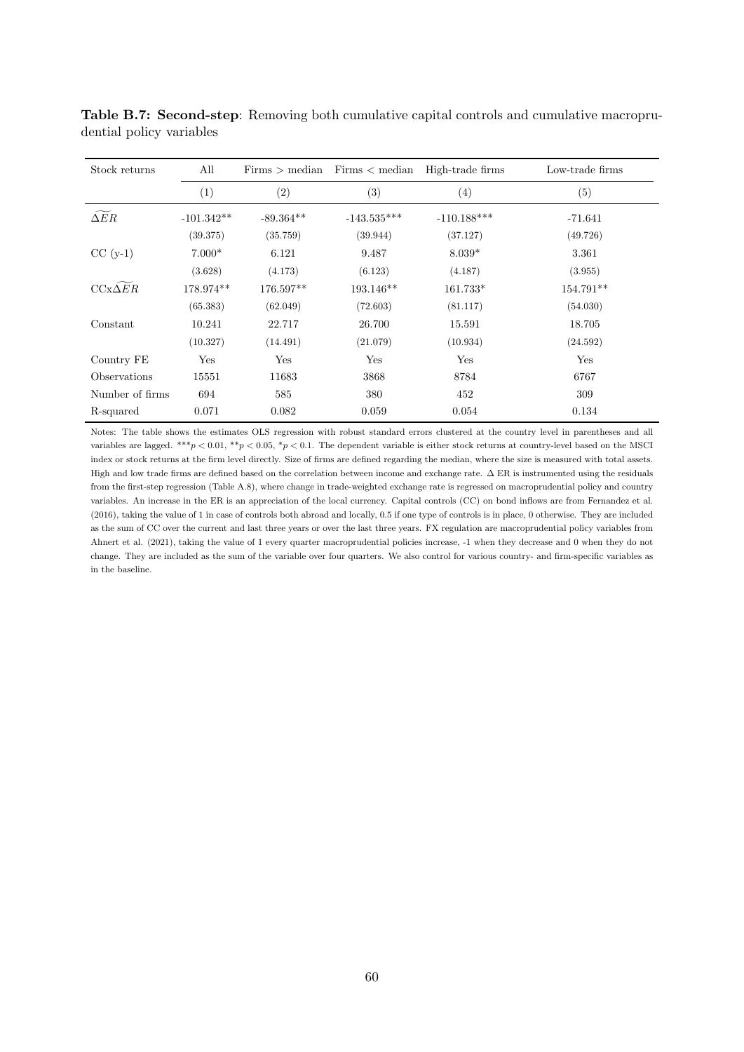**Table B.7: Second-step**: Removing both cumulative capital controls and cumulative macroprudential policy variables

| Stock returns | All | Firms > median | Firms < median | High-trade firms | Low-trade firms |
|---|---|---|---|---|---|
| | (1) | (2) | (3) | (4) | (5) |
| $\widetilde{\Delta ER}$ | -101.342** | -89.364** | -143.535*** | -110.188*** | -71.641 |
| | (39.375) | (35.759) | (39.944) | (37.127) | (49.726) |
| CC (y-1) | 7.000* | 6.121 | 9.487 | 8.039* | 3.361 |
| | (3.628) | (4.173) | (6.123) | (4.187) | (3.955) |
| CCx$\widetilde{\Delta ER}$ | 178.974** | 176.597** | 193.146** | 161.733* | 154.791** |
| | (65.383) | (62.049) | (72.603) | (81.117) | (54.030) |
| Constant | 10.241 | 22.717 | 26.700 | 15.591 | 18.705 |
| | (10.327) | (14.491) | (21.079) | (10.934) | (24.592) |
| Country FE | Yes | Yes | Yes | Yes | Yes |
| Observations | 15551 | 11683 | 3868 | 8784 | 6767 |
| Number of firms | 694 | 585 | 380 | 452 | 309 |
| R-squared | 0.071 | 0.082 | 0.059 | 0.054 | 0.134 |

Notes: The table shows the estimates OLS regression with robust standard errors clustered at the country level in parentheses and all variables are lagged. ***$p < 0.01$, **$p < 0.05$, *$p < 0.1$. The dependent variable is either stock returns at country-level based on the MSCI index or stock returns at the firm level directly. Size of firms are defined regarding the median, where the size is measured with total assets. High and low trade firms are defined based on the correlation between income and exchange rate. $\Delta$ ER is instrumented using the residuals from the first-step regression (Table A.8), where change in trade-weighted exchange rate is regressed on macroprudential policy and country variables. An increase in the ER is an appreciation of the local currency. Capital controls (CC) on bond inflows are from Fernandez et al. (2016), taking the value of 1 in case of controls both abroad and locally, 0.5 if one type of controls is in place, 0 otherwise. They are included as the sum of CC over the current and last three years or over the last three years. FX regulation are macroprudential policy variables from Ahnert et al. (2021), taking the value of 1 every quarter macroprudential policies increase, -1 when they decrease and 0 when they do not change. They are included as the sum of the variable over four quarters. We also control for various country- and firm-specific variables as in the baseline.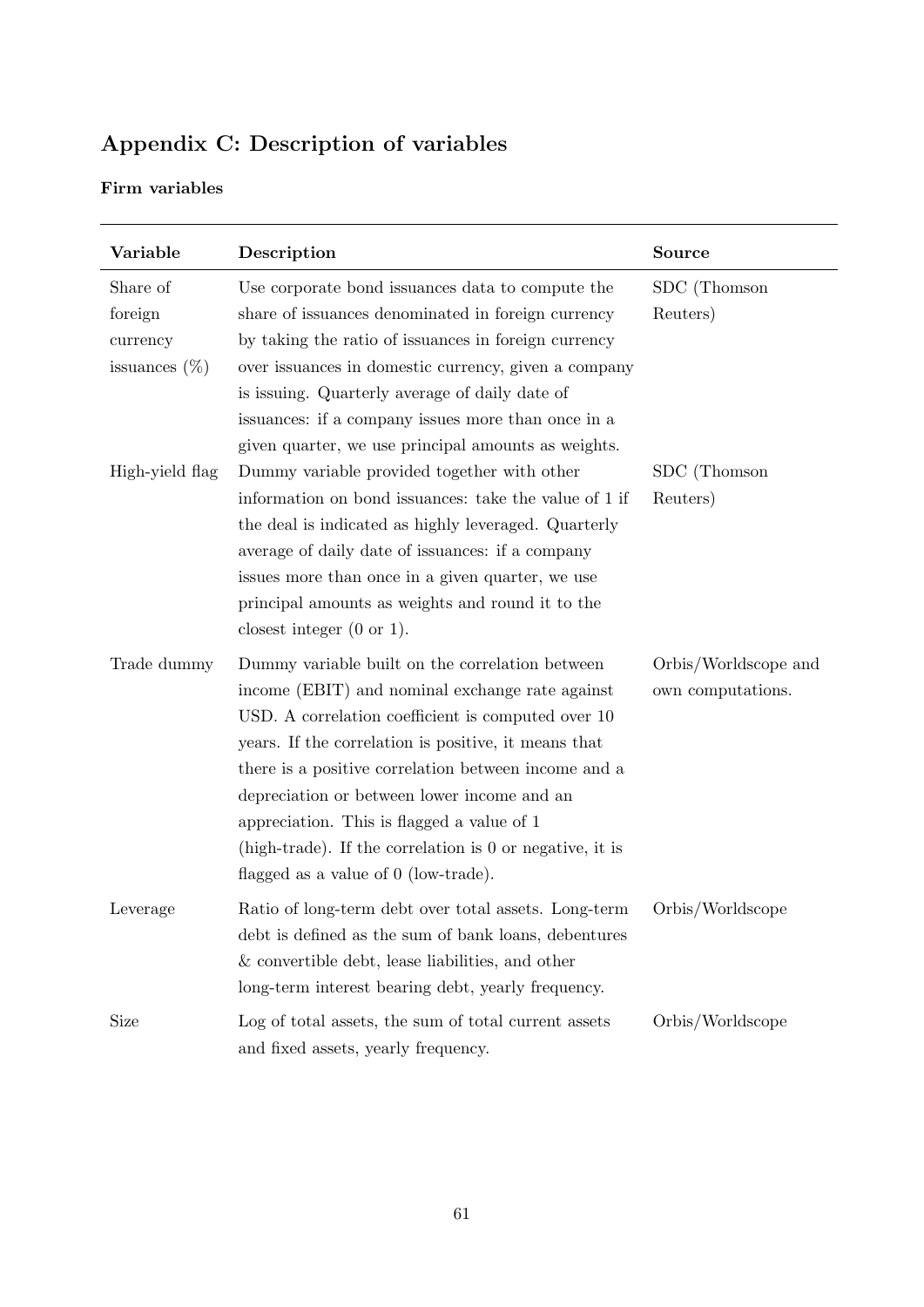## Appendix C: Description of variables

### Firm variables

| Variable | Description | Source |
|---|---|---|
| Share of foreign currency issuances (%) | Use corporate bond issuances data to compute the share of issuances denominated in foreign currency by taking the ratio of issuances in foreign currency over issuances in domestic currency, given a company is issuing. Quarterly average of daily date of issuances: if a company issues more than once in a given quarter, we use principal amounts as weights. | SDC (Thomson Reuters) |
| High-yield flag | Dummy variable provided together with other information on bond issuances: take the value of 1 if the deal is indicated as highly leveraged. Quarterly average of daily date of issuances: if a company issues more than once in a given quarter, we use principal amounts as weights and round it to the closest integer (0 or 1). | SDC (Thomson Reuters) |
| Trade dummy | Dummy variable built on the correlation between income (EBIT) and nominal exchange rate against USD. A correlation coefficient is computed over 10 years. If the correlation is positive, it means that there is a positive correlation between income and a depreciation or between lower income and an appreciation. This is flagged a value of 1 (high-trade). If the correlation is 0 or negative, it is flagged as a value of 0 (low-trade). | Orbis/Worldscope and own computations. |
| Leverage | Ratio of long-term debt over total assets. Long-term debt is defined as the sum of bank loans, debentures & convertible debt, lease liabilities, and other long-term interest bearing debt, yearly frequency. | Orbis/Worldscope |
| Size | Log of total assets, the sum of total current assets and fixed assets, yearly frequency. | Orbis/Worldscope |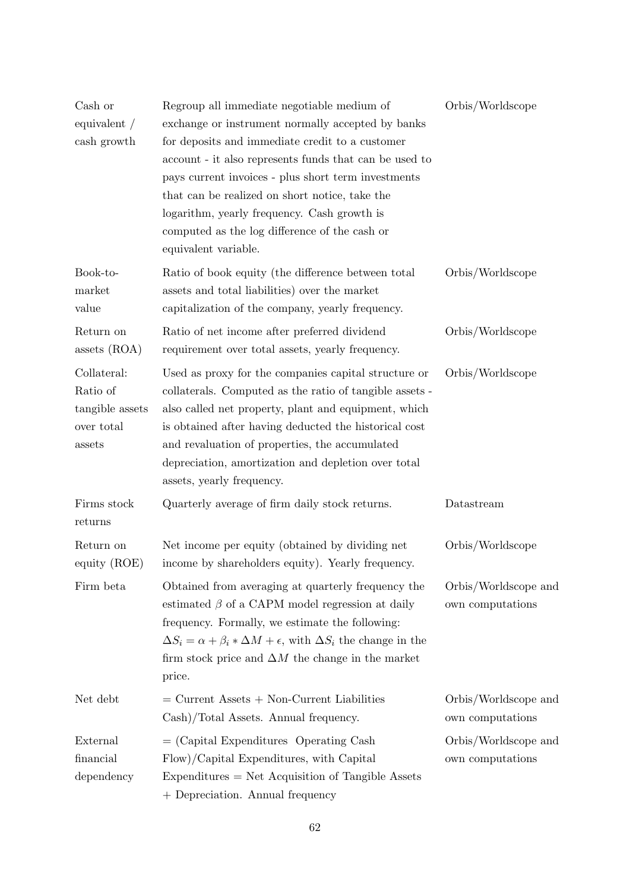| | | |
|---|---|---|
| Cash or equivalent / cash growth | Regroup all immediate negotiable medium of exchange or instrument normally accepted by banks for deposits and immediate credit to a customer account - it also represents funds that can be used to pays current invoices - plus short term investments that can be realized on short notice, take the logarithm, yearly frequency. Cash growth is computed as the log difference of the cash or equivalent variable. | Orbis/Worldscope |
| Book-to-market value | Ratio of book equity (the difference between total assets and total liabilities) over the market capitalization of the company, yearly frequency. | Orbis/Worldscope |
| Return on assets (ROA) | Ratio of net income after preferred dividend requirement over total assets, yearly frequency. | Orbis/Worldscope |
| Collateral: Ratio of tangible assets over total assets | Used as proxy for the companies capital structure or collaterals. Computed as the ratio of tangible assets - also called net property, plant and equipment, which is obtained after having deducted the historical cost and revaluation of properties, the accumulated depreciation, amortization and depletion over total assets, yearly frequency. | Orbis/Worldscope |
| Firms stock returns | Quarterly average of firm daily stock returns. | Datastream |
| Return on equity (ROE) | Net income per equity (obtained by dividing net income by shareholders equity). Yearly frequency. | Orbis/Worldscope |
| Firm beta | Obtained from averaging at quarterly frequency the estimated $\beta$ of a CAPM model regression at daily frequency. Formally, we estimate the following: $\Delta S_i = \alpha + \beta_i * \Delta M + \epsilon$, with $\Delta S_i$ the change in the firm stock price and $\Delta M$ the change in the market price. | Orbis/Worldscope and own computations |
| Net debt | = Current Assets + Non-Current Liabilities Cash)/Total Assets. Annual frequency. | Orbis/Worldscope and own computations |
| External financial dependency | = (Capital Expenditures Operating Cash Flow)/Capital Expenditures, with Capital Expenditures = Net Acquisition of Tangible Assets + Depreciation. Annual frequency | Orbis/Worldscope and own computations |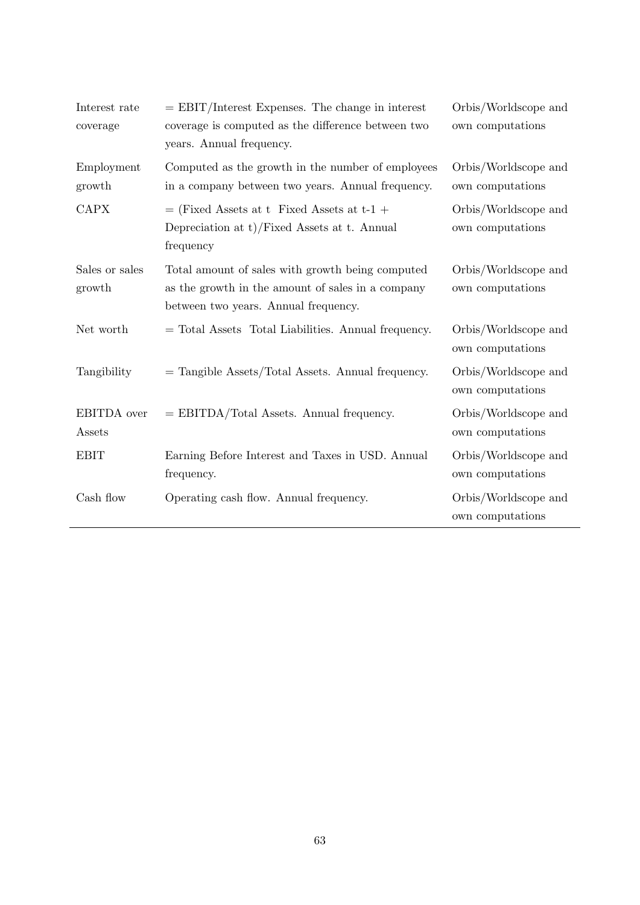| | | |
|---|---|---|
| Interest rate coverage | = EBIT/Interest Expenses. The change in interest coverage is computed as the difference between two years. Annual frequency. | Orbis/Worldscope and own computations |
| Employment growth | Computed as the growth in the number of employees in a company between two years. Annual frequency. | Orbis/Worldscope and own computations |
| CAPX | = (Fixed Assets at t  Fixed Assets at t-1 + Depreciation at t)/Fixed Assets at t. Annual frequency | Orbis/Worldscope and own computations |
| Sales or sales growth | Total amount of sales with growth being computed as the growth in the amount of sales in a company between two years. Annual frequency. | Orbis/Worldscope and own computations |
| Net worth | = Total Assets  Total Liabilities. Annual frequency. | Orbis/Worldscope and own computations |
| Tangibility | = Tangible Assets/Total Assets. Annual frequency. | Orbis/Worldscope and own computations |
| EBITDA over Assets | = EBITDA/Total Assets. Annual frequency. | Orbis/Worldscope and own computations |
| EBIT | Earning Before Interest and Taxes in USD. Annual frequency. | Orbis/Worldscope and own computations |
| Cash flow | Operating cash flow. Annual frequency. | Orbis/Worldscope and own computations |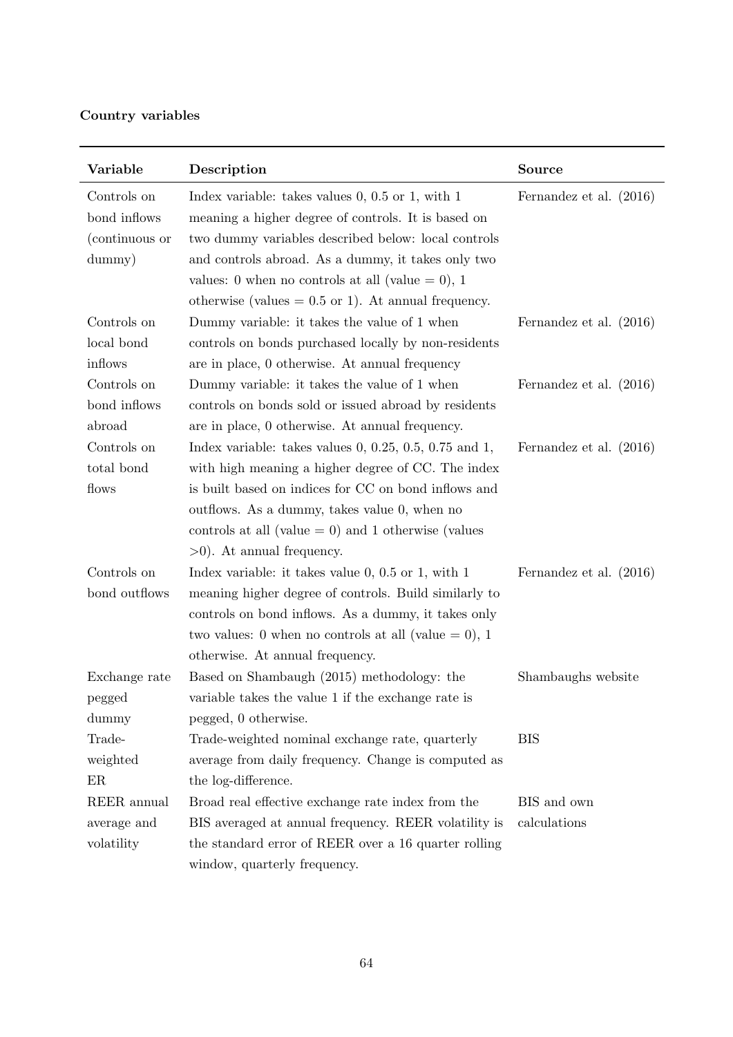**Country variables**

| Variable | Description | Source |
|---|---|---|
| Controls on bond inflows (continuous or dummy) | Index variable: takes values 0, 0.5 or 1, with 1 meaning a higher degree of controls. It is based on two dummy variables described below: local controls and controls abroad. As a dummy, it takes only two values: 0 when no controls at all (value = 0), 1 otherwise (values = 0.5 or 1). At annual frequency. | Fernandez et al. (2016) |
| Controls on local bond inflows | Dummy variable: it takes the value of 1 when controls on bonds purchased locally by non-residents are in place, 0 otherwise. At annual frequency | Fernandez et al. (2016) |
| Controls on bond inflows abroad | Dummy variable: it takes the value of 1 when controls on bonds sold or issued abroad by residents are in place, 0 otherwise. At annual frequency. | Fernandez et al. (2016) |
| Controls on total bond flows | Index variable: takes values 0, 0.25, 0.5, 0.75 and 1, with high meaning a higher degree of CC. The index is built based on indices for CC on bond inflows and outflows. As a dummy, takes value 0, when no controls at all (value = 0) and 1 otherwise (values >0). At annual frequency. | Fernandez et al. (2016) |
| Controls on bond outflows | Index variable: it takes value 0, 0.5 or 1, with 1 meaning higher degree of controls. Build similarly to controls on bond inflows. As a dummy, it takes only two values: 0 when no controls at all (value = 0), 1 otherwise. At annual frequency. | Fernandez et al. (2016) |
| Exchange rate pegged dummy | Based on Shambaugh (2015) methodology: the variable takes the value 1 if the exchange rate is pegged, 0 otherwise. | Shambaughs website |
| Trade-weighted ER | Trade-weighted nominal exchange rate, quarterly average from daily frequency. Change is computed as the log-difference. | BIS |
| REER annual average and volatility | Broad real effective exchange rate index from the BIS averaged at annual frequency. REER volatility is the standard error of REER over a 16 quarter rolling window, quarterly frequency. | BIS and own calculations |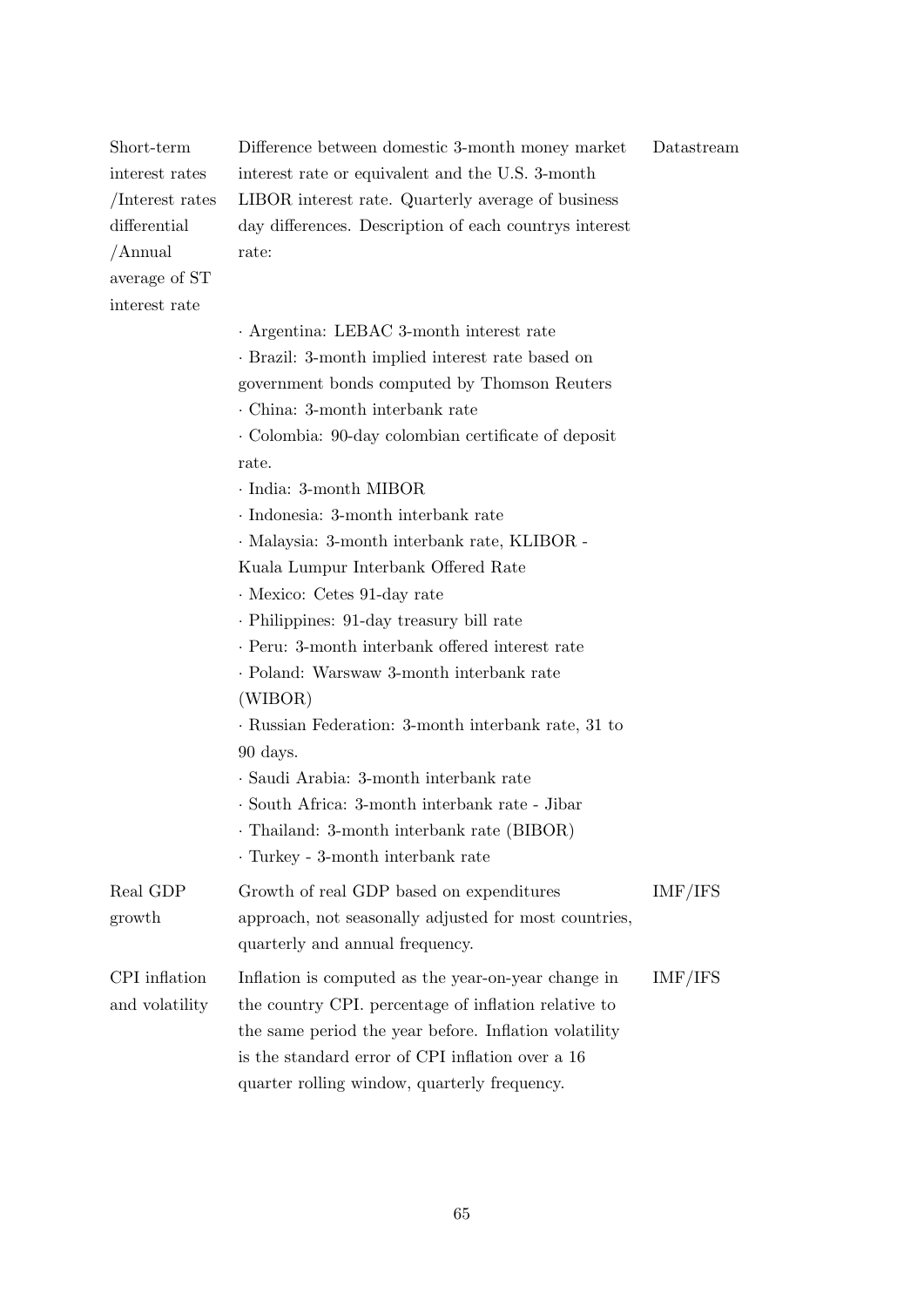| | | |
|---|---|---|
| Short-term interest rates /Interest rates differential /Annual average of ST interest rate | Difference between domestic 3-month money market interest rate or equivalent and the U.S. 3-month LIBOR interest rate. Quarterly average of business day differences. Description of each countrys interest rate:<br><br>· Argentina: LEBAC 3-month interest rate<br>· Brazil: 3-month implied interest rate based on government bonds computed by Thomson Reuters<br>· China: 3-month interbank rate<br>· Colombia: 90-day colombian certificate of deposit rate.<br>· India: 3-month MIBOR<br>· Indonesia: 3-month interbank rate<br>· Malaysia: 3-month interbank rate, KLIBOR - Kuala Lumpur Interbank Offered Rate<br>· Mexico: Cetes 91-day rate<br>· Philippines: 91-day treasury bill rate<br>· Peru: 3-month interbank offered interest rate<br>· Poland: Warswaw 3-month interbank rate (WIBOR)<br>· Russian Federation: 3-month interbank rate, 31 to 90 days.<br>· Saudi Arabia: 3-month interbank rate<br>· South Africa: 3-month interbank rate - Jibar<br>· Thailand: 3-month interbank rate (BIBOR)<br>· Turkey - 3-month interbank rate | Datastream |
| Real GDP growth | Growth of real GDP based on expenditures approach, not seasonally adjusted for most countries, quarterly and annual frequency. | IMF/IFS |
| CPI inflation and volatility | Inflation is computed as the year-on-year change in the country CPI. percentage of inflation relative to the same period the year before. Inflation volatility is the standard error of CPI inflation over a 16 quarter rolling window, quarterly frequency. | IMF/IFS |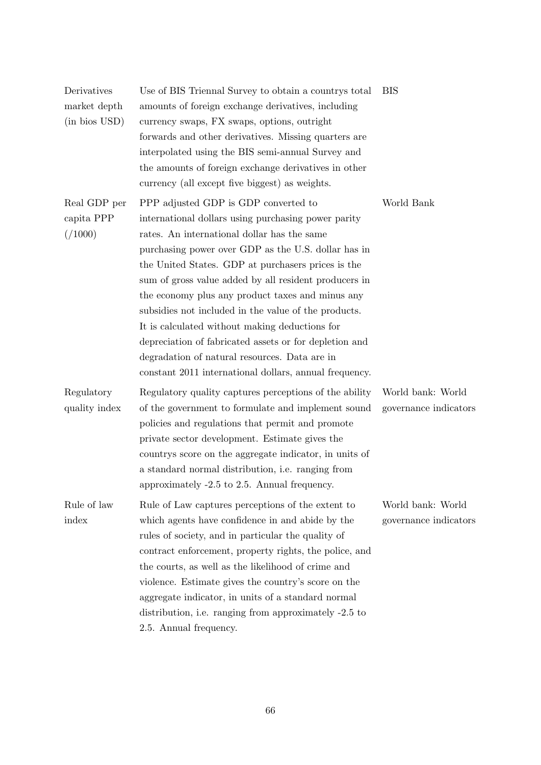| | | |
|---|---|---|
| Derivatives market depth (in bios USD) | Use of BIS Triennal Survey to obtain a countrys total amounts of foreign exchange derivatives, including currency swaps, FX swaps, options, outright forwards and other derivatives. Missing quarters are interpolated using the BIS semi-annual Survey and the amounts of foreign exchange derivatives in other currency (all except five biggest) as weights. | BIS |
| Real GDP per capita PPP (/1000) | PPP adjusted GDP is GDP converted to international dollars using purchasing power parity rates. An international dollar has the same purchasing power over GDP as the U.S. dollar has in the United States. GDP at purchasers prices is the sum of gross value added by all resident producers in the economy plus any product taxes and minus any subsidies not included in the value of the products. It is calculated without making deductions for depreciation of fabricated assets or for depletion and degradation of natural resources. Data are in constant 2011 international dollars, annual frequency. | World Bank |
| Regulatory quality index | Regulatory quality captures perceptions of the ability of the government to formulate and implement sound policies and regulations that permit and promote private sector development. Estimate gives the countrys score on the aggregate indicator, in units of a standard normal distribution, i.e. ranging from approximately -2.5 to 2.5. Annual frequency. | World bank: World governance indicators |
| Rule of law index | Rule of Law captures perceptions of the extent to which agents have confidence in and abide by the rules of society, and in particular the quality of contract enforcement, property rights, the police, and the courts, as well as the likelihood of crime and violence. Estimate gives the country's score on the aggregate indicator, in units of a standard normal distribution, i.e. ranging from approximately -2.5 to 2.5. Annual frequency. | World bank: World governance indicators |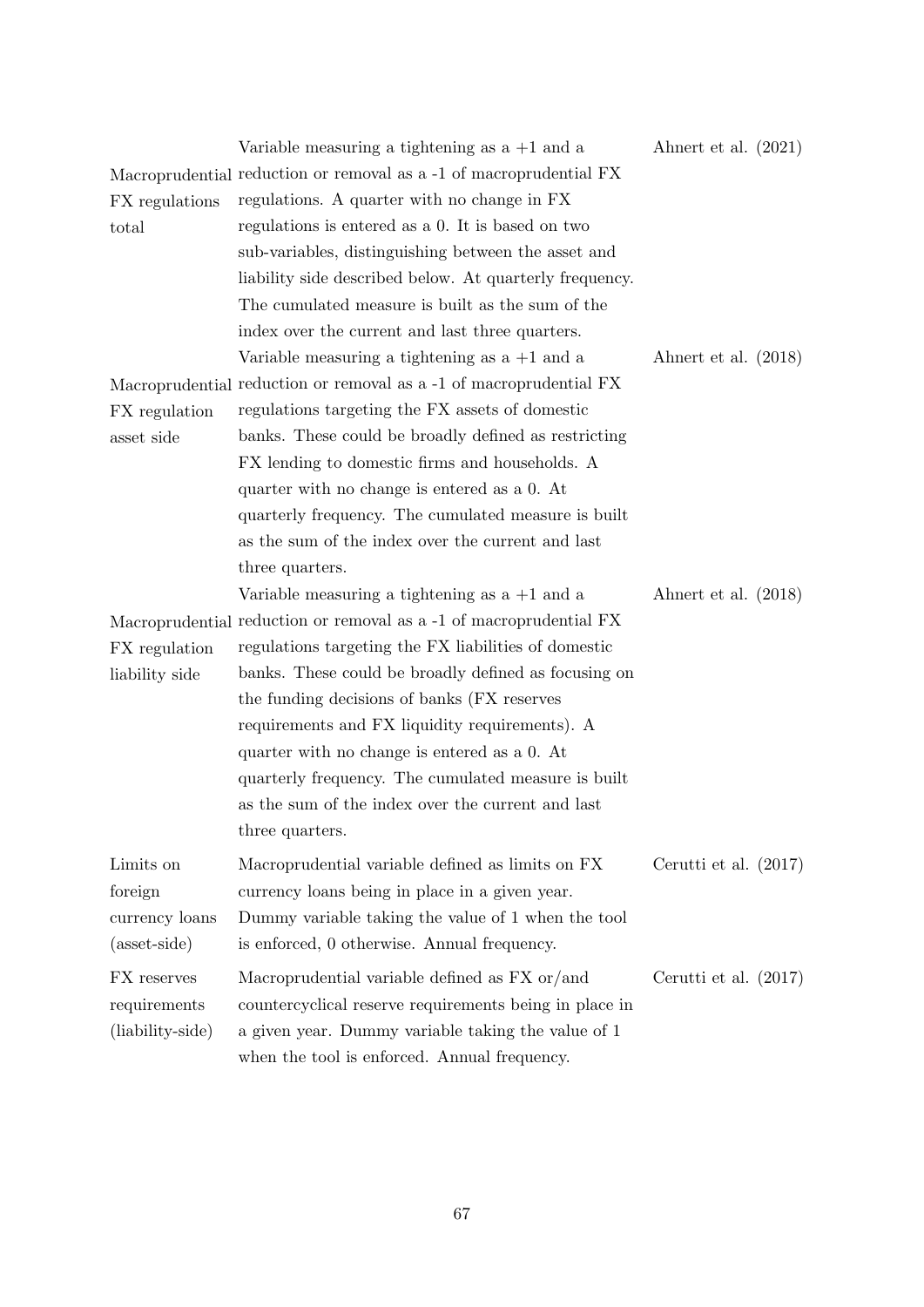| | | |
|---|---|---|
| Macroprudential FX regulations total | Variable measuring a tightening as a +1 and a reduction or removal as a -1 of macroprudential FX regulations. A quarter with no change in FX regulations is entered as a 0. It is based on two sub-variables, distinguishing between the asset and liability side described below. At quarterly frequency. The cumulated measure is built as the sum of the index over the current and last three quarters. | Ahnert et al. (2021) |
| Macroprudential FX regulation asset side | Variable measuring a tightening as a +1 and a reduction or removal as a -1 of macroprudential FX regulations targeting the FX assets of domestic banks. These could be broadly defined as restricting FX lending to domestic firms and households. A quarter with no change is entered as a 0. At quarterly frequency. The cumulated measure is built as the sum of the index over the current and last three quarters. | Ahnert et al. (2018) |
| Macroprudential FX regulation liability side | Variable measuring a tightening as a +1 and a reduction or removal as a -1 of macroprudential FX regulations targeting the FX liabilities of domestic banks. These could be broadly defined as focusing on the funding decisions of banks (FX reserves requirements and FX liquidity requirements). A quarter with no change is entered as a 0. At quarterly frequency. The cumulated measure is built as the sum of the index over the current and last three quarters. | Ahnert et al. (2018) |
| Limits on foreign currency loans (asset-side) | Macroprudential variable defined as limits on FX currency loans being in place in a given year. Dummy variable taking the value of 1 when the tool is enforced, 0 otherwise. Annual frequency. | Cerutti et al. (2017) |
| FX reserves requirements (liability-side) | Macroprudential variable defined as FX or/and countercyclical reserve requirements being in place in a given year. Dummy variable taking the value of 1 when the tool is enforced. Annual frequency. | Cerutti et al. (2017) |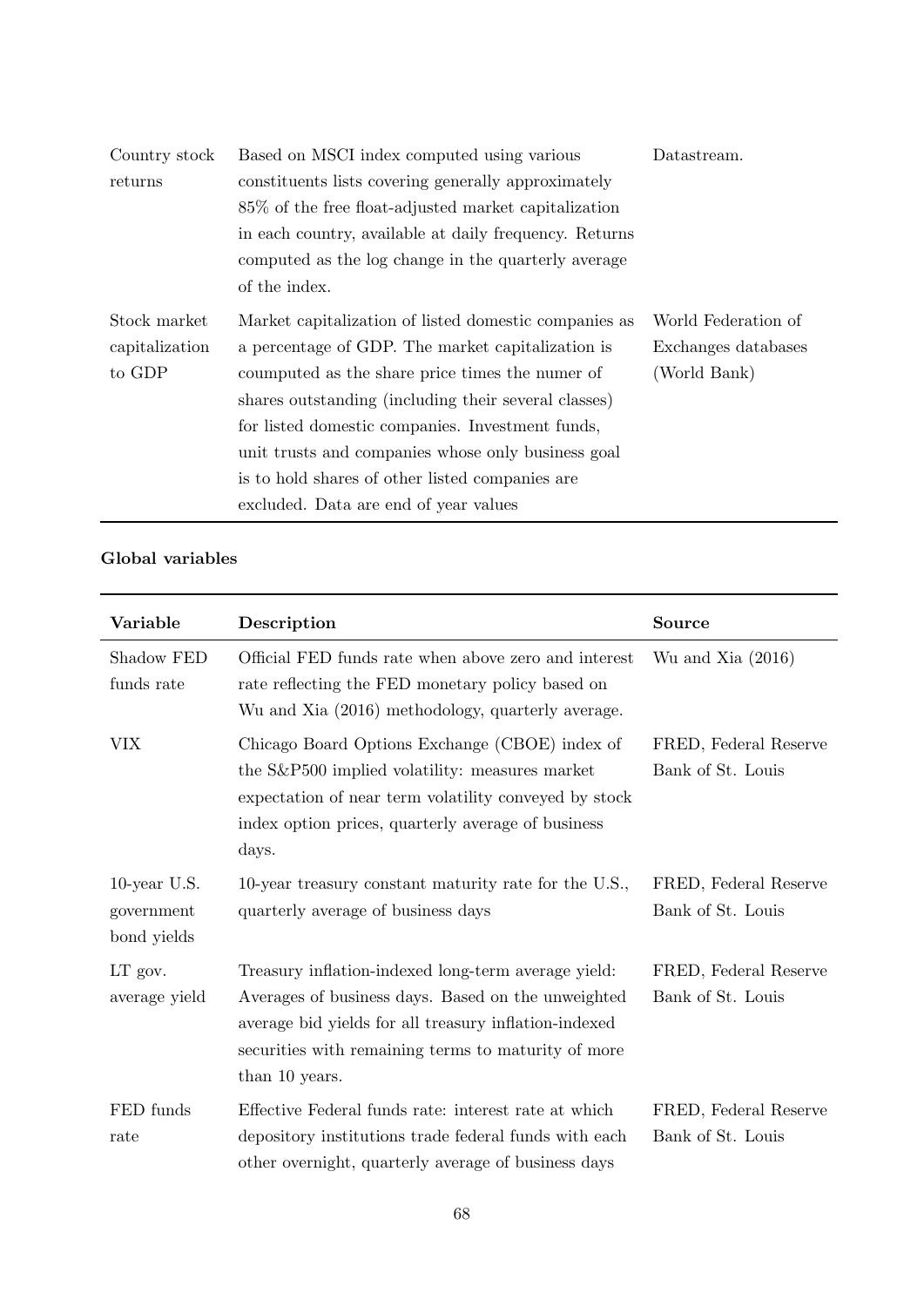| | | |
|---|---|---|
| Country stock returns | Based on MSCI index computed using various constituents lists covering generally approximately 85% of the free float-adjusted market capitalization in each country, available at daily frequency. Returns computed as the log change in the quarterly average of the index. | Datastream. |
| Stock market capitalization to GDP | Market capitalization of listed domestic companies as a percentage of GDP. The market capitalization is coumputed as the share price times the numer of shares outstanding (including their several classes) for listed domestic companies. Investment funds, unit trusts and companies whose only business goal is to hold shares of other listed companies are excluded. Data are end of year values | World Federation of Exchanges databases (World Bank) |

**Global variables**

| Variable | Description | Source |
|---|---|---|
| Shadow FED funds rate | Official FED funds rate when above zero and interest rate reflecting the FED monetary policy based on Wu and Xia (2016) methodology, quarterly average. | Wu and Xia (2016) |
| VIX | Chicago Board Options Exchange (CBOE) index of the S&P500 implied volatility: measures market expectation of near term volatility conveyed by stock index option prices, quarterly average of business days. | FRED, Federal Reserve Bank of St. Louis |
| 10-year U.S. government bond yields | 10-year treasury constant maturity rate for the U.S., quarterly average of business days | FRED, Federal Reserve Bank of St. Louis |
| LT gov. average yield | Treasury inflation-indexed long-term average yield: Averages of business days. Based on the unweighted average bid yields for all treasury inflation-indexed securities with remaining terms to maturity of more than 10 years. | FRED, Federal Reserve Bank of St. Louis |
| FED funds rate | Effective Federal funds rate: interest rate at which depository institutions trade federal funds with each other overnight, quarterly average of business days | FRED, Federal Reserve Bank of St. Louis |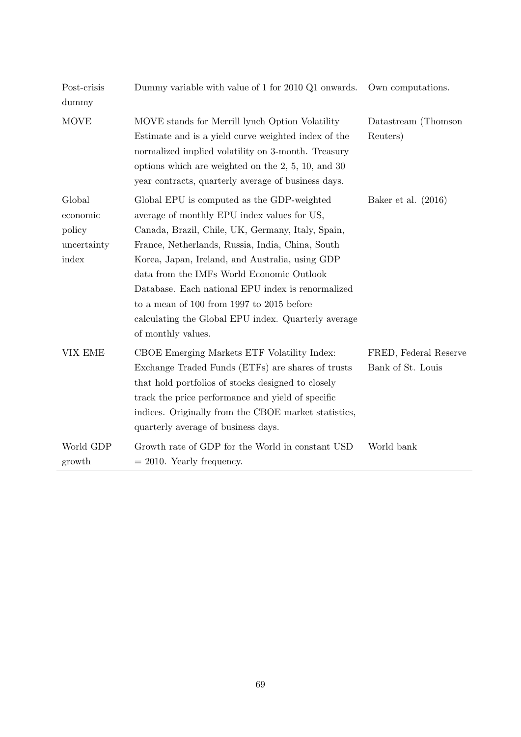| | | |
|---|---|---|
| Post-crisis dummy | Dummy variable with value of 1 for 2010 Q1 onwards. | Own computations. |
| MOVE | MOVE stands for Merrill lynch Option Volatility Estimate and is a yield curve weighted index of the normalized implied volatility on 3-month. Treasury options which are weighted on the 2, 5, 10, and 30 year contracts, quarterly average of business days. | Datastream (Thomson Reuters) |
| Global economic policy uncertainty index | Global EPU is computed as the GDP-weighted average of monthly EPU index values for US, Canada, Brazil, Chile, UK, Germany, Italy, Spain, France, Netherlands, Russia, India, China, South Korea, Japan, Ireland, and Australia, using GDP data from the IMFs World Economic Outlook Database. Each national EPU index is renormalized to a mean of 100 from 1997 to 2015 before calculating the Global EPU index. Quarterly average of monthly values. | Baker et al. (2016) |
| VIX EME | CBOE Emerging Markets ETF Volatility Index: Exchange Traded Funds (ETFs) are shares of trusts that hold portfolios of stocks designed to closely track the price performance and yield of specific indices. Originally from the CBOE market statistics, quarterly average of business days. | FRED, Federal Reserve Bank of St. Louis |
| World GDP growth | Growth rate of GDP for the World in constant USD = 2010. Yearly frequency. | World bank |